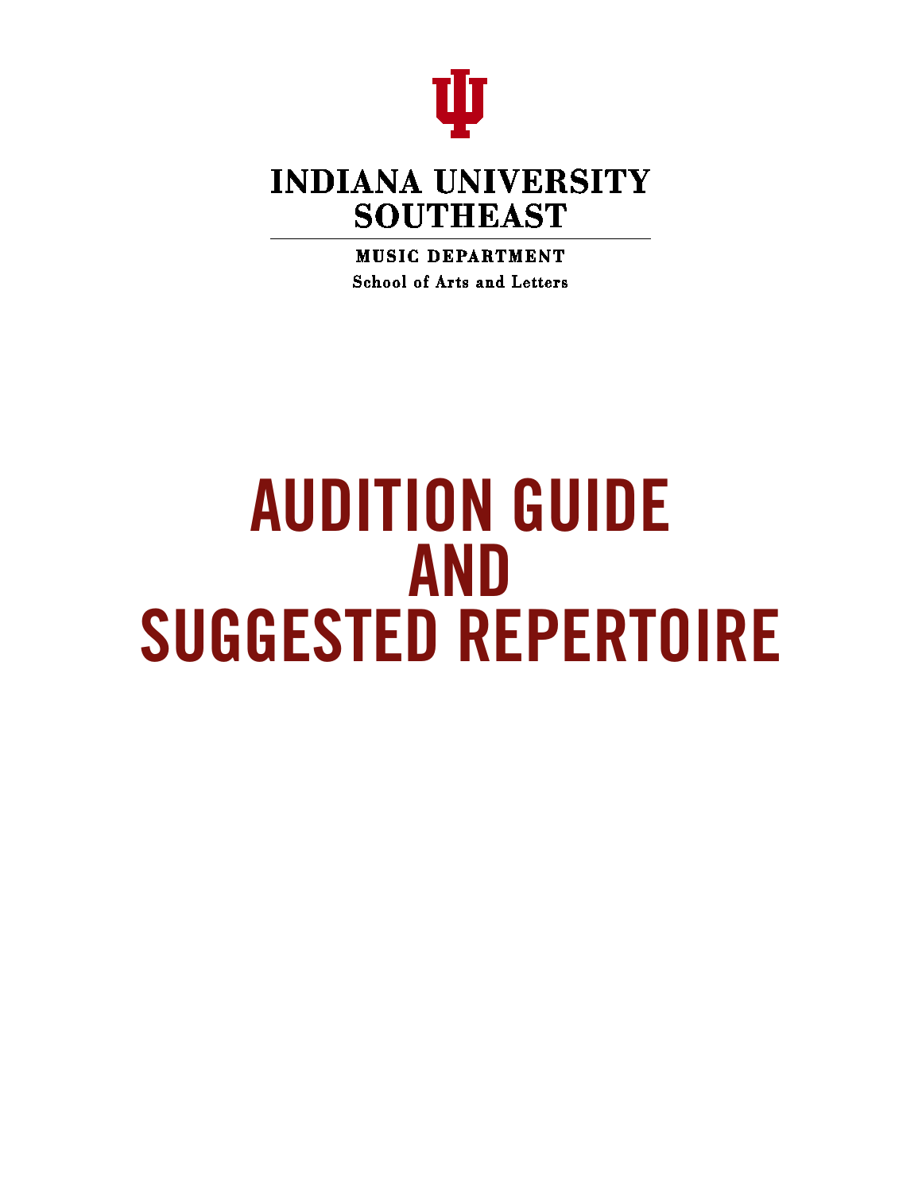INDIANA UNIVERSITY
SOUTHEAST

MUSIC DEPARTMENT
School of Arts and Letters

# AUDITION GUIDE AND SUGGESTED REPERTOIRE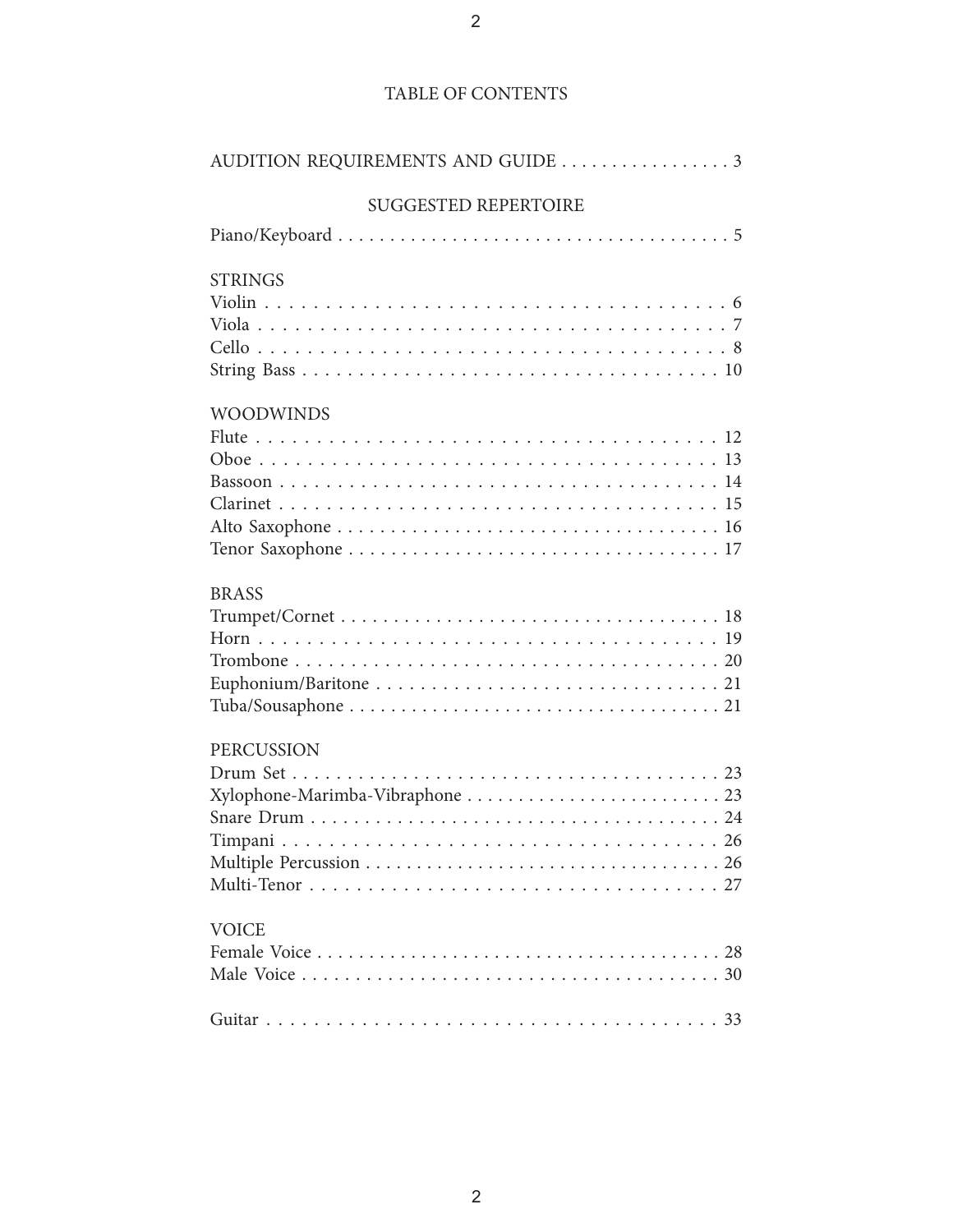# TABLE OF CONTENTS

AUDITION REQUIREMENTS AND GUIDE . . . . . . . . . . . . . . . . . 3

## SUGGESTED REPERTOIRE

Piano/Keyboard . . . . . . . . . . . . . . . . . . . . . . . . . . . . . . . . . . . . . . 5

### STRINGS

Violin . . . . . . . . . . . . . . . . . . . . . . . . . . . . . . . . . . . . . . . . . . . 6
Viola . . . . . . . . . . . . . . . . . . . . . . . . . . . . . . . . . . . . . . . . . . . . 7
Cello . . . . . . . . . . . . . . . . . . . . . . . . . . . . . . . . . . . . . . . . . . . . 8
String Bass . . . . . . . . . . . . . . . . . . . . . . . . . . . . . . . . . . . . . . 10

### WOODWINDS

Flute . . . . . . . . . . . . . . . . . . . . . . . . . . . . . . . . . . . . . . . . . . . 12
Oboe . . . . . . . . . . . . . . . . . . . . . . . . . . . . . . . . . . . . . . . . . . . 13
Bassoon . . . . . . . . . . . . . . . . . . . . . . . . . . . . . . . . . . . . . . . . 14
Clarinet . . . . . . . . . . . . . . . . . . . . . . . . . . . . . . . . . . . . . . . . 15
Alto Saxophone . . . . . . . . . . . . . . . . . . . . . . . . . . . . . . . . . . 16
Tenor Saxophone . . . . . . . . . . . . . . . . . . . . . . . . . . . . . . . . 17

### BRASS

Trumpet/Cornet . . . . . . . . . . . . . . . . . . . . . . . . . . . . . . . . . 18
Horn . . . . . . . . . . . . . . . . . . . . . . . . . . . . . . . . . . . . . . . . . . 19
Trombone . . . . . . . . . . . . . . . . . . . . . . . . . . . . . . . . . . . . . . 20
Euphonium/Baritone . . . . . . . . . . . . . . . . . . . . . . . . . . . . . 21
Tuba/Sousaphone . . . . . . . . . . . . . . . . . . . . . . . . . . . . . . . . 21

### PERCUSSION

Drum Set . . . . . . . . . . . . . . . . . . . . . . . . . . . . . . . . . . . . . . 23
Xylophone-Marimba-Vibraphone . . . . . . . . . . . . . . . . . . . . 23
Snare Drum . . . . . . . . . . . . . . . . . . . . . . . . . . . . . . . . . . . . 24
Timpani . . . . . . . . . . . . . . . . . . . . . . . . . . . . . . . . . . . . . . . 26
Multiple Percussion . . . . . . . . . . . . . . . . . . . . . . . . . . . . . . 26
Multi-Tenor . . . . . . . . . . . . . . . . . . . . . . . . . . . . . . . . . . . . 27

### VOICE

Female Voice . . . . . . . . . . . . . . . . . . . . . . . . . . . . . . . . . . . 28
Male Voice . . . . . . . . . . . . . . . . . . . . . . . . . . . . . . . . . . . . . 30

Guitar . . . . . . . . . . . . . . . . . . . . . . . . . . . . . . . . . . . . . . . . . 33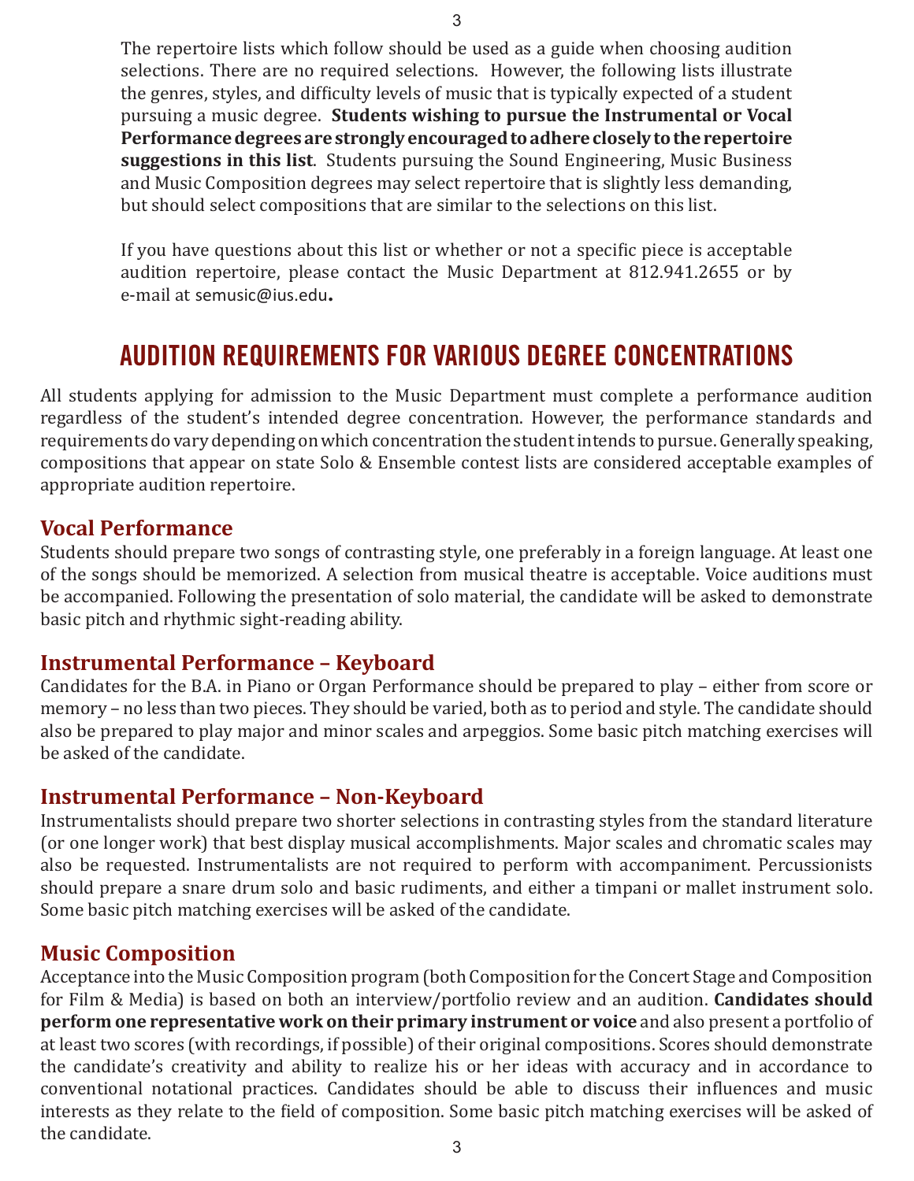The repertoire lists which follow should be used as a guide when choosing audition selections. There are no required selections. However, the following lists illustrate the genres, styles, and difficulty levels of music that is typically expected of a student pursuing a music degree. **Students wishing to pursue the Instrumental or Vocal Performance degrees are strongly encouraged to adhere closely to the repertoire suggestions in this list**. Students pursuing the Sound Engineering, Music Business and Music Composition degrees may select repertoire that is slightly less demanding, but should select compositions that are similar to the selections on this list.

If you have questions about this list or whether or not a specific piece is acceptable audition repertoire, please contact the Music Department at 812.941.2655 or by e-mail at semusic@ius.edu.

## AUDITION REQUIREMENTS FOR VARIOUS DEGREE CONCENTRATIONS

All students applying for admission to the Music Department must complete a performance audition regardless of the student's intended degree concentration. However, the performance standards and requirements do vary depending on which concentration the student intends to pursue. Generally speaking, compositions that appear on state Solo & Ensemble contest lists are considered acceptable examples of appropriate audition repertoire.

### Vocal Performance

Students should prepare two songs of contrasting style, one preferably in a foreign language. At least one of the songs should be memorized. A selection from musical theatre is acceptable. Voice auditions must be accompanied. Following the presentation of solo material, the candidate will be asked to demonstrate basic pitch and rhythmic sight-reading ability.

### Instrumental Performance – Keyboard

Candidates for the B.A. in Piano or Organ Performance should be prepared to play – either from score or memory – no less than two pieces. They should be varied, both as to period and style. The candidate should also be prepared to play major and minor scales and arpeggios. Some basic pitch matching exercises will be asked of the candidate.

### Instrumental Performance – Non-Keyboard

Instrumentalists should prepare two shorter selections in contrasting styles from the standard literature (or one longer work) that best display musical accomplishments. Major scales and chromatic scales may also be requested. Instrumentalists are not required to perform with accompaniment. Percussionists should prepare a snare drum solo and basic rudiments, and either a timpani or mallet instrument solo. Some basic pitch matching exercises will be asked of the candidate.

### Music Composition

Acceptance into the Music Composition program (both Composition for the Concert Stage and Composition for Film & Media) is based on both an interview/portfolio review and an audition. **Candidates should perform one representative work on their primary instrument or voice** and also present a portfolio of at least two scores (with recordings, if possible) of their original compositions. Scores should demonstrate the candidate's creativity and ability to realize his or her ideas with accuracy and in accordance to conventional notational practices. Candidates should be able to discuss their influences and music interests as they relate to the field of composition. Some basic pitch matching exercises will be asked of the candidate.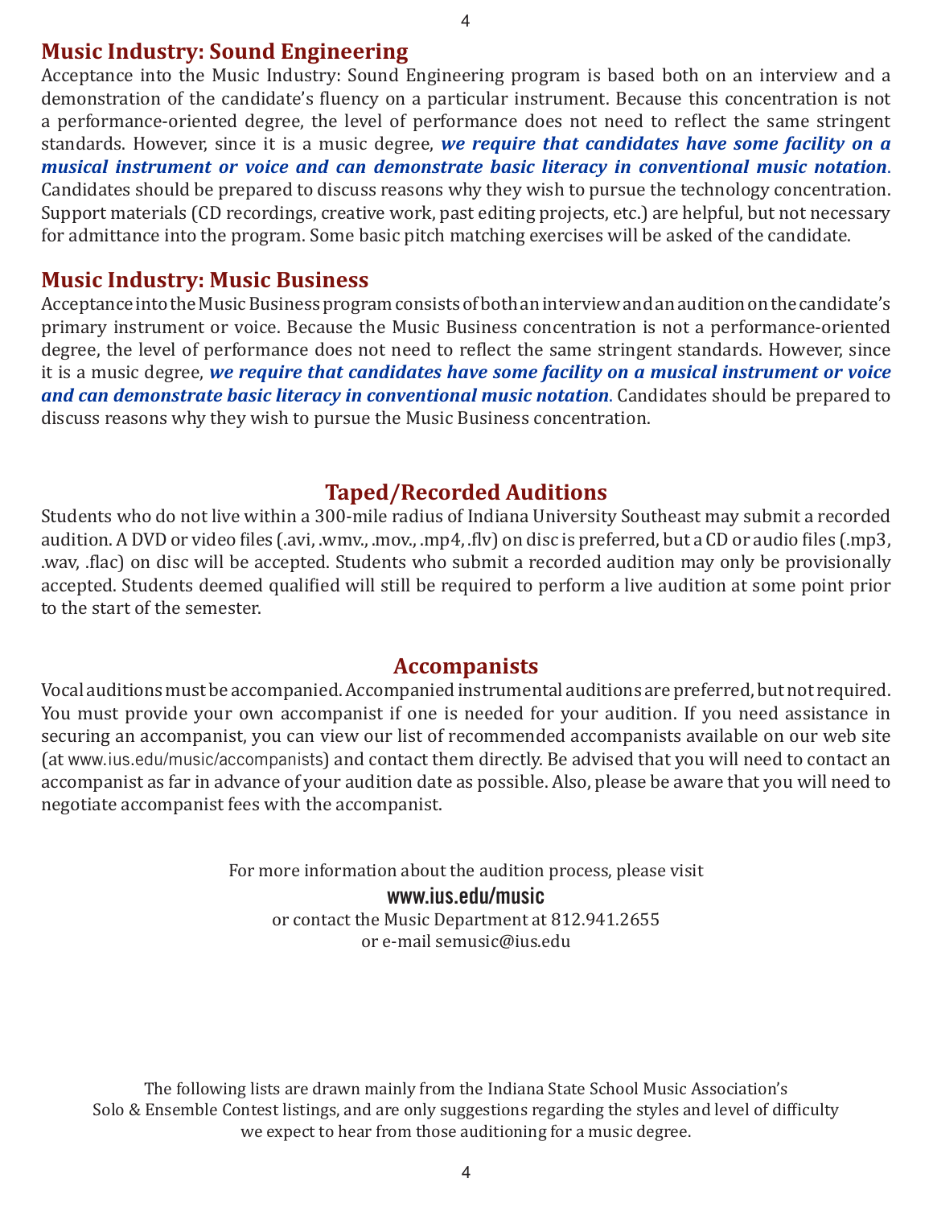## Music Industry: Sound Engineering

Acceptance into the Music Industry: Sound Engineering program is based both on an interview and a demonstration of the candidate's fluency on a particular instrument. Because this concentration is not a performance-oriented degree, the level of performance does not need to reflect the same stringent standards. However, since it is a music degree, ***we require that candidates have some facility on a musical instrument or voice and can demonstrate basic literacy in conventional music notation***. Candidates should be prepared to discuss reasons why they wish to pursue the technology concentration. Support materials (CD recordings, creative work, past editing projects, etc.) are helpful, but not necessary for admittance into the program. Some basic pitch matching exercises will be asked of the candidate.

## Music Industry: Music Business

Acceptance into the Music Business program consists of both an interview and an audition on the candidate's primary instrument or voice. Because the Music Business concentration is not a performance-oriented degree, the level of performance does not need to reflect the same stringent standards. However, since it is a music degree, ***we require that candidates have some facility on a musical instrument or voice and can demonstrate basic literacy in conventional music notation***. Candidates should be prepared to discuss reasons why they wish to pursue the Music Business concentration.

## Taped/Recorded Auditions

Students who do not live within a 300-mile radius of Indiana University Southeast may submit a recorded audition. A DVD or video files (.avi, .wmv., .mov., .mp4, .flv) on disc is preferred, but a CD or audio files (.mp3, .wav, .flac) on disc will be accepted. Students who submit a recorded audition may only be provisionally accepted. Students deemed qualified will still be required to perform a live audition at some point prior to the start of the semester.

## Accompanists

Vocal auditions must be accompanied. Accompanied instrumental auditions are preferred, but not required. You must provide your own accompanist if one is needed for your audition. If you need assistance in securing an accompanist, you can view our list of recommended accompanists available on our web site (at www.ius.edu/music/accompanists) and contact them directly. Be advised that you will need to contact an accompanist as far in advance of your audition date as possible. Also, please be aware that you will need to negotiate accompanist fees with the accompanist.

For more information about the audition process, please visit

**www.ius.edu/music**

or contact the Music Department at 812.941.2655
or e-mail semusic@ius.edu

The following lists are drawn mainly from the Indiana State School Music Association's Solo & Ensemble Contest listings, and are only suggestions regarding the styles and level of difficulty we expect to hear from those auditioning for a music degree.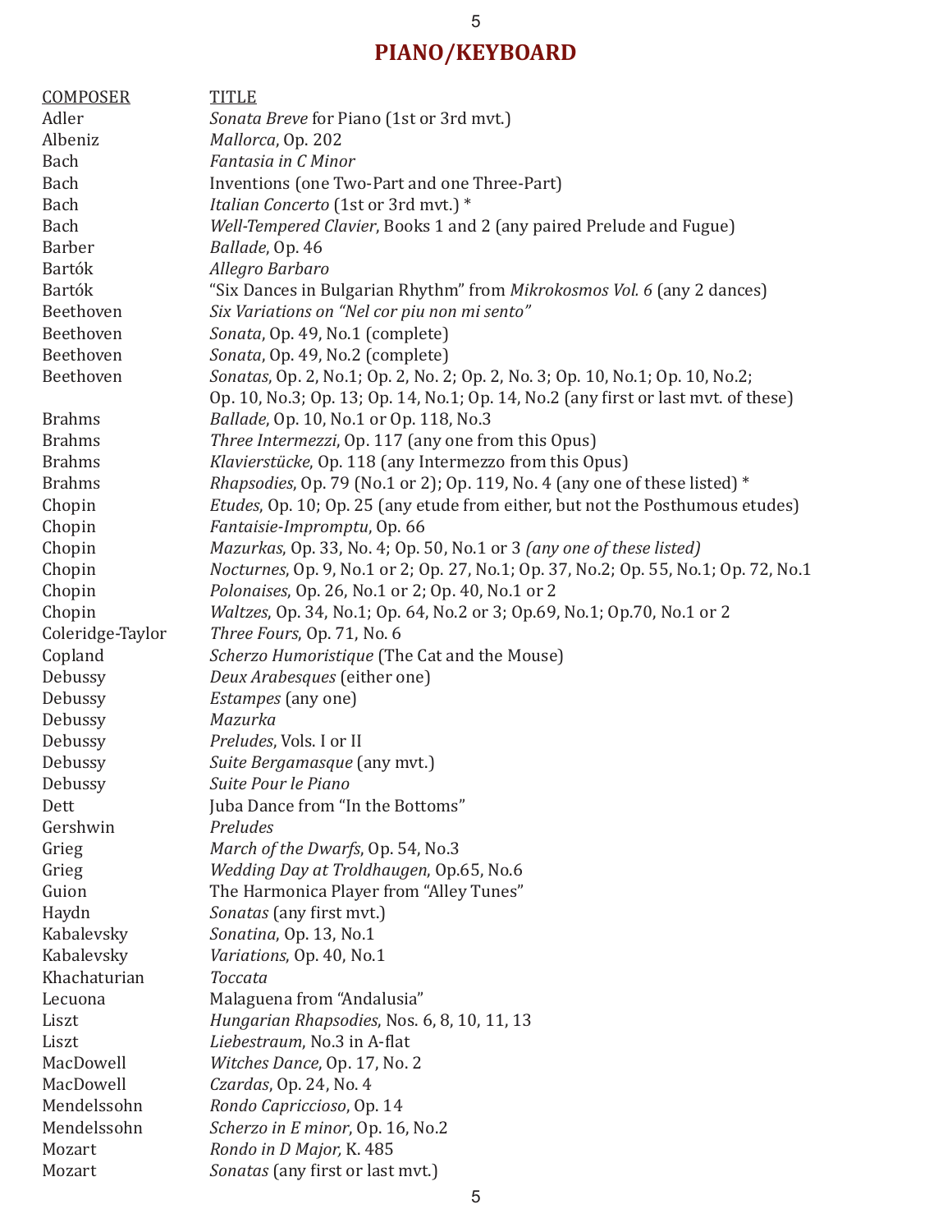## PIANO/KEYBOARD

| COMPOSER | TITLE |
|---|---|
| Adler | *Sonata Breve* for Piano (1st or 3rd mvt.) |
| Albeniz | *Mallorca*, Op. 202 |
| Bach | *Fantasia in C Minor* |
| Bach | Inventions (one Two-Part and one Three-Part) |
| Bach | *Italian Concerto* (1st or 3rd mvt.) * |
| Bach | *Well-Tempered Clavier*, Books 1 and 2 (any paired Prelude and Fugue) |
| Barber | *Ballade*, Op. 46 |
| Bartók | *Allegro Barbaro* |
| Bartók | "Six Dances in Bulgarian Rhythm" from *Mikrokosmos Vol. 6* (any 2 dances) |
| Beethoven | *Six Variations on "Nel cor piu non mi sento"* |
| Beethoven | *Sonata*, Op. 49, No.1 (complete) |
| Beethoven | *Sonata*, Op. 49, No.2 (complete) |
| Beethoven | *Sonatas*, Op. 2, No.1; Op. 2, No. 2; Op. 2, No. 3; Op. 10, No.1; Op. 10, No.2; Op. 10, No.3; Op. 13; Op. 14, No.1; Op. 14, No.2 (any first or last mvt. of these) |
| Brahms | *Ballade*, Op. 10, No.1 or Op. 118, No.3 |
| Brahms | *Three Intermezzi*, Op. 117 (any one from this Opus) |
| Brahms | *Klavierstücke*, Op. 118 (any Intermezzo from this Opus) |
| Brahms | *Rhapsodies*, Op. 79 (No.1 or 2); Op. 119, No. 4 (any one of these listed) * |
| Chopin | *Etudes*, Op. 10; Op. 25 (any etude from either, but not the Posthumous etudes) |
| Chopin | *Fantaisie-Impromptu*, Op. 66 |
| Chopin | *Mazurkas*, Op. 33, No. 4; Op. 50, No.1 or 3 *(any one of these listed)* |
| Chopin | *Nocturnes*, Op. 9, No.1 or 2; Op. 27, No.1; Op. 37, No.2; Op. 55, No.1; Op. 72, No.1 |
| Chopin | *Polonaises*, Op. 26, No.1 or 2; Op. 40, No.1 or 2 |
| Chopin | *Waltzes*, Op. 34, No.1; Op. 64, No.2 or 3; Op.69, No.1; Op.70, No.1 or 2 |
| Coleridge-Taylor | *Three Fours*, Op. 71, No. 6 |
| Copland | *Scherzo Humoristique* (The Cat and the Mouse) |
| Debussy | *Deux Arabesques* (either one) |
| Debussy | *Estampes* (any one) |
| Debussy | *Mazurka* |
| Debussy | *Preludes*, Vols. I or II |
| Debussy | *Suite Bergamasque* (any mvt.) |
| Debussy | *Suite Pour le Piano* |
| Dett | Juba Dance from "In the Bottoms" |
| Gershwin | *Preludes* |
| Grieg | *March of the Dwarfs*, Op. 54, No.3 |
| Grieg | *Wedding Day at Troldhaugen*, Op.65, No.6 |
| Guion | The Harmonica Player from "Alley Tunes" |
| Haydn | *Sonatas* (any first mvt.) |
| Kabalevsky | *Sonatina*, Op. 13, No.1 |
| Kabalevsky | *Variations*, Op. 40, No.1 |
| Khachaturian | *Toccata* |
| Lecuona | Malaguena from "Andalusia" |
| Liszt | *Hungarian Rhapsodies*, Nos. 6, 8, 10, 11, 13 |
| Liszt | *Liebestraum*, No.3 in A-flat |
| MacDowell | *Witches Dance*, Op. 17, No. 2 |
| MacDowell | *Czardas*, Op. 24, No. 4 |
| Mendelssohn | *Rondo Capriccioso*, Op. 14 |
| Mendelssohn | *Scherzo in E minor*, Op. 16, No.2 |
| Mozart | *Rondo in D Major,* K. 485 |
| Mozart | *Sonatas* (any first or last mvt.) |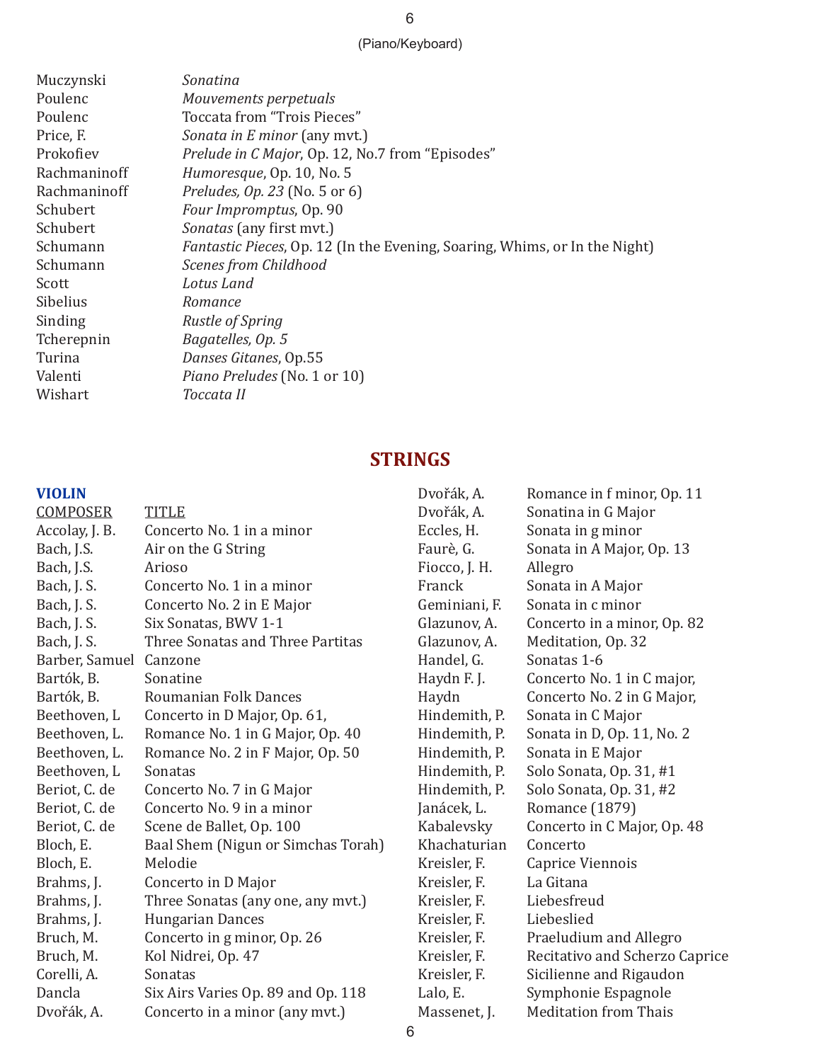(Piano/Keyboard)

| | |
|---|---|
| Muczynski | *Sonatina* |
| Poulenc | *Mouvements perpetuals* |
| Poulenc | Toccata from “Trois Pieces” |
| Price, F. | *Sonata in E minor* (any mvt.) |
| Prokofiev | *Prelude in C Major*, Op. 12, No.7 from “Episodes” |
| Rachmaninoff | *Humoresque*, Op. 10, No. 5 |
| Rachmaninoff | *Preludes, Op. 23* (No. 5 or 6) |
| Schubert | *Four Impromptus*, Op. 90 |
| Schubert | *Sonatas* (any first mvt.) |
| Schumann | *Fantastic Pieces*, Op. 12 (In the Evening, Soaring, Whims, or In the Night) |
| Schumann | *Scenes from Childhood* |
| Scott | *Lotus Land* |
| Sibelius | *Romance* |
| Sinding | *Rustle of Spring* |
| Tcherepnin | *Bagatelles, Op. 5* |
| Turina | *Danses Gitanes*, Op.55 |
| Valenti | *Piano Preludes* (No. 1 or 10) |
| Wishart | *Toccata II* |

## STRINGS

### VIOLIN

| COMPOSER | TITLE |
|---|---|
| Accolay, J. B. | Concerto No. 1 in a minor |
| Bach, J.S. | Air on the G String |
| Bach, J.S. | Arioso |
| Bach, J. S. | Concerto No. 1 in a minor |
| Bach, J. S. | Concerto No. 2 in E Major |
| Bach, J. S. | Six Sonatas, BWV 1-1 |
| Bach, J. S. | Three Sonatas and Three Partitas |
| Barber, Samuel | Canzone |
| Bartók, B. | Sonatine |
| Bartók, B. | Roumanian Folk Dances |
| Beethoven, L | Concerto in D Major, Op. 61, |
| Beethoven, L. | Romance No. 1 in G Major, Op. 40 |
| Beethoven, L. | Romance No. 2 in F Major, Op. 50 |
| Beethoven, L | Sonatas |
| Beriot, C. de | Concerto No. 7 in G Major |
| Beriot, C. de | Concerto No. 9 in a minor |
| Beriot, C. de | Scene de Ballet, Op. 100 |
| Bloch, E. | Baal Shem (Nigun or Simchas Torah) |
| Bloch, E. | Melodie |
| Brahms, J. | Concerto in D Major |
| Brahms, J. | Three Sonatas (any one, any mvt.) |
| Brahms, J. | Hungarian Dances |
| Bruch, M. | Concerto in g minor, Op. 26 |
| Bruch, M. | Kol Nidrei, Op. 47 |
| Corelli, A. | Sonatas |
| Dancla | Six Airs Varies Op. 89 and Op. 118 |
| Dvořák, A. | Concerto in a minor (any mvt.) |
| Dvořák, A. | Romance in f minor, Op. 11 |
| Dvořák, A. | Sonatina in G Major |
| Eccles, H. | Sonata in g minor |
| Faurè, G. | Sonata in A Major, Op. 13 |
| Fiocco, J. H. | Allegro |
| Franck | Sonata in A Major |
| Geminiani, F. | Sonata in c minor |
| Glazunov, A. | Concerto in a minor, Op. 82 |
| Glazunov, A. | Meditation, Op. 32 |
| Handel, G. | Sonatas 1-6 |
| Haydn F. J. | Concerto No. 1 in C major, |
| Haydn | Concerto No. 2 in G Major, |
| Hindemith, P. | Sonata in C Major |
| Hindemith, P. | Sonata in D, Op. 11, No. 2 |
| Hindemith, P. | Sonata in E Major |
| Hindemith, P. | Solo Sonata, Op. 31, #1 |
| Hindemith, P. | Solo Sonata, Op. 31, #2 |
| Janácek, L. | Romance (1879) |
| Kabalevsky | Concerto in C Major, Op. 48 |
| Khachaturian | Concerto |
| Kreisler, F. | Caprice Viennois |
| Kreisler, F. | La Gitana |
| Kreisler, F. | Liebesfreud |
| Kreisler, F. | Liebeslied |
| Kreisler, F. | Praeludium and Allegro |
| Kreisler, F. | Recitativo and Scherzo Caprice |
| Kreisler, F. | Sicilienne and Rigaudon |
| Lalo, E. | Symphonie Espagnole |
| Massenet, J. | Meditation from Thais |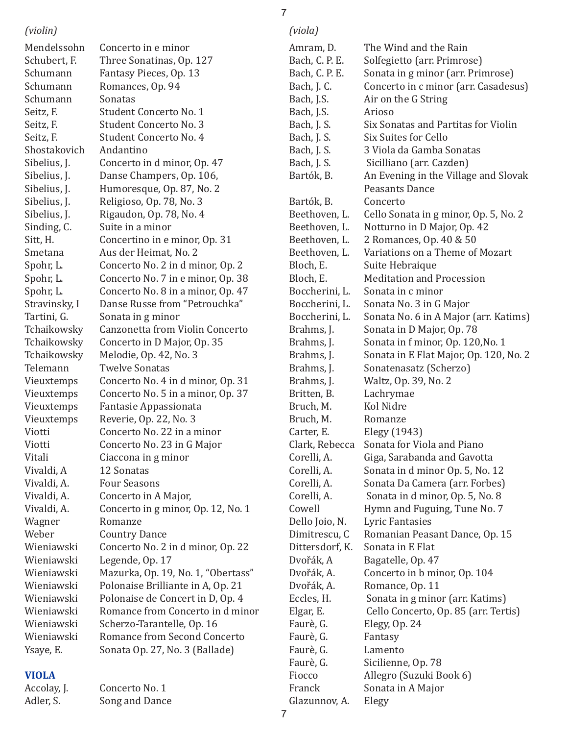*(violin)*

| | |
|---|---|
| Mendelssohn | Concerto in e minor |
| Schubert, F. | Three Sonatinas, Op. 127 |
| Schumann | Fantasy Pieces, Op. 13 |
| Schumann | Romances, Op. 94 |
| Schumann | Sonatas |
| Seitz, F. | Student Concerto No. 1 |
| Seitz, F. | Student Concerto No. 3 |
| Seitz, F. | Student Concerto No. 4 |
| Shostakovich | Andantino |
| Sibelius, J. | Concerto in d minor, Op. 47 |
| Sibelius, J. | Danse Champers, Op. 106, |
| Sibelius, J. | Humoresque, Op. 87, No. 2 |
| Sibelius, J. | Religioso, Op. 78, No. 3 |
| Sibelius, J. | Rigaudon, Op. 78, No. 4 |
| Sinding, C. | Suite in a minor |
| Sitt, H. | Concertino in e minor, Op. 31 |
| Smetana | Aus der Heimat, No. 2 |
| Spohr, L. | Concerto No. 2 in d minor, Op. 2 |
| Spohr, L. | Concerto No. 7 in e minor, Op. 38 |
| Spohr, L. | Concerto No. 8 in a minor, Op. 47 |
| Stravinsky, I | Danse Russe from "Petrouchka" |
| Tartini, G. | Sonata in g minor |
| Tchaikowsky | Canzonetta from Violin Concerto |
| Tchaikowsky | Concerto in D Major, Op. 35 |
| Tchaikowsky | Melodie, Op. 42, No. 3 |
| Telemann | Twelve Sonatas |
| Vieuxtemps | Concerto No. 4 in d minor, Op. 31 |
| Vieuxtemps | Concerto No. 5 in a minor, Op. 37 |
| Vieuxtemps | Fantasie Appassionata |
| Vieuxtemps | Reverie, Op. 22, No. 3 |
| Viotti | Concerto No. 22 in a minor |
| Viotti | Concerto No. 23 in G Major |
| Vitali | Ciaccona in g minor |
| Vivaldi, A | 12 Sonatas |
| Vivaldi, A. | Four Seasons |
| Vivaldi, A. | Concerto in A Major, |
| Vivaldi, A. | Concerto in g minor, Op. 12, No. 1 |
| Wagner | Romanze |
| Weber | Country Dance |
| Wieniawski | Concerto No. 2 in d minor, Op. 22 |
| Wieniawski | Legende, Op. 17 |
| Wieniawski | Mazurka, Op. 19, No. 1, "Obertass" |
| Wieniawski | Polonaise Brilliante in A, Op. 21 |
| Wieniawski | Polonaise de Concert in D, Op. 4 |
| Wieniawski | Romance from Concerto in d minor |
| Wieniawski | Scherzo-Tarantelle, Op. 16 |
| Wieniawski | Romance from Second Concerto |
| Ysaye, E. | Sonata Op. 27, No. 3 (Ballade) |

## VIOLA

| | |
|---|---|
| Accolay, J. | Concerto No. 1 |
| Adler, S. | Song and Dance |

*(viola)*

| | |
|---|---|
| Amram, D. | The Wind and the Rain |
| Bach, C. P. E. | Solfegietto (arr. Primrose) |
| Bach, C. P. E. | Sonata in g minor (arr. Primrose) |
| Bach, J. C. | Concerto in c minor (arr. Casadesus) |
| Bach, J.S. | Air on the G String |
| Bach, J.S. | Arioso |
| Bach, J. S. | Six Sonatas and Partitas for Violin |
| Bach, J. S. | Six Suites for Cello |
| Bach, J. S. | 3 Viola da Gamba Sonatas |
| Bach, J. S. | Sicilliano (arr. Cazden) |
| Bartók, B. | An Evening in the Village and Slovak Peasants Dance |
| Bartók, B. | Concerto |
| Beethoven, L. | Cello Sonata in g minor, Op. 5, No. 2 |
| Beethoven, L. | Notturno in D Major, Op. 42 |
| Beethoven, L. | 2 Romances, Op. 40 & 50 |
| Beethoven, L. | Variations on a Theme of Mozart |
| Bloch, E. | Suite Hebraique |
| Bloch, E. | Meditation and Procession |
| Boccherini, L. | Sonata in c minor |
| Boccherini, L. | Sonata No. 3 in G Major |
| Boccherini, L. | Sonata No. 6 in A Major (arr. Katims) |
| Brahms, J. | Sonata in D Major, Op. 78 |
| Brahms, J. | Sonata in f minor, Op. 120,No. 1 |
| Brahms, J. | Sonata in E Flat Major, Op. 120, No. 2 |
| Brahms, J. | Sonatenasatz (Scherzo) |
| Brahms, J. | Waltz, Op. 39, No. 2 |
| Britten, B. | Lachrymae |
| Bruch, M. | Kol Nidre |
| Bruch, M. | Romanze |
| Carter, E. | Elegy (1943) |
| Clark, Rebecca | Sonata for Viola and Piano |
| Corelli, A. | Giga, Sarabanda and Gavotta |
| Corelli, A. | Sonata in d minor Op. 5, No. 12 |
| Corelli, A. | Sonata Da Camera (arr. Forbes) |
| Corelli, A. | Sonata in d minor, Op. 5, No. 8 |
| Cowell | Hymn and Fuguing, Tune No. 7 |
| Dello Joio, N. | Lyric Fantasies |
| Dimitrescu, C | Romanian Peasant Dance, Op. 15 |
| Dittersdorf, K. | Sonata in E Flat |
| Dvořák, A | Bagatelle, Op. 47 |
| Dvořák, A. | Concerto in b minor, Op. 104 |
| Dvořák, A. | Romance, Op. 11 |
| Eccles, H. | Sonata in g minor (arr. Katims) |
| Elgar, E. | Cello Concerto, Op. 85 (arr. Tertis) |
| Faurè, G. | Elegy, Op. 24 |
| Faurè, G. | Fantasy |
| Faurè, G. | Lamento |
| Faurè, G. | Sicilienne, Op. 78 |
| Fiocco | Allegro (Suzuki Book 6) |
| Franck | Sonata in A Major |
| Glazunnov, A. | Elegy |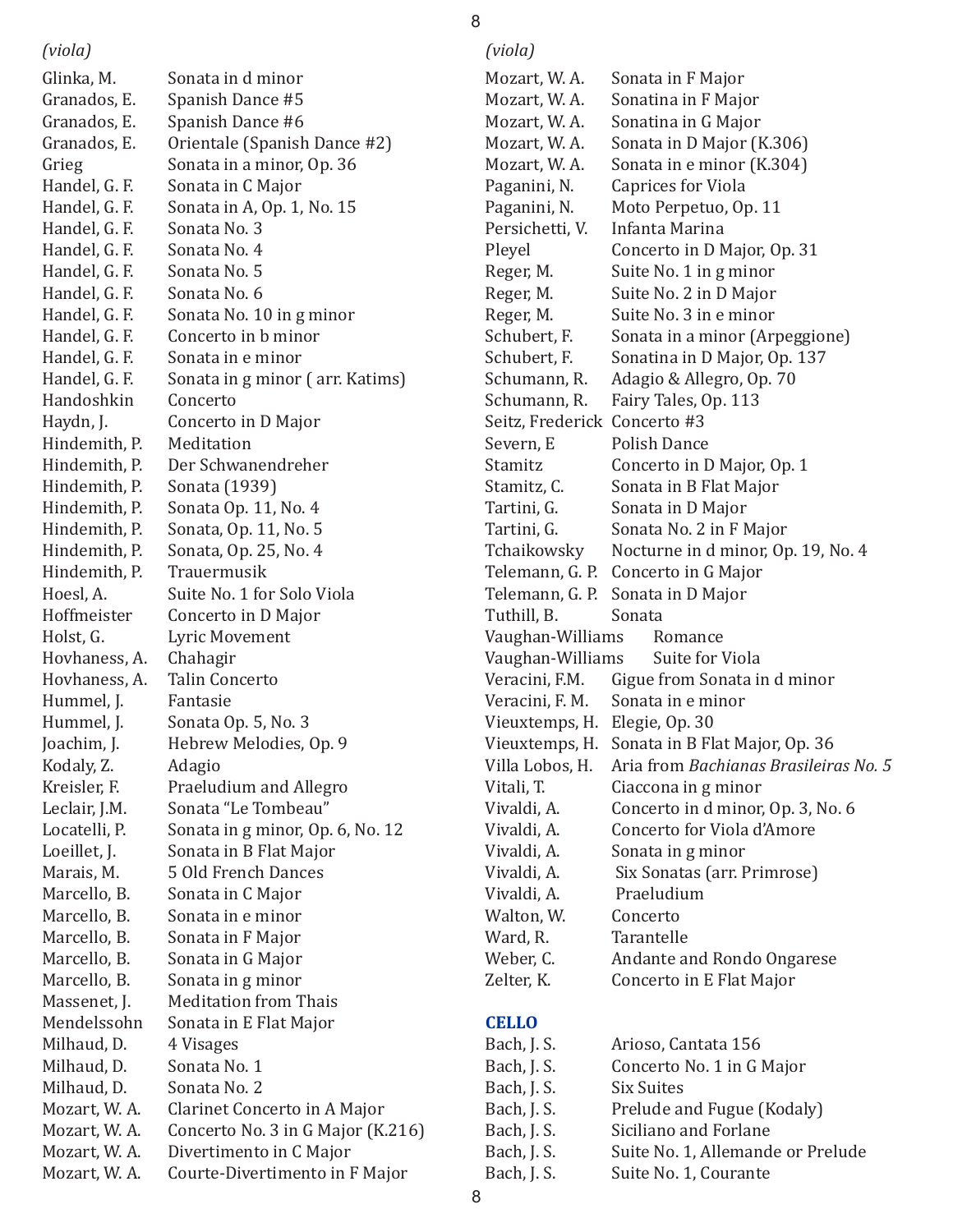*(viola)*

| | |
|---|---|
| Glinka, M. | Sonata in d minor |
| Granados, E. | Spanish Dance #5 |
| Granados, E. | Spanish Dance #6 |
| Granados, E. | Orientale (Spanish Dance #2) |
| Grieg | Sonata in a minor, Op. 36 |
| Handel, G. F. | Sonata in C Major |
| Handel, G. F. | Sonata in A, Op. 1, No. 15 |
| Handel, G. F. | Sonata No. 3 |
| Handel, G. F. | Sonata No. 4 |
| Handel, G. F. | Sonata No. 5 |
| Handel, G. F. | Sonata No. 6 |
| Handel, G. F. | Sonata No. 10 in g minor |
| Handel, G. F. | Concerto in b minor |
| Handel, G. F. | Sonata in e minor |
| Handel, G. F. | Sonata in g minor ( arr. Katims) |
| Handoshkin | Concerto |
| Haydn, J. | Concerto in D Major |
| Hindemith, P. | Meditation |
| Hindemith, P. | Der Schwanendreher |
| Hindemith, P. | Sonata (1939) |
| Hindemith, P. | Sonata Op. 11, No. 4 |
| Hindemith, P. | Sonata, Op. 11, No. 5 |
| Hindemith, P. | Sonata, Op. 25, No. 4 |
| Hindemith, P. | Trauermusik |
| Hoesl, A. | Suite No. 1 for Solo Viola |
| Hoffmeister | Concerto in D Major |
| Holst, G. | Lyric Movement |
| Hovhaness, A. | Chahagir |
| Hovhaness, A. | Talin Concerto |
| Hummel, J. | Fantasie |
| Hummel, J. | Sonata Op. 5, No. 3 |
| Joachim, J. | Hebrew Melodies, Op. 9 |
| Kodaly, Z. | Adagio |
| Kreisler, F. | Praeludium and Allegro |
| Leclair, J.M. | Sonata "Le Tombeau" |
| Locatelli, P. | Sonata in g minor, Op. 6, No. 12 |
| Loeillet, J. | Sonata in B Flat Major |
| Marais, M. | 5 Old French Dances |
| Marcello, B. | Sonata in C Major |
| Marcello, B. | Sonata in e minor |
| Marcello, B. | Sonata in F Major |
| Marcello, B. | Sonata in G Major |
| Marcello, B. | Sonata in g minor |
| Massenet, J. | Meditation from Thais |
| Mendelssohn | Sonata in E Flat Major |
| Milhaud, D. | 4 Visages |
| Milhaud, D. | Sonata No. 1 |
| Milhaud, D. | Sonata No. 2 |
| Mozart, W. A. | Clarinet Concerto in A Major |
| Mozart, W. A. | Concerto No. 3 in G Major (K.216) |
| Mozart, W. A. | Divertimento in C Major |
| Mozart, W. A. | Courte-Divertimento in F Major |
| Mozart, W. A. | Sonata in F Major |
| Mozart, W. A. | Sonatina in F Major |
| Mozart, W. A. | Sonatina in G Major |
| Mozart, W. A. | Sonata in D Major (K.306) |
| Mozart, W. A. | Sonata in e minor (K.304) |
| Paganini, N. | Caprices for Viola |
| Paganini, N. | Moto Perpetuo, Op. 11 |
| Persichetti, V. | Infanta Marina |
| Pleyel | Concerto in D Major, Op. 31 |
| Reger, M. | Suite No. 1 in g minor |
| Reger, M. | Suite No. 2 in D Major |
| Reger, M. | Suite No. 3 in e minor |
| Schubert, F. | Sonata in a minor (Arpeggione) |
| Schubert, F. | Sonatina in D Major, Op. 137 |
| Schumann, R. | Adagio & Allegro, Op. 70 |
| Schumann, R. | Fairy Tales, Op. 113 |
| Seitz, Frederick | Concerto #3 |
| Severn, E | Polish Dance |
| Stamitz | Concerto in D Major, Op. 1 |
| Stamitz, C. | Sonata in B Flat Major |
| Tartini, G. | Sonata in D Major |
| Tartini, G. | Sonata No. 2 in F Major |
| Tchaikowsky | Nocturne in d minor, Op. 19, No. 4 |
| Telemann, G. P. | Concerto in G Major |
| Telemann, G. P. | Sonata in D Major |
| Tuthill, B. | Sonata |
| Vaughan-Williams | Romance |
| Vaughan-Williams | Suite for Viola |
| Veracini, F.M. | Gigue from Sonata in d minor |
| Veracini, F. M. | Sonata in e minor |
| Vieuxtemps, H. | Elegie, Op. 30 |
| Vieuxtemps, H. | Sonata in B Flat Major, Op. 36 |
| Villa Lobos, H. | Aria from *Bachianas Brasileiras No. 5* |
| Vitali, T. | Ciaccona in g minor |
| Vivaldi, A. | Concerto in d minor, Op. 3, No. 6 |
| Vivaldi, A. | Concerto for Viola d'Amore |
| Vivaldi, A. | Sonata in g minor |
| Vivaldi, A. | Six Sonatas (arr. Primrose) |
| Vivaldi, A. | Praeludium |
| Walton, W. | Concerto |
| Ward, R. | Tarantelle |
| Weber, C. | Andante and Rondo Ongarese |
| Zelter, K. | Concerto in E Flat Major |

## CELLO

| | |
|---|---|
| Bach, J. S. | Arioso, Cantata 156 |
| Bach, J. S. | Concerto No. 1 in G Major |
| Bach, J. S. | Six Suites |
| Bach, J. S. | Prelude and Fugue (Kodaly) |
| Bach, J. S. | Siciliano and Forlane |
| Bach, J. S. | Suite No. 1, Allemande or Prelude |
| Bach, J. S. | Suite No. 1, Courante |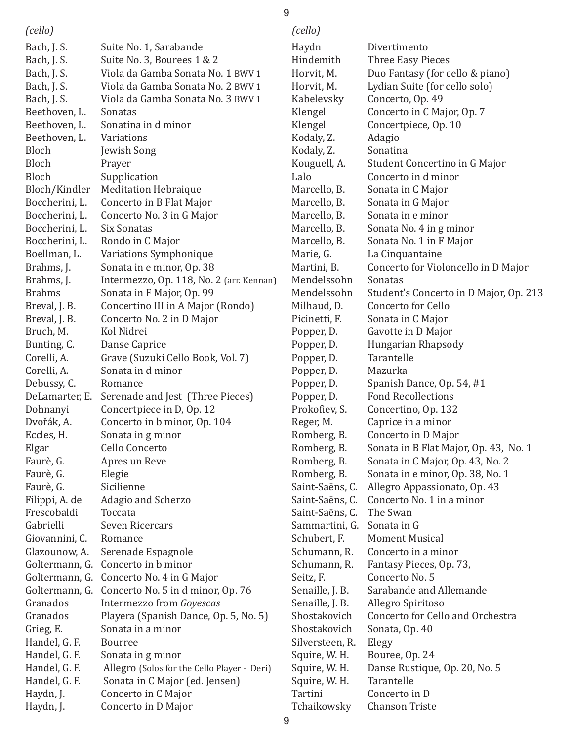*(cello)*

| | |
|---|---|
| Bach, J. S. | Suite No. 1, Sarabande |
| Bach, J. S. | Suite No. 3, Bourees 1 & 2 |
| Bach, J. S. | Viola da Gamba Sonata No. 1 BWV 1 |
| Bach, J. S. | Viola da Gamba Sonata No. 2 BWV 1 |
| Bach, J. S. | Viola da Gamba Sonata No. 3 BWV 1 |
| Beethoven, L. | Sonatas |
| Beethoven, L. | Sonatina in d minor |
| Beethoven, L. | Variations |
| Bloch | Jewish Song |
| Bloch | Prayer |
| Bloch | Supplication |
| Bloch/Kindler | Meditation Hebraique |
| Boccherini, L. | Concerto in B Flat Major |
| Boccherini, L. | Concerto No. 3 in G Major |
| Boccherini, L. | Six Sonatas |
| Boccherini, L. | Rondo in C Major |
| Boellman, L. | Variations Symphonique |
| Brahms, J. | Sonata in e minor, Op. 38 |
| Brahms, J. | Intermezzo, Op. 118, No. 2 (arr. Kennan) |
| Brahms | Sonata in F Major, Op. 99 |
| Breval, J. B. | Concertino III in A Major (Rondo) |
| Breval, J. B. | Concerto No. 2 in D Major |
| Bruch, M. | Kol Nidrei |
| Bunting, C. | Danse Caprice |
| Corelli, A. | Grave (Suzuki Cello Book, Vol. 7) |
| Corelli, A. | Sonata in d minor |
| Debussy, C. | Romance |
| DeLamarter, E. | Serenade and Jest (Three Pieces) |
| Dohnanyi | Concertpiece in D, Op. 12 |
| Dvořák, A. | Concerto in b minor, Op. 104 |
| Eccles, H. | Sonata in g minor |
| Elgar | Cello Concerto |
| Faurè, G. | Apres un Reve |
| Faurè, G. | Elegie |
| Faurè, G. | Sicilienne |
| Filippi, A. de | Adagio and Scherzo |
| Frescobaldi | Toccata |
| Gabrielli | Seven Ricercars |
| Giovannini, C. | Romance |
| Glazounow, A. | Serenade Espagnole |
| Goltermann, G. | Concerto in b minor |
| Goltermann, G. | Concerto No. 4 in G Major |
| Goltermann, G. | Concerto No. 5 in d minor, Op. 76 |
| Granados | Intermezzo from *Goyescas* |
| Granados | Playera (Spanish Dance, Op. 5, No. 5) |
| Grieg, E. | Sonata in a minor |
| Handel, G. F. | Bourree |
| Handel, G. F. | Sonata in g minor |
| Handel, G. F. | Allegro (Solos for the Cello Player - Deri) |
| Handel, G. F. | Sonata in C Major (ed. Jensen) |
| Haydn, J. | Concerto in C Major |
| Haydn, J. | Concerto in D Major |

*(cello)*

| | |
|---|---|
| Haydn | Divertimento |
| Hindemith | Three Easy Pieces |
| Horvit, M. | Duo Fantasy (for cello & piano) |
| Horvit, M. | Lydian Suite (for cello solo) |
| Kabelevsky | Concerto, Op. 49 |
| Klengel | Concerto in C Major, Op. 7 |
| Klengel | Concertpiece, Op. 10 |
| Kodaly, Z. | Adagio |
| Kodaly, Z. | Sonatina |
| Kouguell, A. | Student Concertino in G Major |
| Lalo | Concerto in d minor |
| Marcello, B. | Sonata in C Major |
| Marcello, B. | Sonata in G Major |
| Marcello, B. | Sonata in e minor |
| Marcello, B. | Sonata No. 4 in g minor |
| Marcello, B. | Sonata No. 1 in F Major |
| Marie, G. | La Cinquantaine |
| Martini, B. | Concerto for Violoncello in D Major |
| Mendelssohn | Sonatas |
| Mendelssohn | Student's Concerto in D Major, Op. 213 |
| Milhaud, D. | Concerto for Cello |
| Picinetti, F. | Sonata in C Major |
| Popper, D. | Gavotte in D Major |
| Popper, D. | Hungarian Rhapsody |
| Popper, D. | Tarantelle |
| Popper, D. | Mazurka |
| Popper, D. | Spanish Dance, Op. 54, #1 |
| Popper, D. | Fond Recollections |
| Prokofiev, S. | Concertino, Op. 132 |
| Reger, M. | Caprice in a minor |
| Romberg, B. | Concerto in D Major |
| Romberg, B. | Sonata in B Flat Major, Op. 43, No. 1 |
| Romberg, B. | Sonata in C Major, Op. 43, No. 2 |
| Romberg, B. | Sonata in e minor, Op. 38, No. 1 |
| Saint-Saëns, C. | Allegro Appassionato, Op. 43 |
| Saint-Saëns, C. | Concerto No. 1 in a minor |
| Saint-Saëns, C. | The Swan |
| Sammartini, G. | Sonata in G |
| Schubert, F. | Moment Musical |
| Schumann, R. | Concerto in a minor |
| Schumann, R. | Fantasy Pieces, Op. 73, |
| Seitz, F. | Concerto No. 5 |
| Senaille, J. B. | Sarabande and Allemande |
| Senaille, J. B. | Allegro Spiritoso |
| Shostakovich | Concerto for Cello and Orchestra |
| Shostakovich | Sonata, Op. 40 |
| Silversteen, R. | Elegy |
| Squire, W. H. | Bouree, Op. 24 |
| Squire, W. H. | Danse Rustique, Op. 20, No. 5 |
| Squire, W. H. | Tarantelle |
| Tartini | Concerto in D |
| Tchaikowsky | Chanson Triste |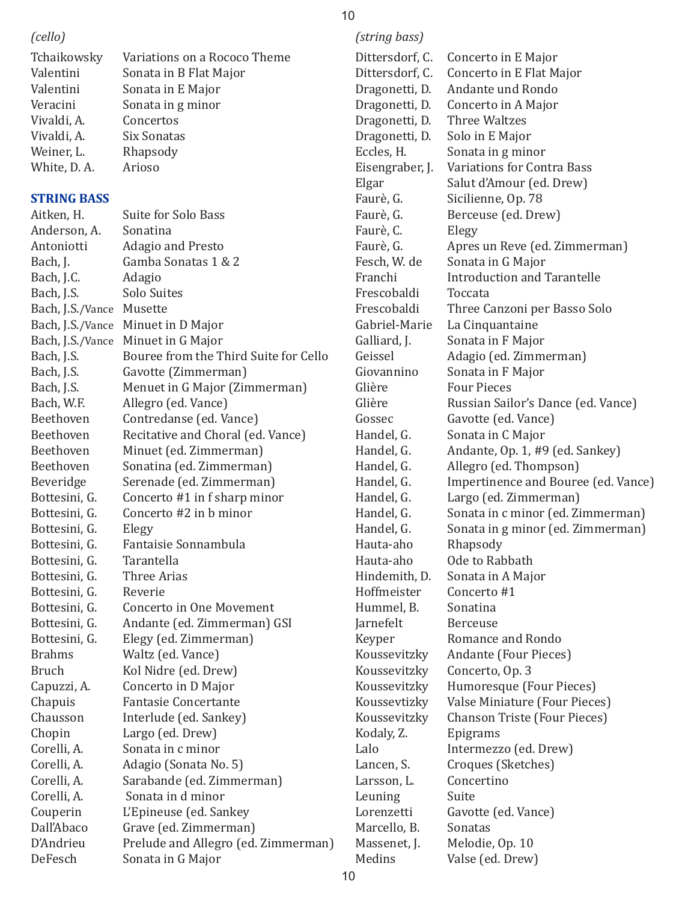*(cello)*

| | |
|---|---|
| Tchaikowsky | Variations on a Rococo Theme |
| Valentini | Sonata in B Flat Major |
| Valentini | Sonata in E Major |
| Veracini | Sonata in g minor |
| Vivaldi, A. | Concertos |
| Vivaldi, A. | Six Sonatas |
| Weiner, L. | Rhapsody |
| White, D. A. | Arioso |

## STRING BASS

| | |
|---|---|
| Aitken, H. | Suite for Solo Bass |
| Anderson, A. | Sonatina |
| Antoniotti | Adagio and Presto |
| Bach, J. | Gamba Sonatas 1 & 2 |
| Bach, J.C. | Adagio |
| Bach, J.S. | Solo Suites |
| Bach, J.S./Vance | Musette |
| Bach, J.S./Vance | Minuet in D Major |
| Bach, J.S./Vance | Minuet in G Major |
| Bach, J.S. | Bouree from the Third Suite for Cello |
| Bach, J.S. | Gavotte (Zimmerman) |
| Bach, J.S. | Menuet in G Major (Zimmerman) |
| Bach, W.F. | Allegro (ed. Vance) |
| Beethoven | Contredanse (ed. Vance) |
| Beethoven | Recitative and Choral (ed. Vance) |
| Beethoven | Minuet (ed. Zimmerman) |
| Beethoven | Sonatina (ed. Zimmerman) |
| Beveridge | Serenade (ed. Zimmerman) |
| Bottesini, G. | Concerto #1 in f sharp minor |
| Bottesini, G. | Concerto #2 in b minor |
| Bottesini, G. | Elegy |
| Bottesini, G. | Fantaisie Sonnambula |
| Bottesini, G. | Tarantella |
| Bottesini, G. | Three Arias |
| Bottesini, G. | Reverie |
| Bottesini, G. | Concerto in One Movement |
| Bottesini, G. | Andante (ed. Zimmerman) GSI |
| Bottesini, G. | Elegy (ed. Zimmerman) |
| Brahms | Waltz (ed. Vance) |
| Bruch | Kol Nidre (ed. Drew) |
| Capuzzi, A. | Concerto in D Major |
| Chapuis | Fantasie Concertante |
| Chausson | Interlude (ed. Sankey) |
| Chopin | Largo (ed. Drew) |
| Corelli, A. | Sonata in c minor |
| Corelli, A. | Adagio (Sonata No. 5) |
| Corelli, A. | Sarabande (ed. Zimmerman) |
| Corelli, A. | Sonata in d minor |
| Couperin | L'Epineuse (ed. Sankey |
| Dall'Abaco | Grave (ed. Zimmerman) |
| D'Andrieu | Prelude and Allegro (ed. Zimmerman) |
| DeFesch | Sonata in G Major |

*(string bass)*

| | |
|---|---|
| Dittersdorf, C. | Concerto in E Major |
| Dittersdorf, C. | Concerto in E Flat Major |
| Dragonetti, D. | Andante und Rondo |
| Dragonetti, D. | Concerto in A Major |
| Dragonetti, D. | Three Waltzes |
| Dragonetti, D. | Solo in E Major |
| Eccles, H. | Sonata in g minor |
| Eisengraber, J. | Variations for Contra Bass |
| Elgar | Salut d'Amour (ed. Drew) |
| Faurè, G. | Sicilienne, Op. 78 |
| Faurè, G. | Berceuse (ed. Drew) |
| Faurè, C. | Elegy |
| Faurè, G. | Apres un Reve (ed. Zimmerman) |
| Fesch, W. de | Sonata in G Major |
| Franchi | Introduction and Tarantelle |
| Frescobaldi | Toccata |
| Frescobaldi | Three Canzoni per Basso Solo |
| Gabriel-Marie | La Cinquantaine |
| Galliard, J. | Sonata in F Major |
| Geissel | Adagio (ed. Zimmerman) |
| Giovannino | Sonata in F Major |
| Glière | Four Pieces |
| Glière | Russian Sailor's Dance (ed. Vance) |
| Gossec | Gavotte (ed. Vance) |
| Handel, G. | Sonata in C Major |
| Handel, G. | Andante, Op. 1, #9 (ed. Sankey) |
| Handel, G. | Allegro (ed. Thompson) |
| Handel, G. | Impertinence and Bouree (ed. Vance) |
| Handel, G. | Largo (ed. Zimmerman) |
| Handel, G. | Sonata in c minor (ed. Zimmerman) |
| Handel, G. | Sonata in g minor (ed. Zimmerman) |
| Hauta-aho | Rhapsody |
| Hauta-aho | Ode to Rabbath |
| Hindemith, D. | Sonata in A Major |
| Hoffmeister | Concerto #1 |
| Hummel, B. | Sonatina |
| Jarnefelt | Berceuse |
| Keyper | Romance and Rondo |
| Koussevitzky | Andante (Four Pieces) |
| Koussevitzky | Concerto, Op. 3 |
| Koussevitzky | Humoresque (Four Pieces) |
| Koussevtizky | Valse Miniature (Four Pieces) |
| Koussevitzky | Chanson Triste (Four Pieces) |
| Kodaly, Z. | Epigrams |
| Lalo | Intermezzo (ed. Drew) |
| Lancen, S. | Croques (Sketches) |
| Larsson, L. | Concertino |
| Leuning | Suite |
| Lorenzetti | Gavotte (ed. Vance) |
| Marcello, B. | Sonatas |
| Massenet, J. | Melodie, Op. 10 |
| Medins | Valse (ed. Drew) |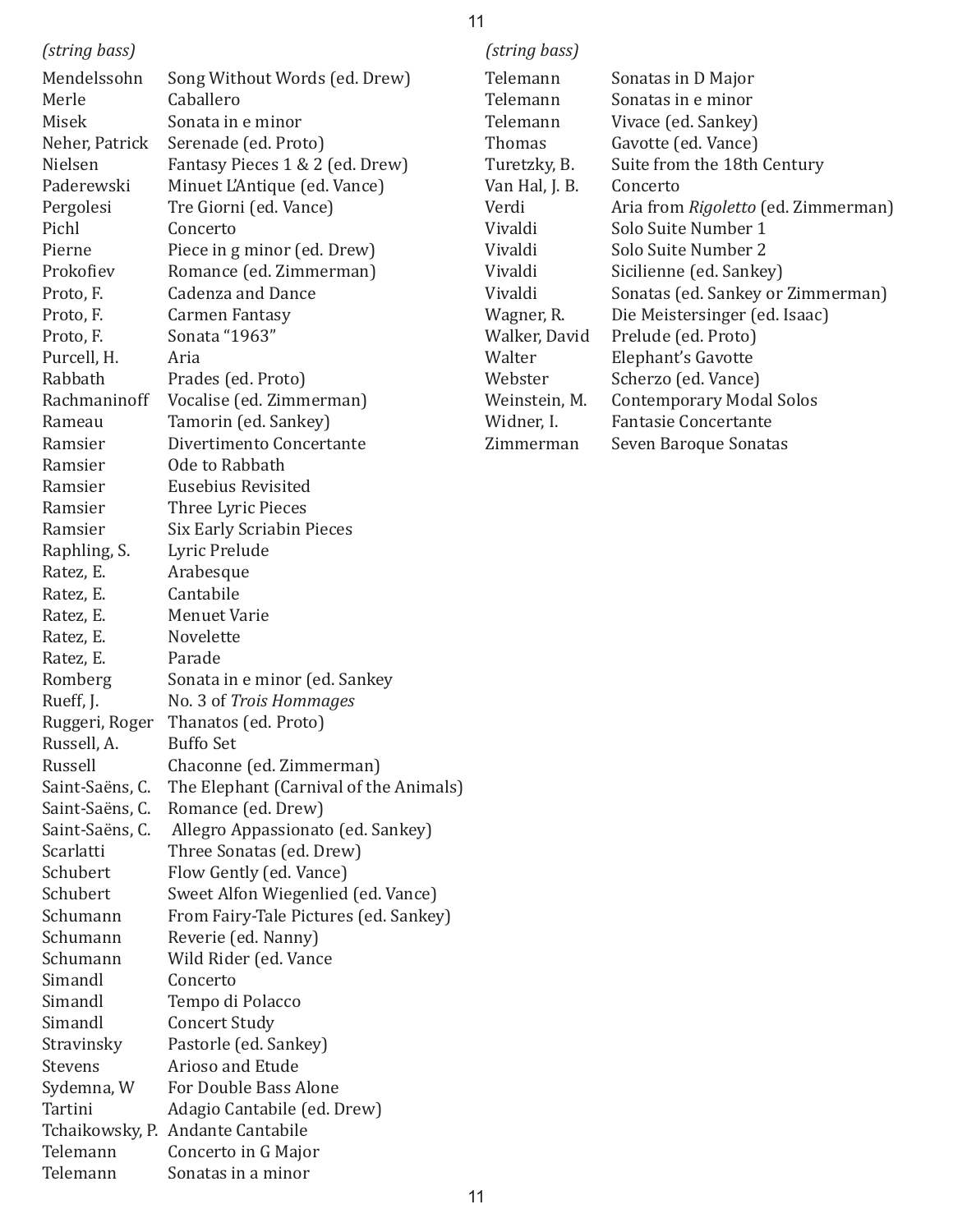*(string bass)*

| | |
|---|---|
| Mendelssohn | Song Without Words (ed. Drew) |
| Merle | Caballero |
| Misek | Sonata in e minor |
| Neher, Patrick | Serenade (ed. Proto) |
| Nielsen | Fantasy Pieces 1 & 2 (ed. Drew) |
| Paderewski | Minuet L'Antique (ed. Vance) |
| Pergolesi | Tre Giorni (ed. Vance) |
| Pichl | Concerto |
| Pierne | Piece in g minor (ed. Drew) |
| Prokofiev | Romance (ed. Zimmerman) |
| Proto, F. | Cadenza and Dance |
| Proto, F. | Carmen Fantasy |
| Proto, F. | Sonata "1963" |
| Purcell, H. | Aria |
| Rabbath | Prades (ed. Proto) |
| Rachmaninoff | Vocalise (ed. Zimmerman) |
| Rameau | Tamorin (ed. Sankey) |
| Ramsier | Divertimento Concertante |
| Ramsier | Ode to Rabbath |
| Ramsier | Eusebius Revisited |
| Ramsier | Three Lyric Pieces |
| Ramsier | Six Early Scriabin Pieces |
| Raphling, S. | Lyric Prelude |
| Ratez, E. | Arabesque |
| Ratez, E. | Cantabile |
| Ratez, E. | Menuet Varie |
| Ratez, E. | Novelette |
| Ratez, E. | Parade |
| Romberg | Sonata in e minor (ed. Sankey |
| Rueff, J. | No. 3 of *Trois Hommages* |
| Ruggeri, Roger | Thanatos (ed. Proto) |
| Russell, A. | Buffo Set |
| Russell | Chaconne (ed. Zimmerman) |
| Saint-Saëns, C. | The Elephant (Carnival of the Animals) |
| Saint-Saëns, C. | Romance (ed. Drew) |
| Saint-Saëns, C. | Allegro Appassionato (ed. Sankey) |
| Scarlatti | Three Sonatas (ed. Drew) |
| Schubert | Flow Gently (ed. Vance) |
| Schubert | Sweet Alfon Wiegenlied (ed. Vance) |
| Schumann | From Fairy-Tale Pictures (ed. Sankey) |
| Schumann | Reverie (ed. Nanny) |
| Schumann | Wild Rider (ed. Vance |
| Simandl | Concerto |
| Simandl | Tempo di Polacco |
| Simandl | Concert Study |
| Stravinsky | Pastorle (ed. Sankey) |
| Stevens | Arioso and Etude |
| Sydemna, W | For Double Bass Alone |
| Tartini | Adagio Cantabile (ed. Drew) |
| Tchaikowsky, P. | Andante Cantabile |
| Telemann | Concerto in G Major |
| Telemann | Sonatas in a minor |

*(string bass)*

| | |
|---|---|
| Telemann | Sonatas in D Major |
| Telemann | Sonatas in e minor |
| Telemann | Vivace (ed. Sankey) |
| Thomas | Gavotte (ed. Vance) |
| Turetzky, B. | Suite from the 18th Century |
| Van Hal, J. B. | Concerto |
| Verdi | Aria from *Rigoletto* (ed. Zimmerman) |
| Vivaldi | Solo Suite Number 1 |
| Vivaldi | Solo Suite Number 2 |
| Vivaldi | Sicilienne (ed. Sankey) |
| Vivaldi | Sonatas (ed. Sankey or Zimmerman) |
| Wagner, R. | Die Meistersinger (ed. Isaac) |
| Walker, David | Prelude (ed. Proto) |
| Walter | Elephant's Gavotte |
| Webster | Scherzo (ed. Vance) |
| Weinstein, M. | Contemporary Modal Solos |
| Widner, I. | Fantasie Concertante |
| Zimmerman | Seven Baroque Sonatas |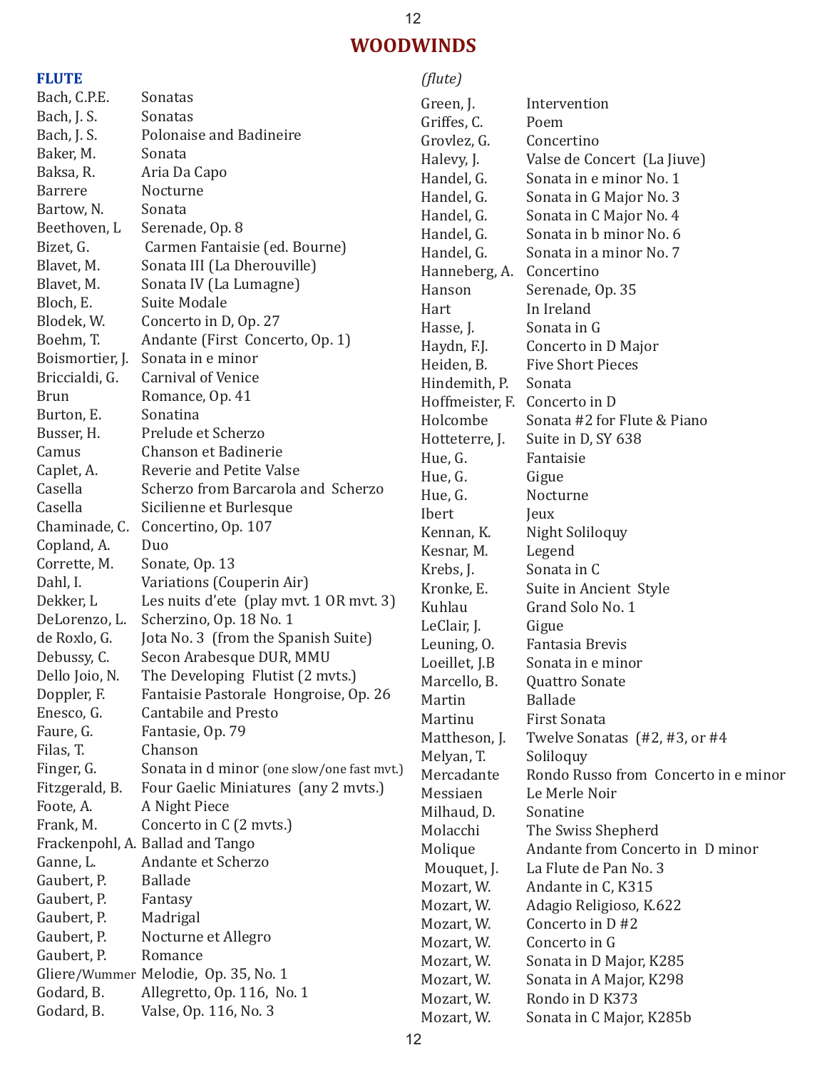# WOODWINDS

## FLUTE

| Composer | Title |
|---|---|
| Bach, C.P.E. | Sonatas |
| Bach, J. S. | Sonatas |
| Bach, J. S. | Polonaise and Badineire |
| Baker, M. | Sonata |
| Baksa, R. | Aria Da Capo |
| Barrere | Nocturne |
| Bartow, N. | Sonata |
| Beethoven, L | Serenade, Op. 8 |
| Bizet, G. | Carmen Fantaisie (ed. Bourne) |
| Blavet, M. | Sonata III (La Dherouville) |
| Blavet, M. | Sonata IV (La Lumagne) |
| Bloch, E. | Suite Modale |
| Blodek, W. | Concerto in D, Op. 27 |
| Boehm, T. | Andante (First Concerto, Op. 1) |
| Boismortier, J. | Sonata in e minor |
| Briccialdi, G. | Carnival of Venice |
| Brun | Romance, Op. 41 |
| Burton, E. | Sonatina |
| Busser, H. | Prelude et Scherzo |
| Camus | Chanson et Badinerie |
| Caplet, A. | Reverie and Petite Valse |
| Casella | Scherzo from Barcarola and Scherzo |
| Casella | Sicilienne et Burlesque |
| Chaminade, C. | Concertino, Op. 107 |
| Copland, A. | Duo |
| Corrette, M. | Sonate, Op. 13 |
| Dahl, I. | Variations (Couperin Air) |
| Dekker, L | Les nuits d'ete (play mvt. 1 OR mvt. 3) |
| DeLorenzo, L. | Scherzino, Op. 18 No. 1 |
| de Roxlo, G. | Jota No. 3 (from the Spanish Suite) |
| Debussy, C. | Secon Arabesque DUR, MMU |
| Dello Joio, N. | The Developing Flutist (2 mvts.) |
| Doppler, F. | Fantaisie Pastorale Hongroise, Op. 26 |
| Enesco, G. | Cantabile and Presto |
| Faure, G. | Fantasie, Op. 79 |
| Filas, T. | Chanson |
| Finger, G. | Sonata in d minor (one slow/one fast mvt.) |
| Fitzgerald, B. | Four Gaelic Miniatures (any 2 mvts.) |
| Foote, A. | A Night Piece |
| Frank, M. | Concerto in C (2 mvts.) |
| Frackenpohl, A. | Ballad and Tango |
| Ganne, L. | Andante et Scherzo |
| Gaubert, P. | Ballade |
| Gaubert, P. | Fantasy |
| Gaubert, P. | Madrigal |
| Gaubert, P. | Nocturne et Allegro |
| Gaubert, P. | Romance |
| Gliere/Wummer | Melodie, Op. 35, No. 1 |
| Godard, B. | Allegretto, Op. 116, No. 1 |
| Godard, B. | Valse, Op. 116, No. 3 |

*(flute)*

| Composer | Title |
|---|---|
| Green, J. | Intervention |
| Griffes, C. | Poem |
| Grovlez, G. | Concertino |
| Halevy, J. | Valse de Concert (La Jiuve) |
| Handel, G. | Sonata in e minor No. 1 |
| Handel, G. | Sonata in G Major No. 3 |
| Handel, G. | Sonata in C Major No. 4 |
| Handel, G. | Sonata in b minor No. 6 |
| Handel, G. | Sonata in a minor No. 7 |
| Hanneberg, A. | Concertino |
| Hanson | Serenade, Op. 35 |
| Hart | In Ireland |
| Hasse, J. | Sonata in G |
| Haydn, F.J. | Concerto in D Major |
| Heiden, B. | Five Short Pieces |
| Hindemith, P. | Sonata |
| Hoffmeister, F. | Concerto in D |
| Holcombe | Sonata #2 for Flute & Piano |
| Hotteterre, J. | Suite in D, SY 638 |
| Hue, G. | Fantaisie |
| Hue, G. | Gigue |
| Hue, G. | Nocturne |
| Ibert | Jeux |
| Kennan, K. | Night Soliloquy |
| Kesnar, M. | Legend |
| Krebs, J. | Sonata in C |
| Kronke, E. | Suite in Ancient Style |
| Kuhlau | Grand Solo No. 1 |
| LeClair, J. | Gigue |
| Leuning, O. | Fantasia Brevis |
| Loeillet, J.B | Sonata in e minor |
| Marcello, B. | Quattro Sonate |
| Martin | Ballade |
| Martinu | First Sonata |
| Mattheson, J. | Twelve Sonatas (#2, #3, or #4 |
| Melyan, T. | Soliloquy |
| Mercadante | Rondo Russo from Concerto in e minor |
| Messiaen | Le Merle Noir |
| Milhaud, D. | Sonatine |
| Molacchi | The Swiss Shepherd |
| Molique | Andante from Concerto in D minor |
| Mouquet, J. | La Flute de Pan No. 3 |
| Mozart, W. | Andante in C, K315 |
| Mozart, W. | Adagio Religioso, K.622 |
| Mozart, W. | Concerto in D #2 |
| Mozart, W. | Concerto in G |
| Mozart, W. | Sonata in D Major, K285 |
| Mozart, W. | Sonata in A Major, K298 |
| Mozart, W. | Rondo in D K373 |
| Mozart, W. | Sonata in C Major, K285b |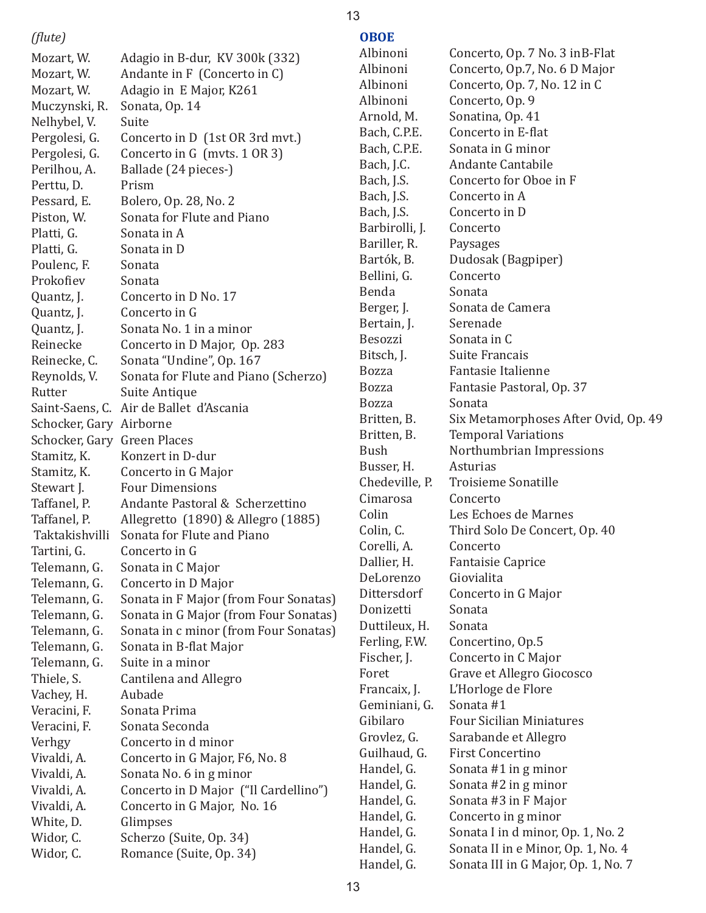*(flute)*

| | |
|---|---|
| Mozart, W. | Adagio in B-dur, KV 300k (332) |
| Mozart, W. | Andante in F (Concerto in C) |
| Mozart, W. | Adagio in E Major, K261 |
| Muczynski, R. | Sonata, Op. 14 |
| Nelhybel, V. | Suite |
| Pergolesi, G. | Concerto in D (1st OR 3rd mvt.) |
| Pergolesi, G. | Concerto in G (mvts. 1 OR 3) |
| Perilhou, A. | Ballade (24 pieces-) |
| Perttu, D. | Prism |
| Pessard, E. | Bolero, Op. 28, No. 2 |
| Piston, W. | Sonata for Flute and Piano |
| Platti, G. | Sonata in A |
| Platti, G. | Sonata in D |
| Poulenc, F. | Sonata |
| Prokofiev | Sonata |
| Quantz, J. | Concerto in D No. 17 |
| Quantz, J. | Concerto in G |
| Quantz, J. | Sonata No. 1 in a minor |
| Reinecke | Concerto in D Major, Op. 283 |
| Reinecke, C. | Sonata "Undine", Op. 167 |
| Reynolds, V. | Sonata for Flute and Piano (Scherzo) |
| Rutter | Suite Antique |
| Saint-Saens, C. | Air de Ballet d'Ascania |
| Schocker, Gary | Airborne |
| Schocker, Gary | Green Places |
| Stamitz, K. | Konzert in D-dur |
| Stamitz, K. | Concerto in G Major |
| Stewart J. | Four Dimensions |
| Taffanel, P. | Andante Pastoral & Scherzettino |
| Taffanel, P. | Allegretto (1890) & Allegro (1885) |
| Taktakishvilli | Sonata for Flute and Piano |
| Tartini, G. | Concerto in G |
| Telemann, G. | Sonata in C Major |
| Telemann, G. | Concerto in D Major |
| Telemann, G. | Sonata in F Major (from Four Sonatas) |
| Telemann, G. | Sonata in G Major (from Four Sonatas) |
| Telemann, G. | Sonata in c minor (from Four Sonatas) |
| Telemann, G. | Sonata in B-flat Major |
| Telemann, G. | Suite in a minor |
| Thiele, S. | Cantilena and Allegro |
| Vachey, H. | Aubade |
| Veracini, F. | Sonata Prima |
| Veracini, F. | Sonata Seconda |
| Verhgy | Concerto in d minor |
| Vivaldi, A. | Concerto in G Major, F6, No. 8 |
| Vivaldi, A. | Sonata No. 6 in g minor |
| Vivaldi, A. | Concerto in D Major ("Il Cardellino") |
| Vivaldi, A. | Concerto in G Major, No. 16 |
| White, D. | Glimpses |
| Widor, C. | Scherzo (Suite, Op. 34) |
| Widor, C. | Romance (Suite, Op. 34) |

## OBOE

| | |
|---|---|
| Albinoni | Concerto, Op. 7 No. 3 inB-Flat |
| Albinoni | Concerto, Op.7, No. 6 D Major |
| Albinoni | Concerto, Op. 7, No. 12 in C |
| Albinoni | Concerto, Op. 9 |
| Arnold, M. | Sonatina, Op. 41 |
| Bach, C.P.E. | Concerto in E-flat |
| Bach, C.P.E. | Sonata in G minor |
| Bach, J.C. | Andante Cantabile |
| Bach, J.S. | Concerto for Oboe in F |
| Bach, J.S. | Concerto in A |
| Bach, J.S. | Concerto in D |
| Barbirolli, J. | Concerto |
| Bariller, R. | Paysages |
| Bartók, B. | Dudosak (Bagpiper) |
| Bellini, G. | Concerto |
| Benda | Sonata |
| Berger, J. | Sonata de Camera |
| Bertain, J. | Serenade |
| Besozzi | Sonata in C |
| Bitsch, J. | Suite Francais |
| Bozza | Fantasie Italienne |
| Bozza | Fantasie Pastoral, Op. 37 |
| Bozza | Sonata |
| Britten, B. | Six Metamorphoses After Ovid, Op. 49 |
| Britten, B. | Temporal Variations |
| Bush | Northumbrian Impressions |
| Busser, H. | Asturias |
| Chedeville, P. | Troisieme Sonatille |
| Cimarosa | Concerto |
| Colin | Les Echoes de Marnes |
| Colin, C. | Third Solo De Concert, Op. 40 |
| Corelli, A. | Concerto |
| Dallier, H. | Fantaisie Caprice |
| DeLorenzo | Giovialita |
| Dittersdorf | Concerto in G Major |
| Donizetti | Sonata |
| Duttileux, H. | Sonata |
| Ferling, F.W. | Concertino, Op.5 |
| Fischer, J. | Concerto in C Major |
| Foret | Grave et Allegro Giocosco |
| Francaix, J. | L'Horloge de Flore |
| Geminiani, G. | Sonata #1 |
| Gibilaro | Four Sicilian Miniatures |
| Grovlez, G. | Sarabande et Allegro |
| Guilhaud, G. | First Concertino |
| Handel, G. | Sonata #1 in g minor |
| Handel, G. | Sonata #2 in g minor |
| Handel, G. | Sonata #3 in F Major |
| Handel, G. | Concerto in g minor |
| Handel, G. | Sonata I in d minor, Op. 1, No. 2 |
| Handel, G. | Sonata II in e Minor, Op. 1, No. 4 |
| Handel, G. | Sonata III in G Major, Op. 1, No. 7 |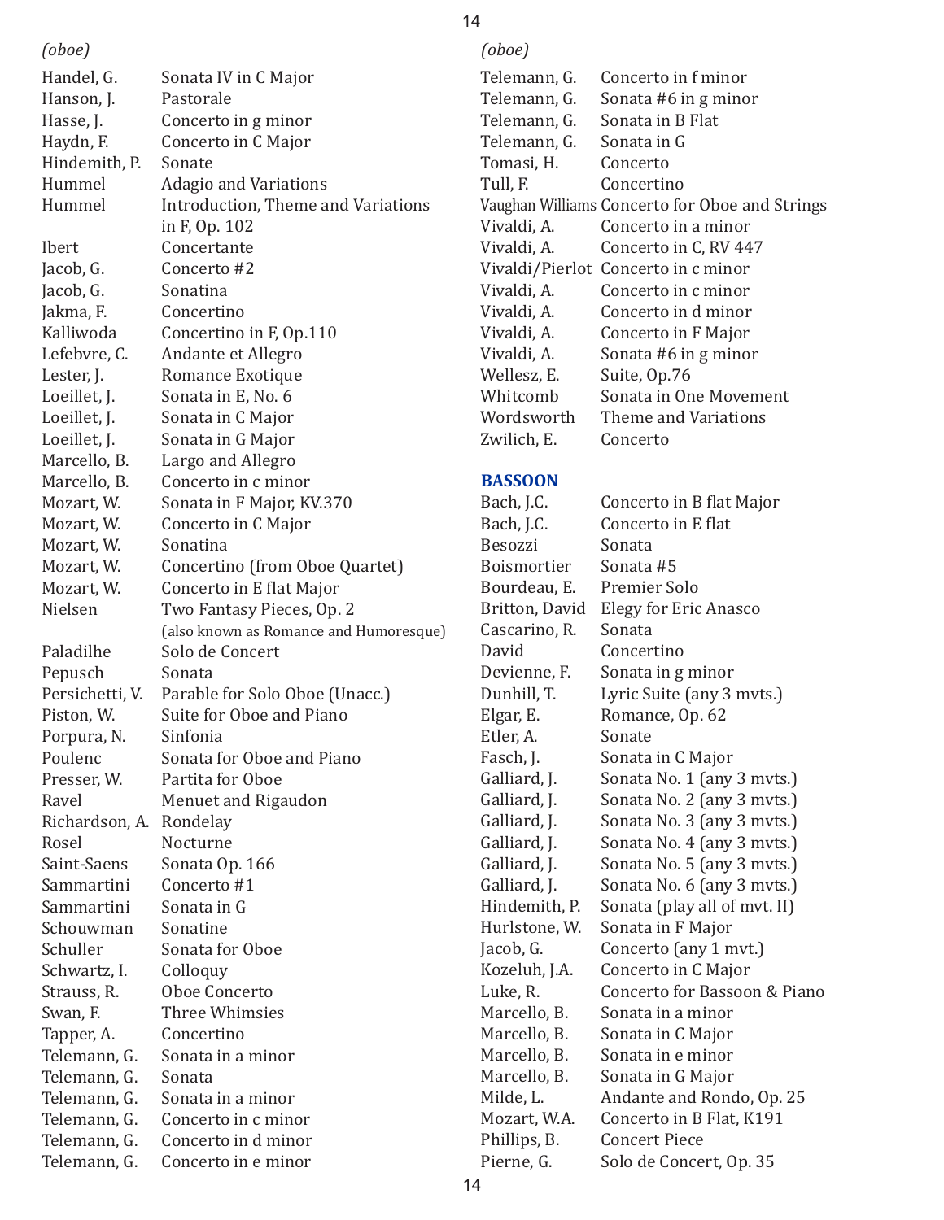*(oboe)*

| | |
|---|---|
| Handel, G. | Sonata IV in C Major |
| Hanson, J. | Pastorale |
| Hasse, J. | Concerto in g minor |
| Haydn, F. | Concerto in C Major |
| Hindemith, P. | Sonate |
| Hummel | Adagio and Variations |
| Hummel | Introduction, Theme and Variations in F, Op. 102 |
| Ibert | Concertante |
| Jacob, G. | Concerto #2 |
| Jacob, G. | Sonatina |
| Jakma, F. | Concertino |
| Kalliwoda | Concertino in F, Op.110 |
| Lefebvre, C. | Andante et Allegro |
| Lester, J. | Romance Exotique |
| Loeillet, J. | Sonata in E, No. 6 |
| Loeillet, J. | Sonata in C Major |
| Loeillet, J. | Sonata in G Major |
| Marcello, B. | Largo and Allegro |
| Marcello, B. | Concerto in c minor |
| Mozart, W. | Sonata in F Major, KV.370 |
| Mozart, W. | Concerto in C Major |
| Mozart, W. | Sonatina |
| Mozart, W. | Concertino (from Oboe Quartet) |
| Mozart, W. | Concerto in E flat Major |
| Nielsen | Two Fantasy Pieces, Op. 2 (also known as Romance and Humoresque) |
| Paladilhe | Solo de Concert |
| Pepusch | Sonata |
| Persichetti, V. | Parable for Solo Oboe (Unacc.) |
| Piston, W. | Suite for Oboe and Piano |
| Porpura, N. | Sinfonia |
| Poulenc | Sonata for Oboe and Piano |
| Presser, W. | Partita for Oboe |
| Ravel | Menuet and Rigaudon |
| Richardson, A. | Rondelay |
| Rosel | Nocturne |
| Saint-Saens | Sonata Op. 166 |
| Sammartini | Concerto #1 |
| Sammartini | Sonata in G |
| Schouwman | Sonatine |
| Schuller | Sonata for Oboe |
| Schwartz, I. | Colloquy |
| Strauss, R. | Oboe Concerto |
| Swan, F. | Three Whimsies |
| Tapper, A. | Concertino |
| Telemann, G. | Sonata in a minor |
| Telemann, G. | Sonata |
| Telemann, G. | Sonata in a minor |
| Telemann, G. | Concerto in c minor |
| Telemann, G. | Concerto in d minor |
| Telemann, G. | Concerto in e minor |

*(oboe)*

| | |
|---|---|
| Telemann, G. | Concerto in f minor |
| Telemann, G. | Sonata #6 in g minor |
| Telemann, G. | Sonata in B Flat |
| Telemann, G. | Sonata in G |
| Tomasi, H. | Concerto |
| Tull, F. | Concertino |
| Vaughan Williams | Concerto for Oboe and Strings |
| Vivaldi, A. | Concerto in a minor |
| Vivaldi, A. | Concerto in C, RV 447 |
| Vivaldi/Pierlot | Concerto in c minor |
| Vivaldi, A. | Concerto in c minor |
| Vivaldi, A. | Concerto in d minor |
| Vivaldi, A. | Concerto in F Major |
| Vivaldi, A. | Sonata #6 in g minor |
| Wellesz, E. | Suite, Op.76 |
| Whitcomb | Sonata in One Movement |
| Wordsworth | Theme and Variations |
| Zwilich, E. | Concerto |

## BASSOON

| | |
|---|---|
| Bach, J.C. | Concerto in B flat Major |
| Bach, J.C. | Concerto in E flat |
| Besozzi | Sonata |
| Boismortier | Sonata #5 |
| Bourdeau, E. | Premier Solo |
| Britton, David | Elegy for Eric Anasco |
| Cascarino, R. | Sonata |
| David | Concertino |
| Devienne, F. | Sonata in g minor |
| Dunhill, T. | Lyric Suite (any 3 mvts.) |
| Elgar, E. | Romance, Op. 62 |
| Etler, A. | Sonate |
| Fasch, J. | Sonata in C Major |
| Galliard, J. | Sonata No. 1 (any 3 mvts.) |
| Galliard, J. | Sonata No. 2 (any 3 mvts.) |
| Galliard, J. | Sonata No. 3 (any 3 mvts.) |
| Galliard, J. | Sonata No. 4 (any 3 mvts.) |
| Galliard, J. | Sonata No. 5 (any 3 mvts.) |
| Galliard, J. | Sonata No. 6 (any 3 mvts.) |
| Hindemith, P. | Sonata (play all of mvt. II) |
| Hurlstone, W. | Sonata in F Major |
| Jacob, G. | Concerto (any 1 mvt.) |
| Kozeluh, J.A. | Concerto in C Major |
| Luke, R. | Concerto for Bassoon & Piano |
| Marcello, B. | Sonata in a minor |
| Marcello, B. | Sonata in C Major |
| Marcello, B. | Sonata in e minor |
| Marcello, B. | Sonata in G Major |
| Milde, L. | Andante and Rondo, Op. 25 |
| Mozart, W.A. | Concerto in B Flat, K191 |
| Phillips, B. | Concert Piece |
| Pierne, G. | Solo de Concert, Op. 35 |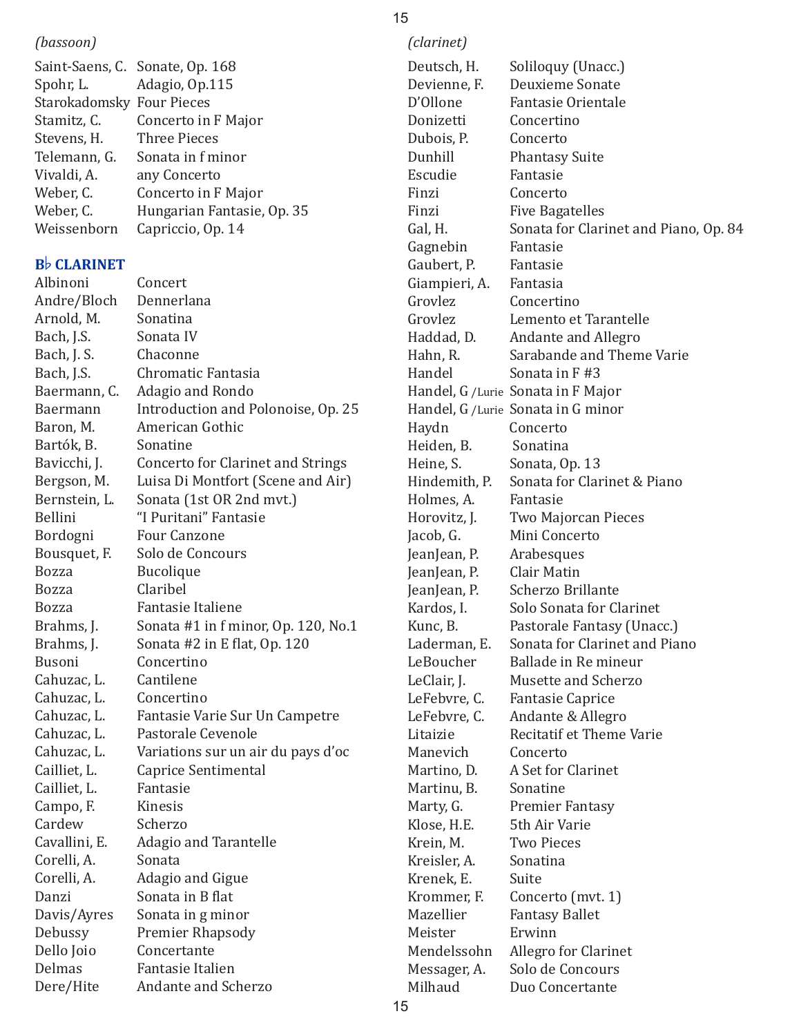*(bassoon)*

| | |
|---|---|
| Saint-Saens, C. | Sonate, Op. 168 |
| Spohr, L. | Adagio, Op.115 |
| Starokadomsky | Four Pieces |
| Stamitz, C. | Concerto in F Major |
| Stevens, H. | Three Pieces |
| Telemann, G. | Sonata in f minor |
| Vivaldi, A. | any Concerto |
| Weber, C. | Concerto in F Major |
| Weber, C. | Hungarian Fantasie, Op. 35 |
| Weissenborn | Capriccio, Op. 14 |

## B♭ CLARINET

| | |
|---|---|
| Albinoni | Concert |
| Andre/Bloch | Dennerlana |
| Arnold, M. | Sonatina |
| Bach, J.S. | Sonata IV |
| Bach, J. S. | Chaconne |
| Bach, J.S. | Chromatic Fantasia |
| Baermann, C. | Adagio and Rondo |
| Baermann | Introduction and Polonoise, Op. 25 |
| Baron, M. | American Gothic |
| Bartók, B. | Sonatine |
| Bavicchi, J. | Concerto for Clarinet and Strings |
| Bergson, M. | Luisa Di Montfort (Scene and Air) |
| Bernstein, L. | Sonata (1st OR 2nd mvt.) |
| Bellini | "I Puritani" Fantasie |
| Bordogni | Four Canzone |
| Bousquet, F. | Solo de Concours |
| Bozza | Bucolique |
| Bozza | Claribel |
| Bozza | Fantasie Italiene |
| Brahms, J. | Sonata #1 in f minor, Op. 120, No.1 |
| Brahms, J. | Sonata #2 in E flat, Op. 120 |
| Busoni | Concertino |
| Cahuzac, L. | Cantilene |
| Cahuzac, L. | Concertino |
| Cahuzac, L. | Fantasie Varie Sur Un Campetre |
| Cahuzac, L. | Pastorale Cevenole |
| Cahuzac, L. | Variations sur un air du pays d'oc |
| Cailliet, L. | Caprice Sentimental |
| Cailliet, L. | Fantasie |
| Campo, F. | Kinesis |
| Cardew | Scherzo |
| Cavallini, E. | Adagio and Tarantelle |
| Corelli, A. | Sonata |
| Corelli, A. | Adagio and Gigue |
| Danzi | Sonata in B flat |
| Davis/Ayres | Sonata in g minor |
| Debussy | Premier Rhapsody |
| Dello Joio | Concertante |
| Delmas | Fantasie Italien |
| Dere/Hite | Andante and Scherzo |

*(clarinet)*

| | |
|---|---|
| Deutsch, H. | Soliloquy (Unacc.) |
| Devienne, F. | Deuxieme Sonate |
| D'Ollone | Fantasie Orientale |
| Donizetti | Concertino |
| Dubois, P. | Concerto |
| Dunhill | Phantasy Suite |
| Escudie | Fantasie |
| Finzi | Concerto |
| Finzi | Five Bagatelles |
| Gal, H. | Sonata for Clarinet and Piano, Op. 84 |
| Gagnebin | Fantasie |
| Gaubert, P. | Fantasie |
| Giampieri, A. | Fantasia |
| Grovlez | Concertino |
| Grovlez | Lemento et Tarantelle |
| Haddad, D. | Andante and Allegro |
| Hahn, R. | Sarabande and Theme Varie |
| Handel | Sonata in F #3 |
| Handel, G /Lurie | Sonata in F Major |
| Handel, G /Lurie | Sonata in G minor |
| Haydn | Concerto |
| Heiden, B. | Sonatina |
| Heine, S. | Sonata, Op. 13 |
| Hindemith, P. | Sonata for Clarinet & Piano |
| Holmes, A. | Fantasie |
| Horovitz, J. | Two Majorcan Pieces |
| Jacob, G. | Mini Concerto |
| JeanJean, P. | Arabesques |
| JeanJean, P. | Clair Matin |
| JeanJean, P. | Scherzo Brillante |
| Kardos, I. | Solo Sonata for Clarinet |
| Kunc, B. | Pastorale Fantasy (Unacc.) |
| Laderman, E. | Sonata for Clarinet and Piano |
| LeBoucher | Ballade in Re mineur |
| LeClair, J. | Musette and Scherzo |
| LeFebvre, C. | Fantasie Caprice |
| LeFebvre, C. | Andante & Allegro |
| Litaizie | Recitatif et Theme Varie |
| Manevich | Concerto |
| Martino, D. | A Set for Clarinet |
| Martinu, B. | Sonatine |
| Marty, G. | Premier Fantasy |
| Klose, H.E. | 5th Air Varie |
| Krein, M. | Two Pieces |
| Kreisler, A. | Sonatina |
| Krenek, E. | Suite |
| Krommer, F. | Concerto (mvt. 1) |
| Mazellier | Fantasy Ballet |
| Meister | Erwinn |
| Mendelssohn | Allegro for Clarinet |
| Messager, A. | Solo de Concours |
| Milhaud | Duo Concertante |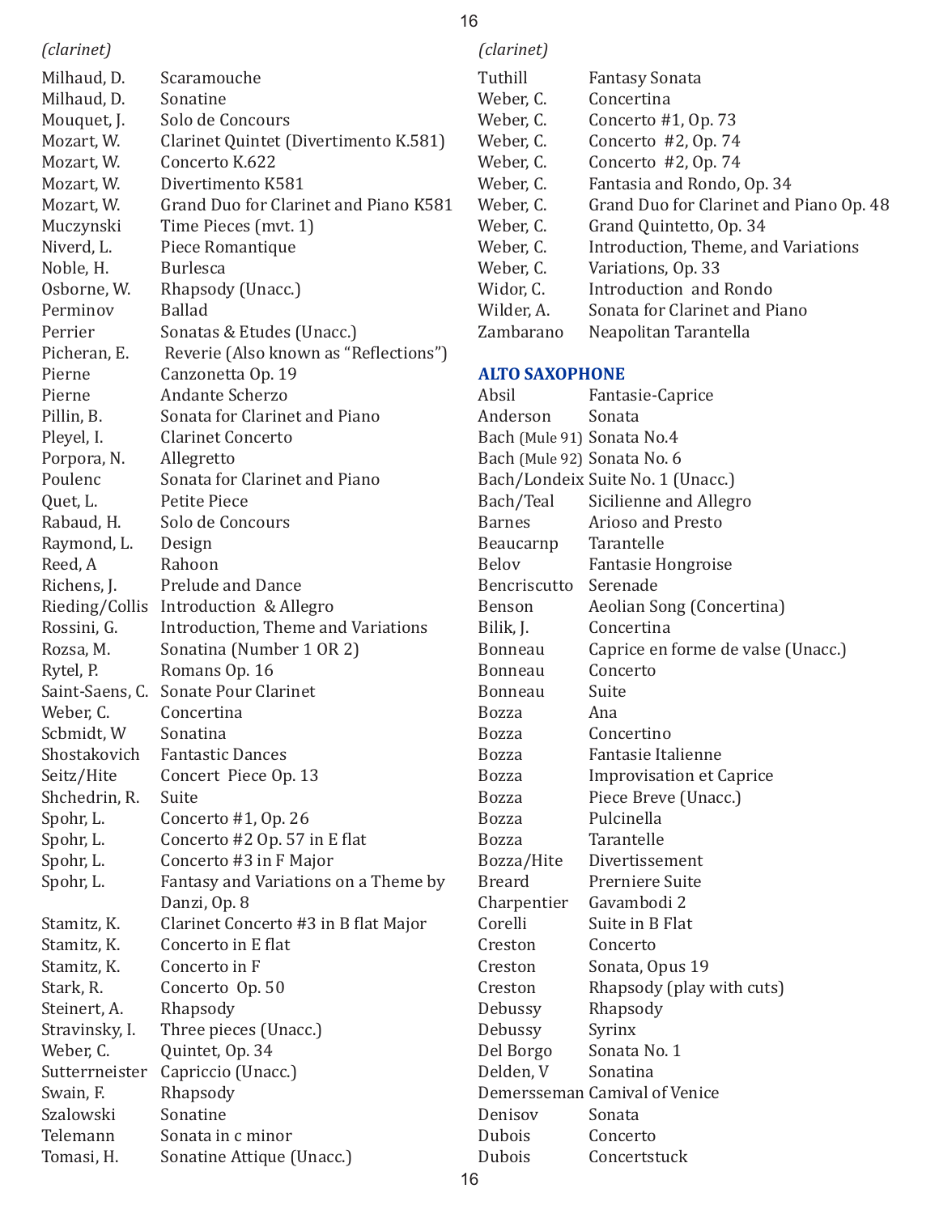*(clarinet)*

| | |
|---|---|
| Milhaud, D. | Scaramouche |
| Milhaud, D. | Sonatine |
| Mouquet, J. | Solo de Concours |
| Mozart, W. | Clarinet Quintet (Divertimento K.581) |
| Mozart, W. | Concerto K.622 |
| Mozart, W. | Divertimento K581 |
| Mozart, W. | Grand Duo for Clarinet and Piano K581 |
| Muczynski | Time Pieces (mvt. 1) |
| Niverd, L. | Piece Romantique |
| Noble, H. | Burlesca |
| Osborne, W. | Rhapsody (Unacc.) |
| Perminov | Ballad |
| Perrier | Sonatas & Etudes (Unacc.) |
| Picheran, E. | Reverie (Also known as "Reflections") |
| Pierne | Canzonetta Op. 19 |
| Pierne | Andante Scherzo |
| Pillin, B. | Sonata for Clarinet and Piano |
| Pleyel, I. | Clarinet Concerto |
| Porpora, N. | Allegretto |
| Poulenc | Sonata for Clarinet and Piano |
| Quet, L. | Petite Piece |
| Rabaud, H. | Solo de Concours |
| Raymond, L. | Design |
| Reed, A | Rahoon |
| Richens, J. | Prelude and Dance |
| Rieding/Collis | Introduction & Allegro |
| Rossini, G. | Introduction, Theme and Variations |
| Rozsa, M. | Sonatina (Number 1 OR 2) |
| Rytel, P. | Romans Op. 16 |
| Saint-Saens, C. | Sonate Pour Clarinet |
| Weber, C. | Concertina |
| Scbmidt, W | Sonatina |
| Shostakovich | Fantastic Dances |
| Seitz/Hite | Concert Piece Op. 13 |
| Shchedrin, R. | Suite |
| Spohr, L. | Concerto #1, Op. 26 |
| Spohr, L. | Concerto #2 Op. 57 in E flat |
| Spohr, L. | Concerto #3 in F Major |
| Spohr, L. | Fantasy and Variations on a Theme by Danzi, Op. 8 |
| Stamitz, K. | Clarinet Concerto #3 in B flat Major |
| Stamitz, K. | Concerto in E flat |
| Stamitz, K. | Concerto in F |
| Stark, R. | Concerto Op. 50 |
| Steinert, A. | Rhapsody |
| Stravinsky, I. | Three pieces (Unacc.) |
| Weber, C. | Quintet, Op. 34 |
| Sutterrneister | Capriccio (Unacc.) |
| Swain, F. | Rhapsody |
| Szalowski | Sonatine |
| Telemann | Sonata in c minor |
| Tomasi, H. | Sonatine Attique (Unacc.) |

*(clarinet)*

| | |
|---|---|
| Tuthill | Fantasy Sonata |
| Weber, C. | Concertina |
| Weber, C. | Concerto #1, Op. 73 |
| Weber, C. | Concerto #2, Op. 74 |
| Weber, C. | Concerto #2, Op. 74 |
| Weber, C. | Fantasia and Rondo, Op. 34 |
| Weber, C. | Grand Duo for Clarinet and Piano Op. 48 |
| Weber, C. | Grand Quintetto, Op. 34 |
| Weber, C. | Introduction, Theme, and Variations |
| Weber, C. | Variations, Op. 33 |
| Widor, C. | Introduction and Rondo |
| Wilder, A. | Sonata for Clarinet and Piano |
| Zambarano | Neapolitan Tarantella |

## ALTO SAXOPHONE

| | |
|---|---|
| Absil | Fantasie-Caprice |
| Anderson | Sonata |
| Bach (Mule 91) | Sonata No.4 |
| Bach (Mule 92) | Sonata No. 6 |
| Bach/Londeix | Suite No. 1 (Unacc.) |
| Bach/Teal | Sicilienne and Allegro |
| Barnes | Arioso and Presto |
| Beaucarnp | Tarantelle |
| Belov | Fantasie Hongroise |
| Bencriscutto | Serenade |
| Benson | Aeolian Song (Concertina) |
| Bilik, J. | Concertina |
| Bonneau | Caprice en forme de valse (Unacc.) |
| Bonneau | Concerto |
| Bonneau | Suite |
| Bozza | Ana |
| Bozza | Concertino |
| Bozza | Fantasie Italienne |
| Bozza | Improvisation et Caprice |
| Bozza | Piece Breve (Unacc.) |
| Bozza | Pulcinella |
| Bozza | Tarantelle |
| Bozza/Hite | Divertissement |
| Breard | Prerniere Suite |
| Charpentier | Gavambodi 2 |
| Corelli | Suite in B Flat |
| Creston | Concerto |
| Creston | Sonata, Opus 19 |
| Creston | Rhapsody (play with cuts) |
| Debussy | Rhapsody |
| Debussy | Syrinx |
| Del Borgo | Sonata No. 1 |
| Delden, V | Sonatina |
| Demersseman | Camival of Venice |
| Denisov | Sonata |
| Dubois | Concerto |
| Dubois | Concertstuck |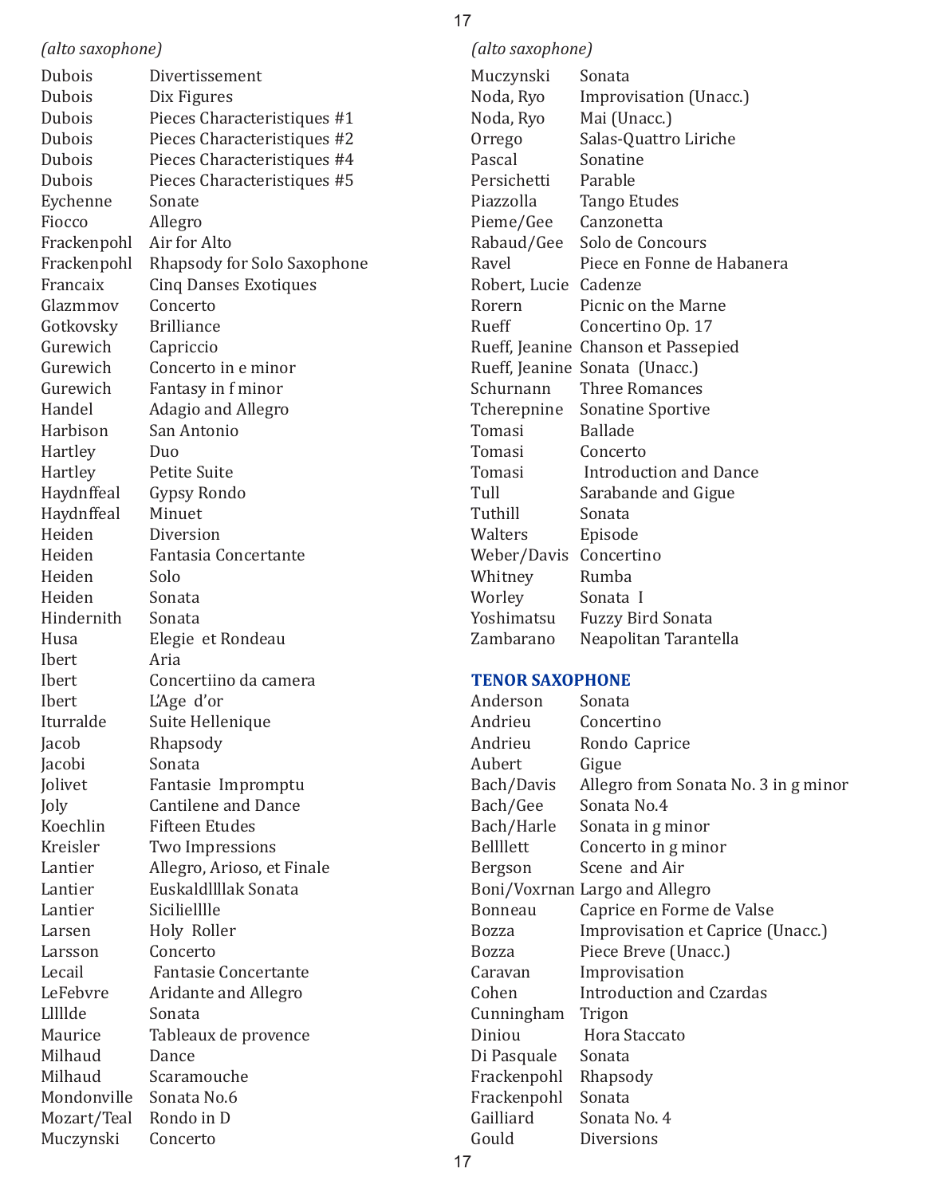*(alto saxophone)*

| | |
|---|---|
| Dubois | Divertissement |
| Dubois | Dix Figures |
| Dubois | Pieces Characteristiques #1 |
| Dubois | Pieces Characteristiques #2 |
| Dubois | Pieces Characteristiques #4 |
| Dubois | Pieces Characteristiques #5 |
| Eychenne | Sonate |
| Fiocco | Allegro |
| Frackenpohl | Air for Alto |
| Frackenpohl | Rhapsody for Solo Saxophone |
| Francaix | Cinq Danses Exotiques |
| Glazmmov | Concerto |
| Gotkovsky | Brilliance |
| Gurewich | Capriccio |
| Gurewich | Concerto in e minor |
| Gurewich | Fantasy in f minor |
| Handel | Adagio and Allegro |
| Harbison | San Antonio |
| Hartley | Duo |
| Hartley | Petite Suite |
| Haydnffeal | Gypsy Rondo |
| Haydnffeal | Minuet |
| Heiden | Diversion |
| Heiden | Fantasia Concertante |
| Heiden | Solo |
| Heiden | Sonata |
| Hindernith | Sonata |
| Husa | Elegie et Rondeau |
| Ibert | Aria |
| Ibert | Concertiino da camera |
| Ibert | L'Age d'or |
| Iturralde | Suite Hellenique |
| Jacob | Rhapsody |
| Jacobi | Sonata |
| Jolivet | Fantasie Impromptu |
| Joly | Cantilene and Dance |
| Koechlin | Fifteen Etudes |
| Kreisler | Two Impressions |
| Lantier | Allegro, Arioso, et Finale |
| Lantier | Euskaldllllak Sonata |
| Lantier | Siciliellle |
| Larsen | Holy Roller |
| Larsson | Concerto |
| Lecail | Fantasie Concertante |
| LeFebvre | Aridante and Allegro |
| Lllllde | Sonata |
| Maurice | Tableaux de provence |
| Milhaud | Dance |
| Milhaud | Scaramouche |
| Mondonville | Sonata No.6 |
| Mozart/Teal | Rondo in D |
| Muczynski | Concerto |
| Muczynski | Sonata |
| Noda, Ryo | Improvisation (Unacc.) |
| Noda, Ryo | Mai (Unacc.) |
| Orrego | Salas-Quattro Liriche |
| Pascal | Sonatine |
| Persichetti | Parable |
| Piazzolla | Tango Etudes |
| Pieme/Gee | Canzonetta |
| Rabaud/Gee | Solo de Concours |
| Ravel | Piece en Fonne de Habanera |
| Robert, Lucie | Cadenze |
| Rorern | Picnic on the Marne |
| Rueff | Concertino Op. 17 |
| Rueff, Jeanine | Chanson et Passepied |
| Rueff, Jeanine | Sonata (Unacc.) |
| Schurnann | Three Romances |
| Tcherepnine | Sonatine Sportive |
| Tomasi | Ballade |
| Tomasi | Concerto |
| Tomasi | Introduction and Dance |
| Tull | Sarabande and Gigue |
| Tuthill | Sonata |
| Walters | Episode |
| Weber/Davis | Concertino |
| Whitney | Rumba |
| Worley | Sonata I |
| Yoshimatsu | Fuzzy Bird Sonata |
| Zambarano | Neapolitan Tarantella |

## TENOR SAXOPHONE

| | |
|---|---|
| Anderson | Sonata |
| Andrieu | Concertino |
| Andrieu | Rondo Caprice |
| Aubert | Gigue |
| Bach/Davis | Allegro from Sonata No. 3 in g minor |
| Bach/Gee | Sonata No.4 |
| Bach/Harle | Sonata in g minor |
| Bellllett | Concerto in g minor |
| Bergson | Scene and Air |
| Boni/Voxrnan | Largo and Allegro |
| Bonneau | Caprice en Forme de Valse |
| Bozza | Improvisation et Caprice (Unacc.) |
| Bozza | Piece Breve (Unacc.) |
| Caravan | Improvisation |
| Cohen | Introduction and Czardas |
| Cunningham | Trigon |
| Diniou | Hora Staccato |
| Di Pasquale | Sonata |
| Frackenpohl | Rhapsody |
| Frackenpohl | Sonata |
| Gailliard | Sonata No. 4 |
| Gould | Diversions |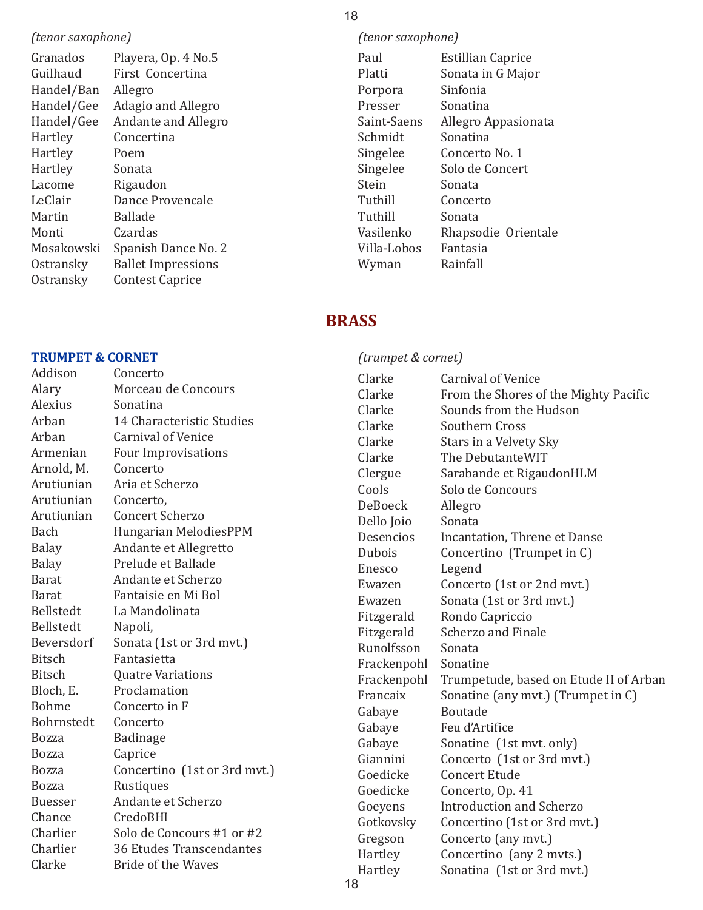*(tenor saxophone)*

| | |
|---|---|
| Granados | Playera, Op. 4 No.5 |
| Guilhaud | First Concertina |
| Handel/Ban | Allegro |
| Handel/Gee | Adagio and Allegro |
| Handel/Gee | Andante and Allegro |
| Hartley | Concertina |
| Hartley | Poem |
| Hartley | Sonata |
| Lacome | Rigaudon |
| LeClair | Dance Provencale |
| Martin | Ballade |
| Monti | Czardas |
| Mosakowski | Spanish Dance No. 2 |
| Ostransky | Ballet Impressions |
| Ostransky | Contest Caprice |

*(tenor saxophone)*

| | |
|---|---|
| Paul | Estillian Caprice |
| Platti | Sonata in G Major |
| Porpora | Sinfonia |
| Presser | Sonatina |
| Saint-Saens | Allegro Appasionata |
| Schmidt | Sonatina |
| Singelee | Concerto No. 1 |
| Singelee | Solo de Concert |
| Stein | Sonata |
| Tuthill | Concerto |
| Tuthill | Sonata |
| Vasilenko | Rhapsodie Orientale |
| Villa-Lobos | Fantasia |
| Wyman | Rainfall |

## BRASS

### TRUMPET & CORNET

| | |
|---|---|
| Addison | Concerto |
| Alary | Morceau de Concours |
| Alexius | Sonatina |
| Arban | 14 Characteristic Studies |
| Arban | Carnival of Venice |
| Armenian | Four Improvisations |
| Arnold, M. | Concerto |
| Arutiunian | Aria et Scherzo |
| Arutiunian | Concerto, |
| Arutiunian | Concert Scherzo |
| Bach | Hungarian MelodiesPPM |
| Balay | Andante et Allegretto |
| Balay | Prelude et Ballade |
| Barat | Andante et Scherzo |
| Barat | Fantaisie en Mi Bol |
| Bellstedt | La Mandolinata |
| Bellstedt | Napoli, |
| Beversdorf | Sonata (1st or 3rd mvt.) |
| Bitsch | Fantasietta |
| Bitsch | Quatre Variations |
| Bloch, E. | Proclamation |
| Bohme | Concerto in F |
| Bohrnstedt | Concerto |
| Bozza | Badinage |
| Bozza | Caprice |
| Bozza | Concertino (1st or 3rd mvt.) |
| Bozza | Rustiques |
| Buesser | Andante et Scherzo |
| Chance | CredoBHI |
| Charlier | Solo de Concours #1 or #2 |
| Charlier | 36 Etudes Transcendantes |
| Clarke | Bride of the Waves |

*(trumpet & cornet)*

| | |
|---|---|
| Clarke | Carnival of Venice |
| Clarke | From the Shores of the Mighty Pacific |
| Clarke | Sounds from the Hudson |
| Clarke | Southern Cross |
| Clarke | Stars in a Velvety Sky |
| Clarke | The DebutanteWIT |
| Clergue | Sarabande et RigaudonHLM |
| Cools | Solo de Concours |
| DeBoeck | Allegro |
| Dello Joio | Sonata |
| Desencios | Incantation, Threne et Danse |
| Dubois | Concertino (Trumpet in C) |
| Enesco | Legend |
| Ewazen | Concerto (1st or 2nd mvt.) |
| Ewazen | Sonata (1st or 3rd mvt.) |
| Fitzgerald | Rondo Capriccio |
| Fitzgerald | Scherzo and Finale |
| Runolfsson | Sonata |
| Frackenpohl | Sonatine |
| Frackenpohl | Trumpetude, based on Etude II of Arban |
| Francaix | Sonatine (any mvt.) (Trumpet in C) |
| Gabaye | Boutade |
| Gabaye | Feu d'Artifice |
| Gabaye | Sonatine (1st mvt. only) |
| Giannini | Concerto (1st or 3rd mvt.) |
| Goedicke | Concert Etude |
| Goedicke | Concerto, Op. 41 |
| Goeyens | Introduction and Scherzo |
| Gotkovsky | Concertino (1st or 3rd mvt.) |
| Gregson | Concerto (any mvt.) |
| Hartley | Concertino (any 2 mvts.) |
| Hartley | Sonatina (1st or 3rd mvt.) |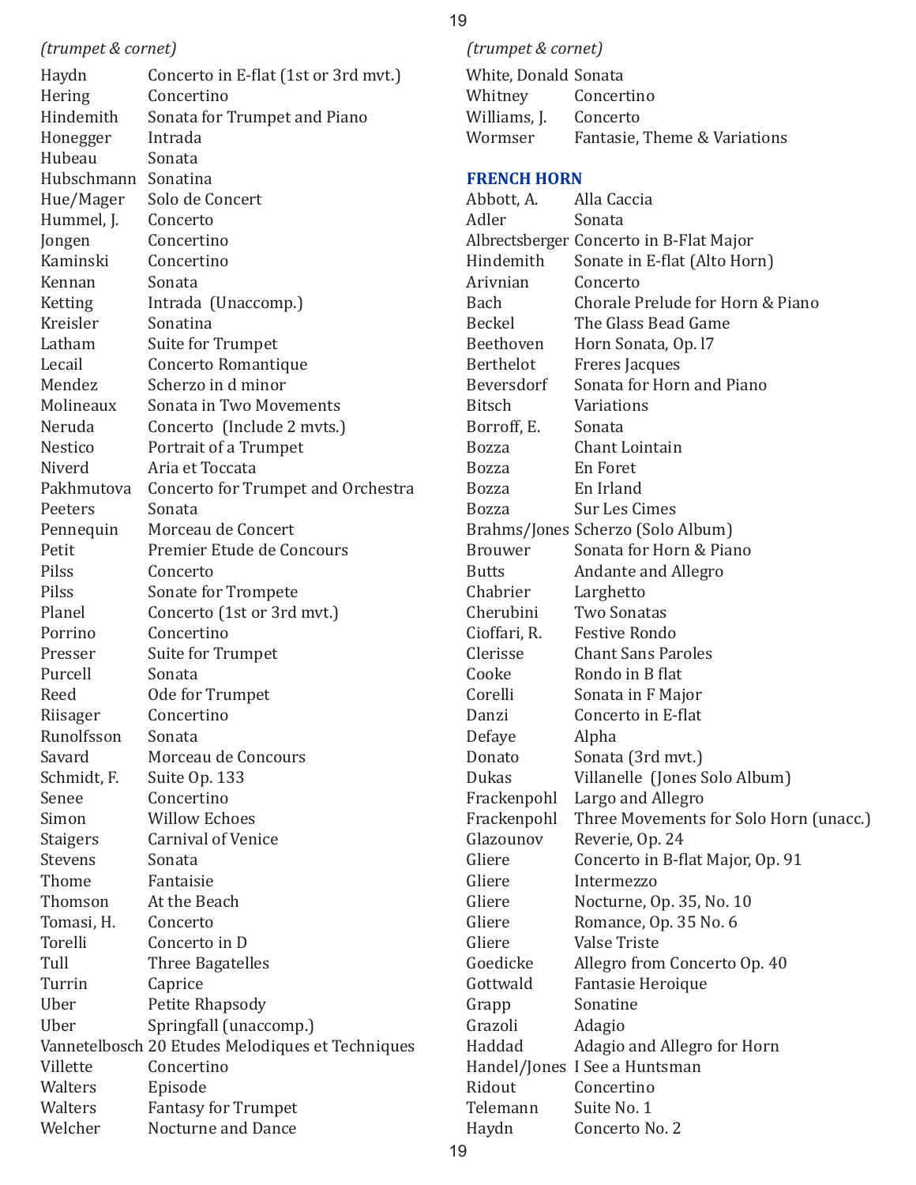*(trumpet & cornet)*

| | |
|---|---|
| Haydn | Concerto in E-flat (1st or 3rd mvt.) |
| Hering | Concertino |
| Hindemith | Sonata for Trumpet and Piano |
| Honegger | Intrada |
| Hubeau | Sonata |
| Hubschmann | Sonatina |
| Hue/Mager | Solo de Concert |
| Hummel, J. | Concerto |
| Jongen | Concertino |
| Kaminski | Concertino |
| Kennan | Sonata |
| Ketting | Intrada (Unaccomp.) |
| Kreisler | Sonatina |
| Latham | Suite for Trumpet |
| Lecail | Concerto Romantique |
| Mendez | Scherzo in d minor |
| Molineaux | Sonata in Two Movements |
| Neruda | Concerto (Include 2 mvts.) |
| Nestico | Portrait of a Trumpet |
| Niverd | Aria et Toccata |
| Pakhmutova | Concerto for Trumpet and Orchestra |
| Peeters | Sonata |
| Pennequin | Morceau de Concert |
| Petit | Premier Etude de Concours |
| Pilss | Concerto |
| Pilss | Sonate for Trompete |
| Planel | Concerto (1st or 3rd mvt.) |
| Porrino | Concertino |
| Presser | Suite for Trumpet |
| Purcell | Sonata |
| Reed | Ode for Trumpet |
| Riisager | Concertino |
| Runolfsson | Sonata |
| Savard | Morceau de Concours |
| Schmidt, F. | Suite Op. 133 |
| Senee | Concertino |
| Simon | Willow Echoes |
| Staigers | Carnival of Venice |
| Stevens | Sonata |
| Thome | Fantaisie |
| Thomson | At the Beach |
| Tomasi, H. | Concerto |
| Torelli | Concerto in D |
| Tull | Three Bagatelles |
| Turrin | Caprice |
| Uber | Petite Rhapsody |
| Uber | Springfall (unaccomp.) |
| Vannetelbosch | 20 Etudes Melodiques et Techniques |
| Villette | Concertino |
| Walters | Episode |
| Walters | Fantasy for Trumpet |
| Welcher | Nocturne and Dance |

*(trumpet & cornet)*

| | |
|---|---|
| White, Donald | Sonata |
| Whitney | Concertino |
| Williams, J. | Concerto |
| Wormser | Fantasie, Theme & Variations |

## FRENCH HORN

| | |
|---|---|
| Abbott, A. | Alla Caccia |
| Adler | Sonata |
| Albrectsberger | Concerto in B-Flat Major |
| Hindemith | Sonate in E-flat (Alto Horn) |
| Arivnian | Concerto |
| Bach | Chorale Prelude for Horn & Piano |
| Beckel | The Glass Bead Game |
| Beethoven | Horn Sonata, Op. l7 |
| Berthelot | Freres Jacques |
| Beversdorf | Sonata for Horn and Piano |
| Bitsch | Variations |
| Borroff, E. | Sonata |
| Bozza | Chant Lointain |
| Bozza | En Foret |
| Bozza | En Irland |
| Bozza | Sur Les Cimes |
| Brahms/Jones | Scherzo (Solo Album) |
| Brouwer | Sonata for Horn & Piano |
| Butts | Andante and Allegro |
| Chabrier | Larghetto |
| Cherubini | Two Sonatas |
| Cioffari, R. | Festive Rondo |
| Clerisse | Chant Sans Paroles |
| Cooke | Rondo in B flat |
| Corelli | Sonata in F Major |
| Danzi | Concerto in E-flat |
| Defaye | Alpha |
| Donato | Sonata (3rd mvt.) |
| Dukas | Villanelle (Jones Solo Album) |
| Frackenpohl | Largo and Allegro |
| Frackenpohl | Three Movements for Solo Horn (unacc.) |
| Glazounov | Reverie, Op. 24 |
| Gliere | Concerto in B-flat Major, Op. 91 |
| Gliere | Intermezzo |
| Gliere | Nocturne, Op. 35, No. 10 |
| Gliere | Romance, Op. 35 No. 6 |
| Gliere | Valse Triste |
| Goedicke | Allegro from Concerto Op. 40 |
| Gottwald | Fantasie Heroique |
| Grapp | Sonatine |
| Grazoli | Adagio |
| Haddad | Adagio and Allegro for Horn |
| Handel/Jones | I See a Huntsman |
| Ridout | Concertino |
| Telemann | Suite No. 1 |
| Haydn | Concerto No. 2 |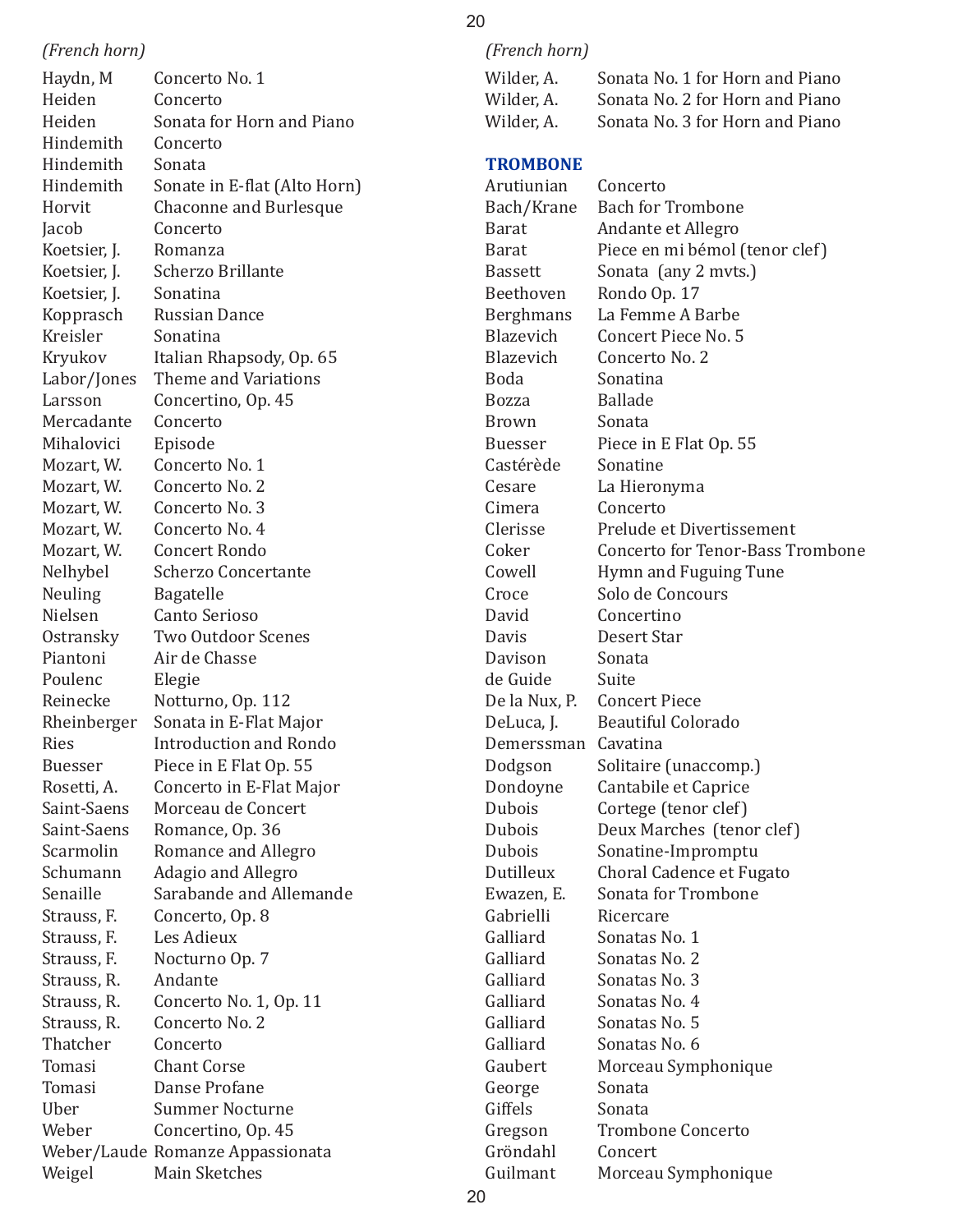*(French horn)*

| | |
|---|---|
| Haydn, M | Concerto No. 1 |
| Heiden | Concerto |
| Heiden | Sonata for Horn and Piano |
| Hindemith | Concerto |
| Hindemith | Sonata |
| Hindemith | Sonate in E-flat (Alto Horn) |
| Horvit | Chaconne and Burlesque |
| Jacob | Concerto |
| Koetsier, J. | Romanza |
| Koetsier, J. | Scherzo Brillante |
| Koetsier, J. | Sonatina |
| Kopprasch | Russian Dance |
| Kreisler | Sonatina |
| Kryukov | Italian Rhapsody, Op. 65 |
| Labor/Jones | Theme and Variations |
| Larsson | Concertino, Op. 45 |
| Mercadante | Concerto |
| Mihalovici | Episode |
| Mozart, W. | Concerto No. 1 |
| Mozart, W. | Concerto No. 2 |
| Mozart, W. | Concerto No. 3 |
| Mozart, W. | Concerto No. 4 |
| Mozart, W. | Concert Rondo |
| Nelhybel | Scherzo Concertante |
| Neuling | Bagatelle |
| Nielsen | Canto Serioso |
| Ostransky | Two Outdoor Scenes |
| Piantoni | Air de Chasse |
| Poulenc | Elegie |
| Reinecke | Notturno, Op. 112 |
| Rheinberger | Sonata in E-Flat Major |
| Ries | Introduction and Rondo |
| Buesser | Piece in E Flat Op. 55 |
| Rosetti, A. | Concerto in E-Flat Major |
| Saint-Saens | Morceau de Concert |
| Saint-Saens | Romance, Op. 36 |
| Scarmolin | Romance and Allegro |
| Schumann | Adagio and Allegro |
| Senaille | Sarabande and Allemande |
| Strauss, F. | Concerto, Op. 8 |
| Strauss, F. | Les Adieux |
| Strauss, F. | Nocturno Op. 7 |
| Strauss, R. | Andante |
| Strauss, R. | Concerto No. 1, Op. 11 |
| Strauss, R. | Concerto No. 2 |
| Thatcher | Concerto |
| Tomasi | Chant Corse |
| Tomasi | Danse Profane |
| Uber | Summer Nocturne |
| Weber | Concertino, Op. 45 |
| Weber/Laude | Romanze Appassionata |
| Weigel | Main Sketches |
| Wilder, A. | Sonata No. 1 for Horn and Piano |
| Wilder, A. | Sonata No. 2 for Horn and Piano |
| Wilder, A. | Sonata No. 3 for Horn and Piano |

## TROMBONE

| | |
|---|---|
| Arutiunian | Concerto |
| Bach/Krane | Bach for Trombone |
| Barat | Andante et Allegro |
| Barat | Piece en mi bémol (tenor clef) |
| Bassett | Sonata (any 2 mvts.) |
| Beethoven | Rondo Op. 17 |
| Berghmans | La Femme A Barbe |
| Blazevich | Concert Piece No. 5 |
| Blazevich | Concerto No. 2 |
| Boda | Sonatina |
| Bozza | Ballade |
| Brown | Sonata |
| Buesser | Piece in E Flat Op. 55 |
| Castérède | Sonatine |
| Cesare | La Hieronyma |
| Cimera | Concerto |
| Clerisse | Prelude et Divertissement |
| Coker | Concerto for Tenor-Bass Trombone |
| Cowell | Hymn and Fuguing Tune |
| Croce | Solo de Concours |
| David | Concertino |
| Davis | Desert Star |
| Davison | Sonata |
| de Guide | Suite |
| De la Nux, P. | Concert Piece |
| DeLuca, J. | Beautiful Colorado |
| Demerssman | Cavatina |
| Dodgson | Solitaire (unaccomp.) |
| Dondoyne | Cantabile et Caprice |
| Dubois | Cortege (tenor clef) |
| Dubois | Deux Marches (tenor clef) |
| Dubois | Sonatine-Impromptu |
| Dutilleux | Choral Cadence et Fugato |
| Ewazen, E. | Sonata for Trombone |
| Gabrielli | Ricercare |
| Galliard | Sonatas No. 1 |
| Galliard | Sonatas No. 2 |
| Galliard | Sonatas No. 3 |
| Galliard | Sonatas No. 4 |
| Galliard | Sonatas No. 5 |
| Galliard | Sonatas No. 6 |
| Gaubert | Morceau Symphonique |
| George | Sonata |
| Giffels | Sonata |
| Gregson | Trombone Concerto |
| Gröndahl | Concert |
| Guilmant | Morceau Symphonique |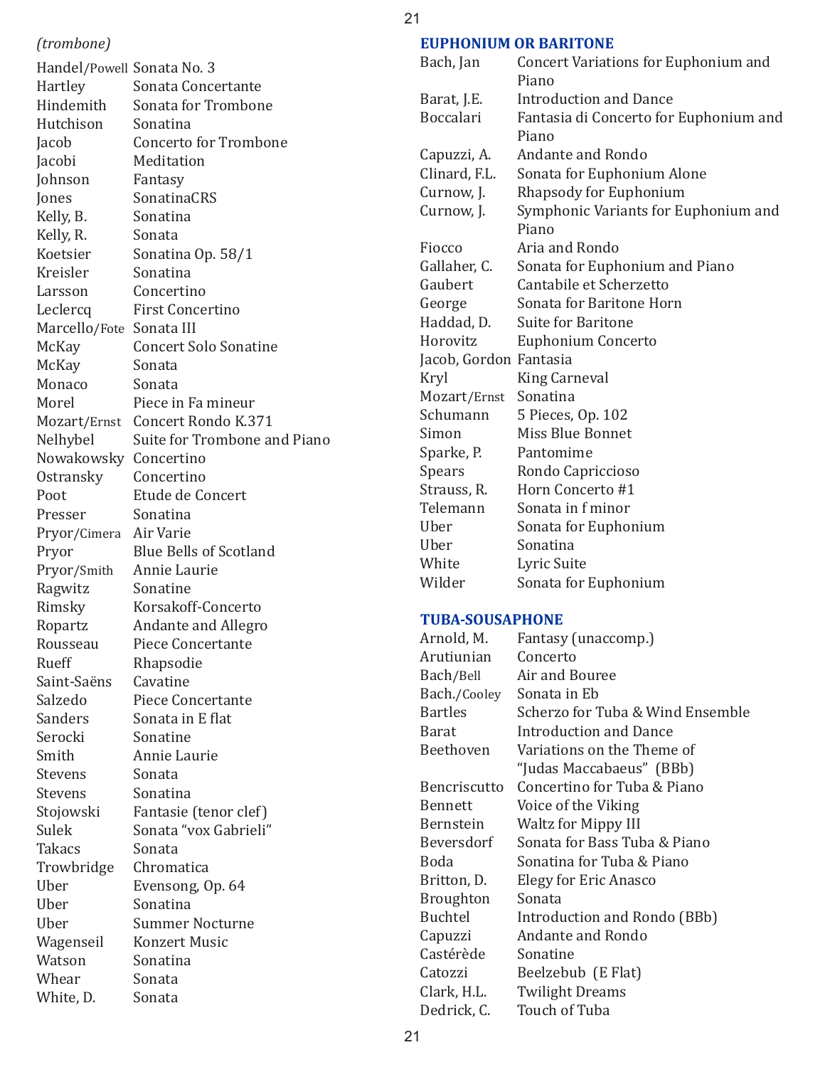*(trombone)*

| | |
|---|---|
| Handel/Powell | Sonata No. 3 |
| Hartley | Sonata Concertante |
| Hindemith | Sonata for Trombone |
| Hutchison | Sonatina |
| Jacob | Concerto for Trombone |
| Jacobi | Meditation |
| Johnson | Fantasy |
| Jones | SonatinaCRS |
| Kelly, B. | Sonatina |
| Kelly, R. | Sonata |
| Koetsier | Sonatina Op. 58/1 |
| Kreisler | Sonatina |
| Larsson | Concertino |
| Leclercq | First Concertino |
| Marcello/Fote | Sonata III |
| McKay | Concert Solo Sonatine |
| McKay | Sonata |
| Monaco | Sonata |
| Morel | Piece in Fa mineur |
| Mozart/Ernst | Concert Rondo K.371 |
| Nelhybel | Suite for Trombone and Piano |
| Nowakowsky | Concertino |
| Ostransky | Concertino |
| Poot | Etude de Concert |
| Presser | Sonatina |
| Pryor/Cimera | Air Varie |
| Pryor | Blue Bells of Scotland |
| Pryor/Smith | Annie Laurie |
| Ragwitz | Sonatine |
| Rimsky | Korsakoff-Concerto |
| Ropartz | Andante and Allegro |
| Rousseau | Piece Concertante |
| Rueff | Rhapsodie |
| Saint-Saëns | Cavatine |
| Salzedo | Piece Concertante |
| Sanders | Sonata in E flat |
| Serocki | Sonatine |
| Smith | Annie Laurie |
| Stevens | Sonata |
| Stevens | Sonatina |
| Stojowski | Fantasie (tenor clef) |
| Sulek | Sonata "vox Gabrieli" |
| Takacs | Sonata |
| Trowbridge | Chromatica |
| Uber | Evensong, Op. 64 |
| Uber | Sonatina |
| Uber | Summer Nocturne |
| Wagenseil | Konzert Music |
| Watson | Sonatina |
| Whear | Sonata |
| White, D. | Sonata |

## EUPHONIUM OR BARITONE

| | |
|---|---|
| Bach, Jan | Concert Variations for Euphonium and Piano |
| Barat, J.E. | Introduction and Dance |
| Boccalari | Fantasia di Concerto for Euphonium and Piano |
| Capuzzi, A. | Andante and Rondo |
| Clinard, F.L. | Sonata for Euphonium Alone |
| Curnow, J. | Rhapsody for Euphonium |
| Curnow, J. | Symphonic Variants for Euphonium and Piano |
| Fiocco | Aria and Rondo |
| Gallaher, C. | Sonata for Euphonium and Piano |
| Gaubert | Cantabile et Scherzetto |
| George | Sonata for Baritone Horn |
| Haddad, D. | Suite for Baritone |
| Horovitz | Euphonium Concerto |
| Jacob, Gordon | Fantasia |
| Kryl | King Carneval |
| Mozart/Ernst | Sonatina |
| Schumann | 5 Pieces, Op. 102 |
| Simon | Miss Blue Bonnet |
| Sparke, P. | Pantomime |
| Spears | Rondo Capriccioso |
| Strauss, R. | Horn Concerto #1 |
| Telemann | Sonata in f minor |
| Uber | Sonata for Euphonium |
| Uber | Sonatina |
| White | Lyric Suite |
| Wilder | Sonata for Euphonium |

## TUBA-SOUSAPHONE

| | |
|---|---|
| Arnold, M. | Fantasy (unaccomp.) |
| Arutiunian | Concerto |
| Bach/Bell | Air and Bouree |
| Bach./Cooley | Sonata in Eb |
| Bartles | Scherzo for Tuba & Wind Ensemble |
| Barat | Introduction and Dance |
| Beethoven | Variations on the Theme of "Judas Maccabaeus" (BBb) |
| Bencriscutto | Concertino for Tuba & Piano |
| Bennett | Voice of the Viking |
| Bernstein | Waltz for Mippy III |
| Beversdorf | Sonata for Bass Tuba & Piano |
| Boda | Sonatina for Tuba & Piano |
| Britton, D. | Elegy for Eric Anasco |
| Broughton | Sonata |
| Buchtel | Introduction and Rondo (BBb) |
| Capuzzi | Andante and Rondo |
| Castérède | Sonatine |
| Catozzi | Beelzebub (E Flat) |
| Clark, H.L. | Twilight Dreams |
| Dedrick, C. | Touch of Tuba |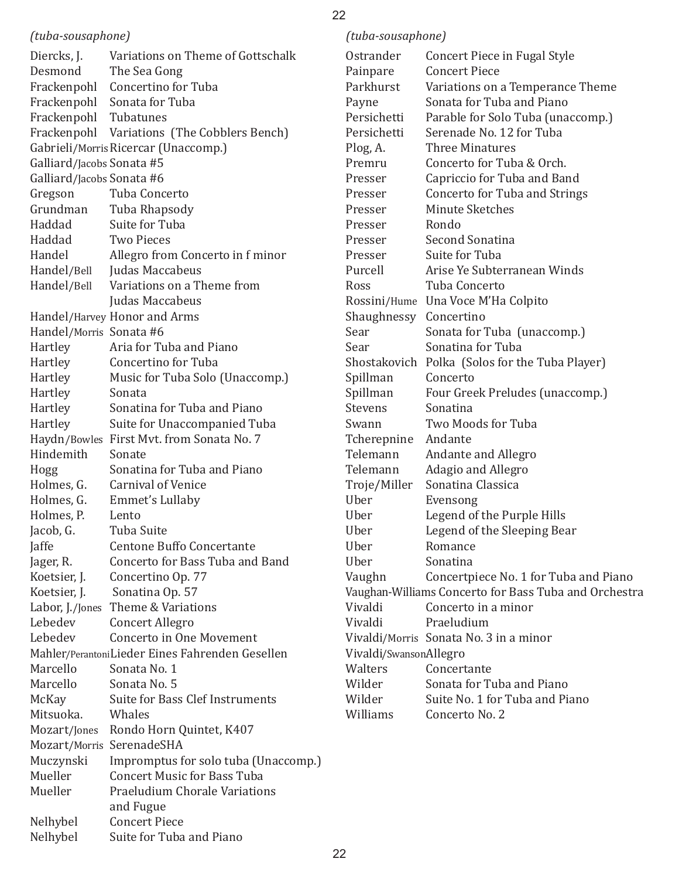*(tuba-sousaphone)*

| Composer | Title |
|---|---|
| Diercks, J. | Variations on Theme of Gottschalk |
| Desmond | The Sea Gong |
| Frackenpohl | Concertino for Tuba |
| Frackenpohl | Sonata for Tuba |
| Frackenpohl | Tubatunes |
| Frackenpohl | Variations (The Cobblers Bench) |
| Gabrieli/Morris | Ricercar (Unaccomp.) |
| Galliard/Jacobs | Sonata #5 |
| Galliard/Jacobs | Sonata #6 |
| Gregson | Tuba Concerto |
| Grundman | Tuba Rhapsody |
| Haddad | Suite for Tuba |
| Haddad | Two Pieces |
| Handel | Allegro from Concerto in f minor |
| Handel/Bell | Judas Maccabeus |
| Handel/Bell | Variations on a Theme from Judas Maccabeus |
| Handel/Harvey | Honor and Arms |
| Handel/Morris | Sonata #6 |
| Hartley | Aria for Tuba and Piano |
| Hartley | Concertino for Tuba |
| Hartley | Music for Tuba Solo (Unaccomp.) |
| Hartley | Sonata |
| Hartley | Sonatina for Tuba and Piano |
| Hartley | Suite for Unaccompanied Tuba |
| Haydn/Bowles | First Mvt. from Sonata No. 7 |
| Hindemith | Sonate |
| Hogg | Sonatina for Tuba and Piano |
| Holmes, G. | Carnival of Venice |
| Holmes, G. | Emmet's Lullaby |
| Holmes, P. | Lento |
| Jacob, G. | Tuba Suite |
| Jaffe | Centone Buffo Concertante |
| Jager, R. | Concerto for Bass Tuba and Band |
| Koetsier, J. | Concertino Op. 77 |
| Koetsier, J. | Sonatina Op. 57 |
| Labor, J./Jones | Theme & Variations |
| Lebedev | Concert Allegro |
| Lebedev | Concerto in One Movement |
| Mahler/Perantoni | Lieder Eines Fahrenden Gesellen |
| Marcello | Sonata No. 1 |
| Marcello | Sonata No. 5 |
| McKay | Suite for Bass Clef Instruments |
| Mitsuoka. | Whales |
| Mozart/Jones | Rondo Horn Quintet, K407 |
| Mozart/Morris | SerenadeSHA |
| Muczynski | Impromptus for solo tuba (Unaccomp.) |
| Mueller | Concert Music for Bass Tuba |
| Mueller | Praeludium Chorale Variations and Fugue |
| Nelhybel | Concert Piece |
| Nelhybel | Suite for Tuba and Piano |

*(tuba-sousaphone)*

| Composer | Title |
|---|---|
| Ostrander | Concert Piece in Fugal Style |
| Painpare | Concert Piece |
| Parkhurst | Variations on a Temperance Theme |
| Payne | Sonata for Tuba and Piano |
| Persichetti | Parable for Solo Tuba (unaccomp.) |
| Persichetti | Serenade No. 12 for Tuba |
| Plog, A. | Three Minatures |
| Premru | Concerto for Tuba & Orch. |
| Presser | Capriccio for Tuba and Band |
| Presser | Concerto for Tuba and Strings |
| Presser | Minute Sketches |
| Presser | Rondo |
| Presser | Second Sonatina |
| Presser | Suite for Tuba |
| Purcell | Arise Ye Subterranean Winds |
| Ross | Tuba Concerto |
| Rossini/Hume | Una Voce M'Ha Colpito |
| Shaughnessy | Concertino |
| Sear | Sonata for Tuba (unaccomp.) |
| Sear | Sonatina for Tuba |
| Shostakovich | Polka (Solos for the Tuba Player) |
| Spillman | Concerto |
| Spillman | Four Greek Preludes (unaccomp.) |
| Stevens | Sonatina |
| Swann | Two Moods for Tuba |
| Tcherepnine | Andante |
| Telemann | Andante and Allegro |
| Telemann | Adagio and Allegro |
| Troje/Miller | Sonatina Classica |
| Uber | Evensong |
| Uber | Legend of the Purple Hills |
| Uber | Legend of the Sleeping Bear |
| Uber | Romance |
| Uber | Sonatina |
| Vaughn | Concertpiece No. 1 for Tuba and Piano |
| Vaughan-Williams | Concerto for Bass Tuba and Orchestra |
| Vivaldi | Concerto in a minor |
| Vivaldi | Praeludium |
| Vivaldi/Morris | Sonata No. 3 in a minor |
| Vivaldi/Swanson | Allegro |
| Walters | Concertante |
| Wilder | Sonata for Tuba and Piano |
| Wilder | Suite No. 1 for Tuba and Piano |
| Williams | Concerto No. 2 |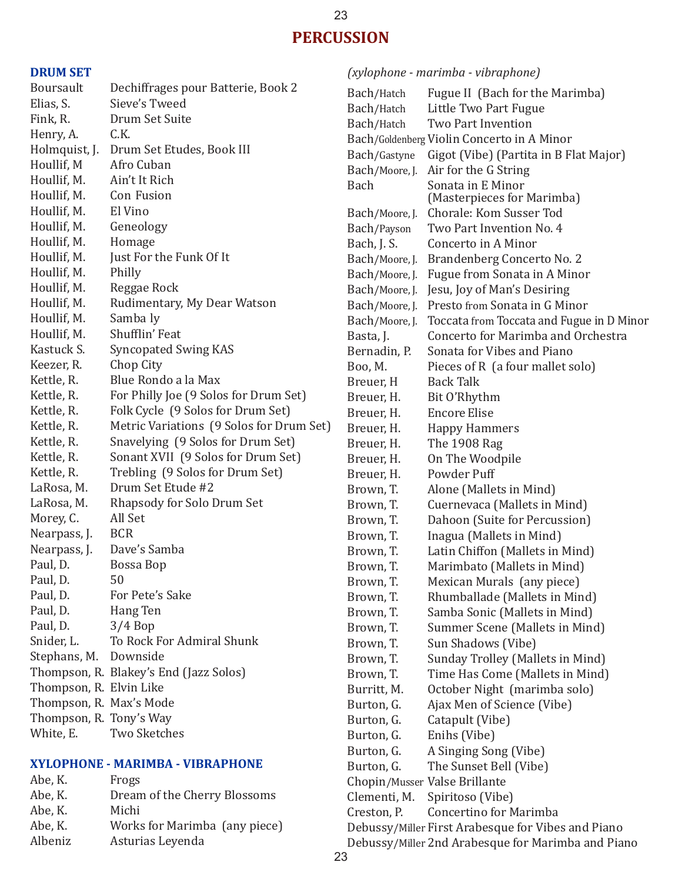# PERCUSSION

## DRUM SET

| Composer | Title |
|---|---|
| Boursault | Dechiffrages pour Batterie, Book 2 |
| Elias, S. | Sieve's Tweed |
| Fink, R. | Drum Set Suite |
| Henry, A. | C.K. |
| Holmquist, J. | Drum Set Etudes, Book III |
| Houllif, M | Afro Cuban |
| Houllif, M. | Ain't It Rich |
| Houllif, M. | Con Fusion |
| Houllif, M. | El Vino |
| Houllif, M. | Geneology |
| Houllif, M. | Homage |
| Houllif, M. | Just For the Funk Of It |
| Houllif, M. | Philly |
| Houllif, M. | Reggae Rock |
| Houllif, M. | Rudimentary, My Dear Watson |
| Houllif, M. | Samba ly |
| Houllif, M. | Shufflin' Feat |
| Kastuck S. | Syncopated Swing KAS |
| Keezer, R. | Chop City |
| Kettle, R. | Blue Rondo a la Max |
| Kettle, R. | For Philly Joe (9 Solos for Drum Set) |
| Kettle, R. | Folk Cycle (9 Solos for Drum Set) |
| Kettle, R. | Metric Variations (9 Solos for Drum Set) |
| Kettle, R. | Snavelying (9 Solos for Drum Set) |
| Kettle, R. | Sonant XVII (9 Solos for Drum Set) |
| Kettle, R. | Trebling (9 Solos for Drum Set) |
| LaRosa, M. | Drum Set Etude #2 |
| LaRosa, M. | Rhapsody for Solo Drum Set |
| Morey, C. | All Set |
| Nearpass, J. | BCR |
| Nearpass, J. | Dave's Samba |
| Paul, D. | Bossa Bop |
| Paul, D. | 50 |
| Paul, D. | For Pete's Sake |
| Paul, D. | Hang Ten |
| Paul, D. | 3/4 Bop |
| Snider, L. | To Rock For Admiral Shunk |
| Stephans, M. | Downside |
| Thompson, R. | Blakey's End (Jazz Solos) |
| Thompson, R. | Elvin Like |
| Thompson, R. | Max's Mode |
| Thompson, R. | Tony's Way |
| White, E. | Two Sketches |

## XYLOPHONE - MARIMBA - VIBRAPHONE

| Composer | Title |
|---|---|
| Abe, K. | Frogs |
| Abe, K. | Dream of the Cherry Blossoms |
| Abe, K. | Michi |
| Abe, K. | Works for Marimba (any piece) |
| Albeniz | Asturias Leyenda |

*(xylophone - marimba - vibraphone)*

| Composer | Title |
|---|---|
| Bach/Hatch | Fugue II (Bach for the Marimba) |
| Bach/Hatch | Little Two Part Fugue |
| Bach/Hatch | Two Part Invention |
| Bach/Goldenberg | Violin Concerto in A Minor |
| Bach/Gastyne | Gigot (Vibe) (Partita in B Flat Major) |
| Bach/Moore, J. | Air for the G String |
| Bach | Sonata in E Minor (Masterpieces for Marimba) |
| Bach/Moore, J. | Chorale: Kom Susser Tod |
| Bach/Payson | Two Part Invention No. 4 |
| Bach, J. S. | Concerto in A Minor |
| Bach/Moore, J. | Brandenberg Concerto No. 2 |
| Bach/Moore, J. | Fugue from Sonata in A Minor |
| Bach/Moore, J. | Jesu, Joy of Man's Desiring |
| Bach/Moore, J. | Presto from Sonata in G Minor |
| Bach/Moore, J. | Toccata from Toccata and Fugue in D Minor |
| Basta, J. | Concerto for Marimba and Orchestra |
| Bernadin, P. | Sonata for Vibes and Piano |
| Boo, M. | Pieces of R (a four mallet solo) |
| Breuer, H | Back Talk |
| Breuer, H. | Bit O'Rhythm |
| Breuer, H. | Encore Elise |
| Breuer, H. | Happy Hammers |
| Breuer, H. | The 1908 Rag |
| Breuer, H. | On The Woodpile |
| Breuer, H. | Powder Puff |
| Brown, T. | Alone (Mallets in Mind) |
| Brown, T. | Cuernevaca (Mallets in Mind) |
| Brown, T. | Dahoon (Suite for Percussion) |
| Brown, T. | Inagua (Mallets in Mind) |
| Brown, T. | Latin Chiffon (Mallets in Mind) |
| Brown, T. | Marimbato (Mallets in Mind) |
| Brown, T. | Mexican Murals (any piece) |
| Brown, T. | Rhumballade (Mallets in Mind) |
| Brown, T. | Samba Sonic (Mallets in Mind) |
| Brown, T. | Summer Scene (Mallets in Mind) |
| Brown, T. | Sun Shadows (Vibe) |
| Brown, T. | Sunday Trolley (Mallets in Mind) |
| Brown, T. | Time Has Come (Mallets in Mind) |
| Burritt, M. | October Night (marimba solo) |
| Burton, G. | Ajax Men of Science (Vibe) |
| Burton, G. | Catapult (Vibe) |
| Burton, G. | Enihs (Vibe) |
| Burton, G. | A Singing Song (Vibe) |
| Burton, G. | The Sunset Bell (Vibe) |
| Chopin/Musser | Valse Brillante |
| Clementi, M. | Spiritoso (Vibe) |
| Creston, P. | Concertino for Marimba |
| Debussy/Miller | First Arabesque for Vibes and Piano |
| Debussy/Miller | 2nd Arabesque for Marimba and Piano |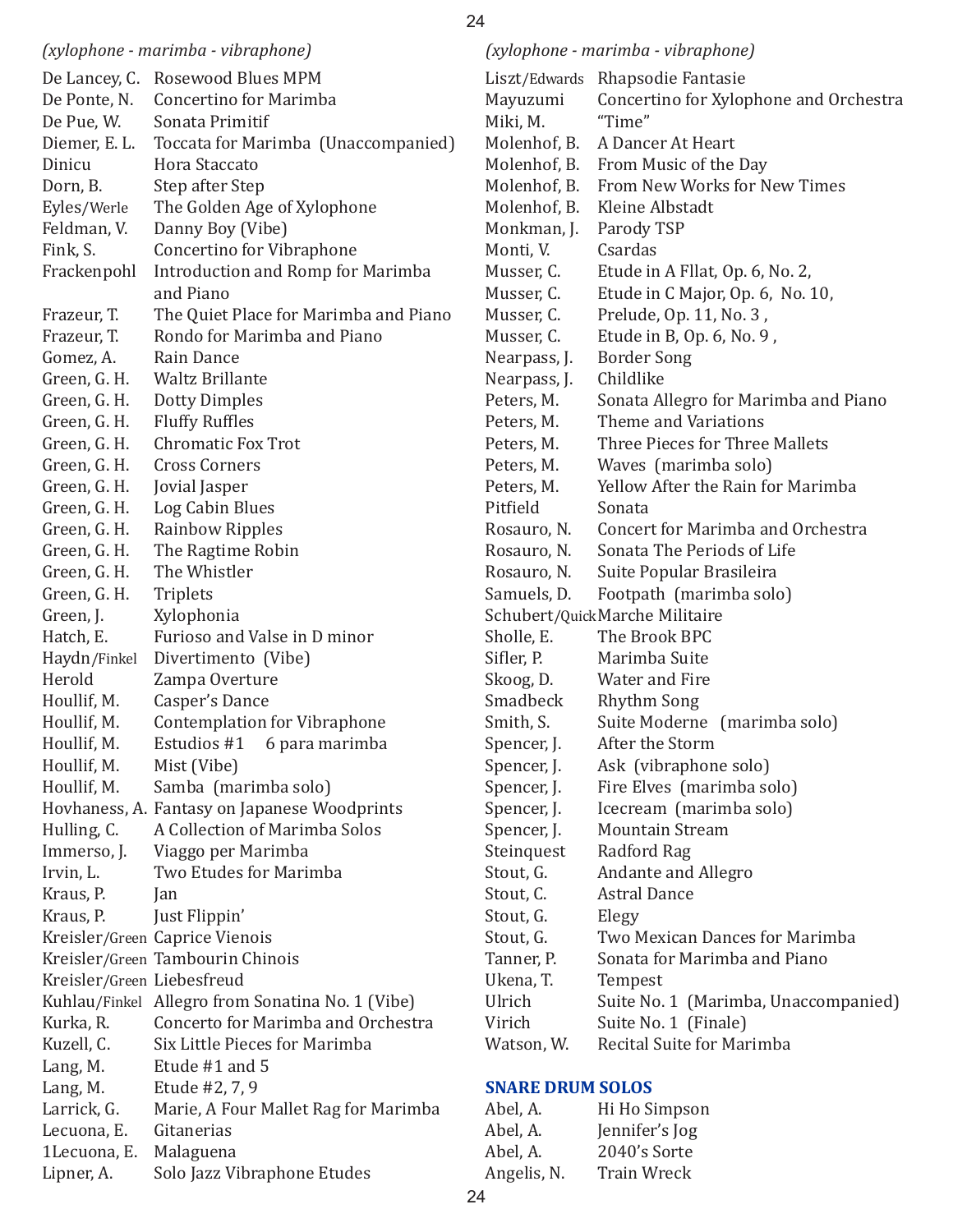*(xylophone - marimba - vibraphone)*

| | |
|---|---|
| De Lancey, C. | Rosewood Blues MPM |
| De Ponte, N. | Concertino for Marimba |
| De Pue, W. | Sonata Primitif |
| Diemer, E. L. | Toccata for Marimba (Unaccompanied) |
| Dinicu | Hora Staccato |
| Dorn, B. | Step after Step |
| Eyles/Werle | The Golden Age of Xylophone |
| Feldman, V. | Danny Boy (Vibe) |
| Fink, S. | Concertino for Vibraphone |
| Frackenpohl | Introduction and Romp for Marimba and Piano |
| Frazeur, T. | The Quiet Place for Marimba and Piano |
| Frazeur, T. | Rondo for Marimba and Piano |
| Gomez, A. | Rain Dance |
| Green, G. H. | Waltz Brillante |
| Green, G. H. | Dotty Dimples |
| Green, G. H. | Fluffy Ruffles |
| Green, G. H. | Chromatic Fox Trot |
| Green, G. H. | Cross Corners |
| Green, G. H. | Jovial Jasper |
| Green, G. H. | Log Cabin Blues |
| Green, G. H. | Rainbow Ripples |
| Green, G. H. | The Ragtime Robin |
| Green, G. H. | The Whistler |
| Green, G. H. | Triplets |
| Green, J. | Xylophonia |
| Hatch, E. | Furioso and Valse in D minor |
| Haydn/Finkel | Divertimento (Vibe) |
| Herold | Zampa Overture |
| Houllif, M. | Casper's Dance |
| Houllif, M. | Contemplation for Vibraphone |
| Houllif, M. | Estudios #1 6 para marimba |
| Houllif, M. | Mist (Vibe) |
| Houllif, M. | Samba (marimba solo) |
| Hovhaness, A. | Fantasy on Japanese Woodprints |
| Hulling, C. | A Collection of Marimba Solos |
| Immerso, J. | Viaggo per Marimba |
| Irvin, L. | Two Etudes for Marimba |
| Kraus, P. | Jan |
| Kraus, P. | Just Flippin' |
| Kreisler/Green | Caprice Vienois |
| Kreisler/Green | Tambourin Chinois |
| Kreisler/Green | Liebesfreud |
| Kuhlau/Finkel | Allegro from Sonatina No. 1 (Vibe) |
| Kurka, R. | Concerto for Marimba and Orchestra |
| Kuzell, C. | Six Little Pieces for Marimba |
| Lang, M. | Etude #1 and 5 |
| Lang, M. | Etude #2, 7, 9 |
| Larrick, G. | Marie, A Four Mallet Rag for Marimba |
| Lecuona, E. | Gitanerias |
| 1Lecuona, E. | Malaguena |
| Lipner, A. | Solo Jazz Vibraphone Etudes |
| Liszt/Edwards | Rhapsodie Fantasie |
| Mayuzumi | Concertino for Xylophone and Orchestra |
| Miki, M. | "Time" |
| Molenhof, B. | A Dancer At Heart |
| Molenhof, B. | From Music of the Day |
| Molenhof, B. | From New Works for New Times |
| Molenhof, B. | Kleine Albstadt |
| Monkman, J. | Parody TSP |
| Monti, V. | Csardas |
| Musser, C. | Etude in A Fllat, Op. 6, No. 2, |
| Musser, C. | Etude in C Major, Op. 6, No. 10, |
| Musser, C. | Prelude, Op. 11, No. 3 , |
| Musser, C. | Etude in B, Op. 6, No. 9 , |
| Nearpass, J. | Border Song |
| Nearpass, J. | Childlike |
| Peters, M. | Sonata Allegro for Marimba and Piano |
| Peters, M. | Theme and Variations |
| Peters, M. | Three Pieces for Three Mallets |
| Peters, M. | Waves (marimba solo) |
| Peters, M. | Yellow After the Rain for Marimba |
| Pitfield | Sonata |
| Rosauro, N. | Concert for Marimba and Orchestra |
| Rosauro, N. | Sonata The Periods of Life |
| Rosauro, N. | Suite Popular Brasileira |
| Samuels, D. | Footpath (marimba solo) |
| Schubert/Quick | Marche Militaire |
| Sholle, E. | The Brook BPC |
| Sifler, P. | Marimba Suite |
| Skoog, D. | Water and Fire |
| Smadbeck | Rhythm Song |
| Smith, S. | Suite Moderne (marimba solo) |
| Spencer, J. | After the Storm |
| Spencer, J. | Ask (vibraphone solo) |
| Spencer, J. | Fire Elves (marimba solo) |
| Spencer, J. | Icecream (marimba solo) |
| Spencer, J. | Mountain Stream |
| Steinquest | Radford Rag |
| Stout, G. | Andante and Allegro |
| Stout, C. | Astral Dance |
| Stout, G. | Elegy |
| Stout, G. | Two Mexican Dances for Marimba |
| Tanner, P. | Sonata for Marimba and Piano |
| Ukena, T. | Tempest |
| Ulrich | Suite No. 1 (Marimba, Unaccompanied) |
| Virich | Suite No. 1 (Finale) |
| Watson, W. | Recital Suite for Marimba |

## SNARE DRUM SOLOS

| | |
|---|---|
| Abel, A. | Hi Ho Simpson |
| Abel, A. | Jennifer's Jog |
| Abel, A. | 2040's Sorte |
| Angelis, N. | Train Wreck |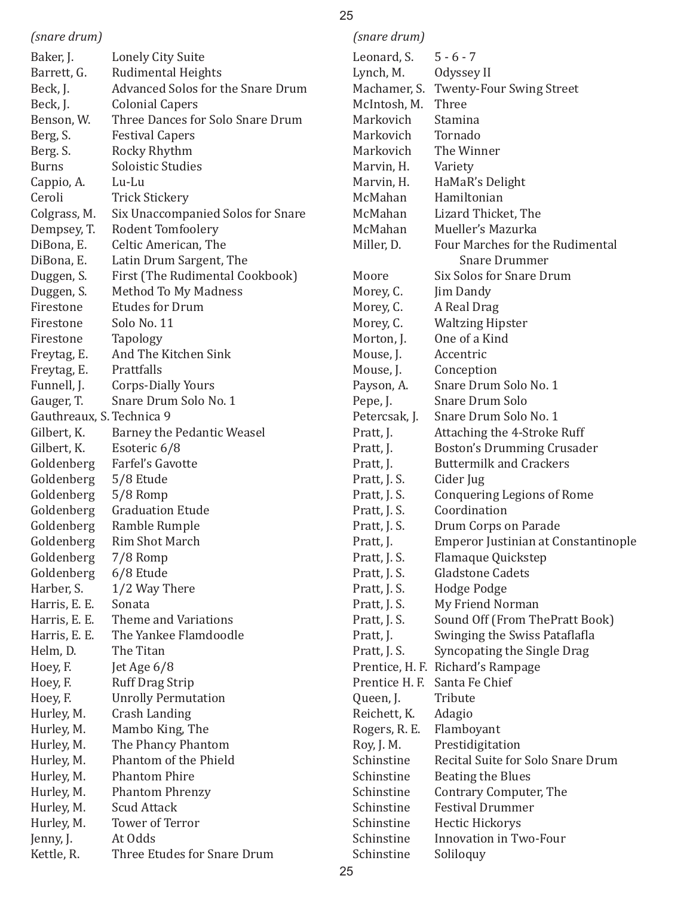*(snare drum)*

| | |
|---|---|
| Baker, J. | Lonely City Suite |
| Barrett, G. | Rudimental Heights |
| Beck, J. | Advanced Solos for the Snare Drum |
| Beck, J. | Colonial Capers |
| Benson, W. | Three Dances for Solo Snare Drum |
| Berg, S. | Festival Capers |
| Berg. S. | Rocky Rhythm |
| Burns | Soloistic Studies |
| Cappio, A. | Lu-Lu |
| Ceroli | Trick Stickery |
| Colgrass, M. | Six Unaccompanied Solos for Snare |
| Dempsey, T. | Rodent Tomfoolery |
| DiBona, E. | Celtic American, The |
| DiBona, E. | Latin Drum Sargent, The |
| Duggen, S. | First (The Rudimental Cookbook) |
| Duggen, S. | Method To My Madness |
| Firestone | Etudes for Drum |
| Firestone | Solo No. 11 |
| Firestone | Tapology |
| Freytag, E. | And The Kitchen Sink |
| Freytag, E. | Prattfalls |
| Funnell, J. | Corps-Dially Yours |
| Gauger, T. | Snare Drum Solo No. 1 |
| Gauthreaux, S. | Technica 9 |
| Gilbert, K. | Barney the Pedantic Weasel |
| Gilbert, K. | Esoteric 6/8 |
| Goldenberg | Farfel's Gavotte |
| Goldenberg | 5/8 Etude |
| Goldenberg | 5/8 Romp |
| Goldenberg | Graduation Etude |
| Goldenberg | Ramble Rumple |
| Goldenberg | Rim Shot March |
| Goldenberg | 7/8 Romp |
| Goldenberg | 6/8 Etude |
| Harber, S. | 1/2 Way There |
| Harris, E. E. | Sonata |
| Harris, E. E. | Theme and Variations |
| Harris, E. E. | The Yankee Flamdoodle |
| Helm, D. | The Titan |
| Hoey, F. | Jet Age 6/8 |
| Hoey, F. | Ruff Drag Strip |
| Hoey, F. | Unrolly Permutation |
| Hurley, M. | Crash Landing |
| Hurley, M. | Mambo King, The |
| Hurley, M. | The Phancy Phantom |
| Hurley, M. | Phantom of the Phield |
| Hurley, M. | Phantom Phire |
| Hurley, M. | Phantom Phrenzy |
| Hurley, M. | Scud Attack |
| Hurley, M. | Tower of Terror |
| Jenny, J. | At Odds |
| Kettle, R. | Three Etudes for Snare Drum |

*(snare drum)*

| | |
|---|---|
| Leonard, S. | 5 - 6 - 7 |
| Lynch, M. | Odyssey II |
| Machamer, S. | Twenty-Four Swing Street |
| McIntosh, M. | Three |
| Markovich | Stamina |
| Markovich | Tornado |
| Markovich | The Winner |
| Marvin, H. | Variety |
| Marvin, H. | HaMaR's Delight |
| McMahan | Hamiltonian |
| McMahan | Lizard Thicket, The |
| McMahan | Mueller's Mazurka |
| Miller, D. | Four Marches for the Rudimental Snare Drummer |
| Moore | Six Solos for Snare Drum |
| Morey, C. | Jim Dandy |
| Morey, C. | A Real Drag |
| Morey, C. | Waltzing Hipster |
| Morton, J. | One of a Kind |
| Mouse, J. | Accentric |
| Mouse, J. | Conception |
| Payson, A. | Snare Drum Solo No. 1 |
| Pepe, J. | Snare Drum Solo |
| Petercsak, J. | Snare Drum Solo No. 1 |
| Pratt, J. | Attaching the 4-Stroke Ruff |
| Pratt, J. | Boston's Drumming Crusader |
| Pratt, J. | Buttermilk and Crackers |
| Pratt, J. S. | Cider Jug |
| Pratt, J. S. | Conquering Legions of Rome |
| Pratt, J. S. | Coordination |
| Pratt, J. S. | Drum Corps on Parade |
| Pratt, J. | Emperor Justinian at Constantinople |
| Pratt, J. S. | Flamaque Quickstep |
| Pratt, J. S. | Gladstone Cadets |
| Pratt, J. S. | Hodge Podge |
| Pratt, J. S. | My Friend Norman |
| Pratt, J. S. | Sound Off (From ThePratt Book) |
| Pratt, J. | Swinging the Swiss Pataflafla |
| Pratt, J. S. | Syncopating the Single Drag |
| Prentice, H. F. | Richard's Rampage |
| Prentice H. F. | Santa Fe Chief |
| Queen, J. | Tribute |
| Reichett, K. | Adagio |
| Rogers, R. E. | Flamboyant |
| Roy, J. M. | Prestidigitation |
| Schinstine | Recital Suite for Solo Snare Drum |
| Schinstine | Beating the Blues |
| Schinstine | Contrary Computer, The |
| Schinstine | Festival Drummer |
| Schinstine | Hectic Hickorys |
| Schinstine | Innovation in Two-Four |
| Schinstine | Soliloquy |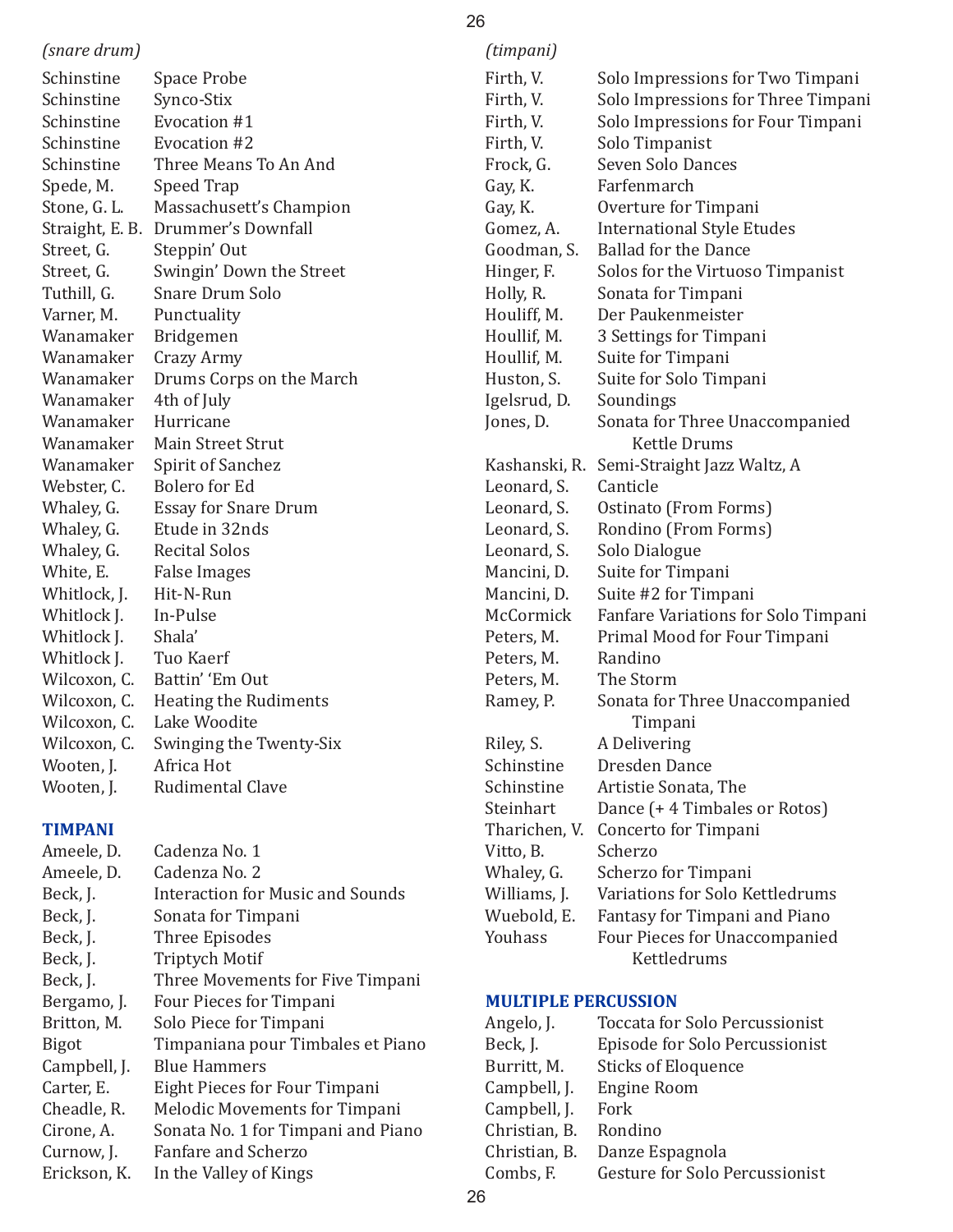*(snare drum)*

| | |
|---|---|
| Schinstine | Space Probe |
| Schinstine | Synco-Stix |
| Schinstine | Evocation #1 |
| Schinstine | Evocation #2 |
| Schinstine | Three Means To An And |
| Spede, M. | Speed Trap |
| Stone, G. L. | Massachusett's Champion |
| Straight, E. B. | Drummer's Downfall |
| Street, G. | Steppin' Out |
| Street, G. | Swingin' Down the Street |
| Tuthill, G. | Snare Drum Solo |
| Varner, M. | Punctuality |
| Wanamaker | Bridgemen |
| Wanamaker | Crazy Army |
| Wanamaker | Drums Corps on the March |
| Wanamaker | 4th of July |
| Wanamaker | Hurricane |
| Wanamaker | Main Street Strut |
| Wanamaker | Spirit of Sanchez |
| Webster, C. | Bolero for Ed |
| Whaley, G. | Essay for Snare Drum |
| Whaley, G. | Etude in 32nds |
| Whaley, G. | Recital Solos |
| White, E. | False Images |
| Whitlock, J. | Hit-N-Run |
| Whitlock J. | In-Pulse |
| Whitlock J. | Shala' |
| Whitlock J. | Tuo Kaerf |
| Wilcoxon, C. | Battin' 'Em Out |
| Wilcoxon, C. | Heating the Rudiments |
| Wilcoxon, C. | Lake Woodite |
| Wilcoxon, C. | Swinging the Twenty-Six |
| Wooten, J. | Africa Hot |
| Wooten, J. | Rudimental Clave |

## TIMPANI

| | |
|---|---|
| Ameele, D. | Cadenza No. 1 |
| Ameele, D. | Cadenza No. 2 |
| Beck, J. | Interaction for Music and Sounds |
| Beck, J. | Sonata for Timpani |
| Beck, J. | Three Episodes |
| Beck, J. | Triptych Motif |
| Beck, J. | Three Movements for Five Timpani |
| Bergamo, J. | Four Pieces for Timpani |
| Britton, M. | Solo Piece for Timpani |
| Bigot | Timpaniana pour Timbales et Piano |
| Campbell, J. | Blue Hammers |
| Carter, E. | Eight Pieces for Four Timpani |
| Cheadle, R. | Melodic Movements for Timpani |
| Cirone, A. | Sonata No. 1 for Timpani and Piano |
| Curnow, J. | Fanfare and Scherzo |
| Erickson, K. | In the Valley of Kings |

*(timpani)*

| | |
|---|---|
| Firth, V. | Solo Impressions for Two Timpani |
| Firth, V. | Solo Impressions for Three Timpani |
| Firth, V. | Solo Impressions for Four Timpani |
| Firth, V. | Solo Timpanist |
| Frock, G. | Seven Solo Dances |
| Gay, K. | Farfenmarch |
| Gay, K. | Overture for Timpani |
| Gomez, A. | International Style Etudes |
| Goodman, S. | Ballad for the Dance |
| Hinger, F. | Solos for the Virtuoso Timpanist |
| Holly, R. | Sonata for Timpani |
| Houliff, M. | Der Paukenmeister |
| Houllif, M. | 3 Settings for Timpani |
| Houllif, M. | Suite for Timpani |
| Huston, S. | Suite for Solo Timpani |
| Igelsrud, D. | Soundings |
| Jones, D. | Sonata for Three Unaccompanied Kettle Drums |
| Kashanski, R. | Semi-Straight Jazz Waltz, A |
| Leonard, S. | Canticle |
| Leonard, S. | Ostinato (From Forms) |
| Leonard, S. | Rondino (From Forms) |
| Leonard, S. | Solo Dialogue |
| Mancini, D. | Suite for Timpani |
| Mancini, D. | Suite #2 for Timpani |
| McCormick | Fanfare Variations for Solo Timpani |
| Peters, M. | Primal Mood for Four Timpani |
| Peters, M. | Randino |
| Peters, M. | The Storm |
| Ramey, P. | Sonata for Three Unaccompanied Timpani |
| Riley, S. | A Delivering |
| Schinstine | Dresden Dance |
| Schinstine | Artistie Sonata, The |
| Steinhart | Dance (+ 4 Timbales or Rotos) |
| Tharichen, V. | Concerto for Timpani |
| Vitto, B. | Scherzo |
| Whaley, G. | Scherzo for Timpani |
| Williams, J. | Variations for Solo Kettledrums |
| Wuebold, E. | Fantasy for Timpani and Piano |
| Youhass | Four Pieces for Unaccompanied Kettledrums |

## MULTIPLE PERCUSSION

| | |
|---|---|
| Angelo, J. | Toccata for Solo Percussionist |
| Beck, J. | Episode for Solo Percussionist |
| Burritt, M. | Sticks of Eloquence |
| Campbell, J. | Engine Room |
| Campbell, J. | Fork |
| Christian, B. | Rondino |
| Christian, B. | Danze Espagnola |
| Combs, F. | Gesture for Solo Percussionist |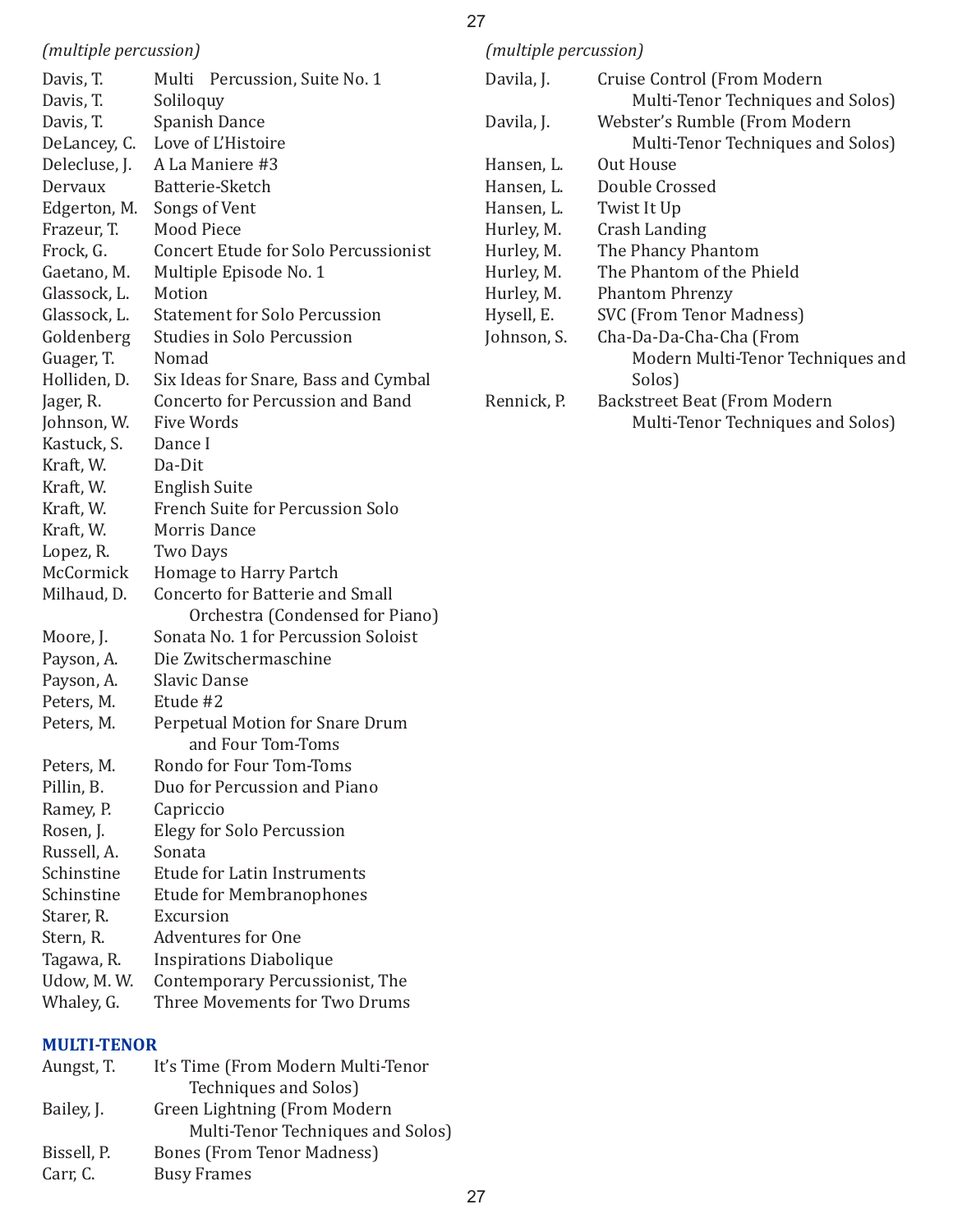*(multiple percussion)*

| | |
|---|---|
| Davis, T. | Multi Percussion, Suite No. 1 |
| Davis, T. | Soliloquy |
| Davis, T. | Spanish Dance |
| DeLancey, C. | Love of L'Histoire |
| Delecluse, J. | A La Maniere #3 |
| Dervaux | Batterie-Sketch |
| Edgerton, M. | Songs of Vent |
| Frazeur, T. | Mood Piece |
| Frock, G. | Concert Etude for Solo Percussionist |
| Gaetano, M. | Multiple Episode No. 1 |
| Glassock, L. | Motion |
| Glassock, L. | Statement for Solo Percussion |
| Goldenberg | Studies in Solo Percussion |
| Guager, T. | Nomad |
| Holliden, D. | Six Ideas for Snare, Bass and Cymbal |
| Jager, R. | Concerto for Percussion and Band |
| Johnson, W. | Five Words |
| Kastuck, S. | Dance I |
| Kraft, W. | Da-Dit |
| Kraft, W. | English Suite |
| Kraft, W. | French Suite for Percussion Solo |
| Kraft, W. | Morris Dance |
| Lopez, R. | Two Days |
| McCormick | Homage to Harry Partch |
| Milhaud, D. | Concerto for Batterie and Small Orchestra (Condensed for Piano) |
| Moore, J. | Sonata No. 1 for Percussion Soloist |
| Payson, A. | Die Zwitschermaschine |
| Payson, A. | Slavic Danse |
| Peters, M. | Etude #2 |
| Peters, M. | Perpetual Motion for Snare Drum and Four Tom-Toms |
| Peters, M. | Rondo for Four Tom-Toms |
| Pillin, B. | Duo for Percussion and Piano |
| Ramey, P. | Capriccio |
| Rosen, J. | Elegy for Solo Percussion |
| Russell, A. | Sonata |
| Schinstine | Etude for Latin Instruments |
| Schinstine | Etude for Membranophones |
| Starer, R. | Excursion |
| Stern, R. | Adventures for One |
| Tagawa, R. | Inspirations Diabolique |
| Udow, M. W. | Contemporary Percussionist, The |
| Whaley, G. | Three Movements for Two Drums |

**MULTI-TENOR**

| | |
|---|---|
| Aungst, T. | It's Time (From Modern Multi-Tenor Techniques and Solos) |
| Bailey, J. | Green Lightning (From Modern Multi-Tenor Techniques and Solos) |
| Bissell, P. | Bones (From Tenor Madness) |
| Carr, C. | Busy Frames |

*(multiple percussion)*

| | |
|---|---|
| Davila, J. | Cruise Control (From Modern Multi-Tenor Techniques and Solos) |
| Davila, J. | Webster's Rumble (From Modern Multi-Tenor Techniques and Solos) |
| Hansen, L. | Out House |
| Hansen, L. | Double Crossed |
| Hansen, L. | Twist It Up |
| Hurley, M. | Crash Landing |
| Hurley, M. | The Phancy Phantom |
| Hurley, M. | The Phantom of the Phield |
| Hurley, M. | Phantom Phrenzy |
| Hysell, E. | SVC (From Tenor Madness) |
| Johnson, S. | Cha-Da-Da-Cha-Cha (From Modern Multi-Tenor Techniques and Solos) |
| Rennick, P. | Backstreet Beat (From Modern Multi-Tenor Techniques and Solos) |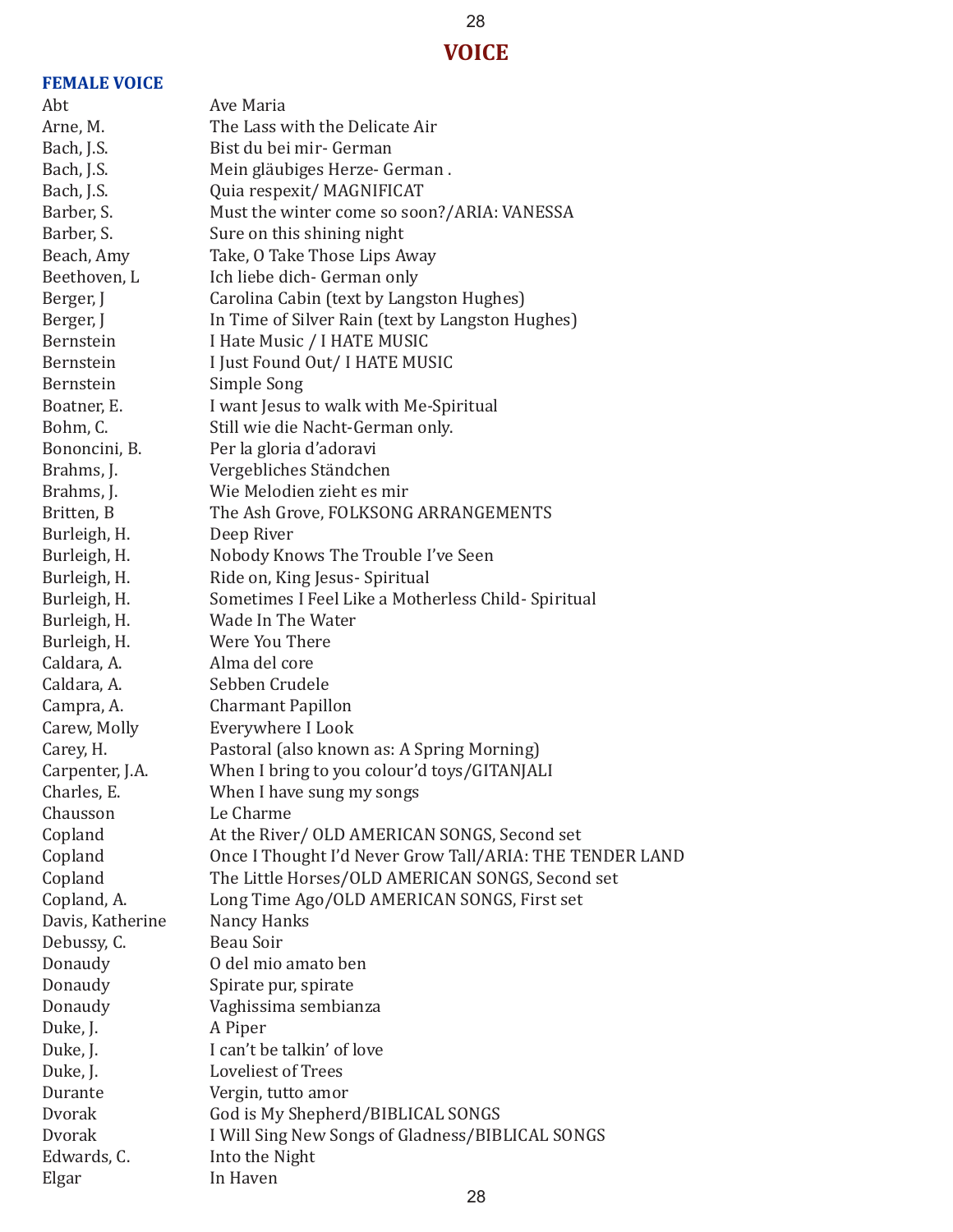# VOICE

## FEMALE VOICE

| | |
|---|---|
| Abt | Ave Maria |
| Arne, M. | The Lass with the Delicate Air |
| Bach, J.S. | Bist du bei mir- German |
| Bach, J.S. | Mein gläubiges Herze- German . |
| Bach, J.S. | Quia respexit/ MAGNIFICAT |
| Barber, S. | Must the winter come so soon?/ARIA: VANESSA |
| Barber, S. | Sure on this shining night |
| Beach, Amy | Take, O Take Those Lips Away |
| Beethoven, L | Ich liebe dich- German only |
| Berger, J | Carolina Cabin (text by Langston Hughes) |
| Berger, J | In Time of Silver Rain (text by Langston Hughes) |
| Bernstein | I Hate Music / I HATE MUSIC |
| Bernstein | I Just Found Out/ I HATE MUSIC |
| Bernstein | Simple Song |
| Boatner, E. | I want Jesus to walk with Me-Spiritual |
| Bohm, C. | Still wie die Nacht-German only. |
| Bononcini, B. | Per la gloria d'adoravi |
| Brahms, J. | Vergebliches Ständchen |
| Brahms, J. | Wie Melodien zieht es mir |
| Britten, B | The Ash Grove, FOLKSONG ARRANGEMENTS |
| Burleigh, H. | Deep River |
| Burleigh, H. | Nobody Knows The Trouble I've Seen |
| Burleigh, H. | Ride on, King Jesus- Spiritual |
| Burleigh, H. | Sometimes I Feel Like a Motherless Child- Spiritual |
| Burleigh, H. | Wade In The Water |
| Burleigh, H. | Were You There |
| Caldara, A. | Alma del core |
| Caldara, A. | Sebben Crudele |
| Campra, A. | Charmant Papillon |
| Carew, Molly | Everywhere I Look |
| Carey, H. | Pastoral (also known as: A Spring Morning) |
| Carpenter, J.A. | When I bring to you colour'd toys/GITANJALI |
| Charles, E. | When I have sung my songs |
| Chausson | Le Charme |
| Copland | At the River/ OLD AMERICAN SONGS, Second set |
| Copland | Once I Thought I'd Never Grow Tall/ARIA: THE TENDER LAND |
| Copland | The Little Horses/OLD AMERICAN SONGS, Second set |
| Copland, A. | Long Time Ago/OLD AMERICAN SONGS, First set |
| Davis, Katherine | Nancy Hanks |
| Debussy, C. | Beau Soir |
| Donaudy | O del mio amato ben |
| Donaudy | Spirate pur, spirate |
| Donaudy | Vaghissima sembianza |
| Duke, J. | A Piper |
| Duke, J. | I can't be talkin' of love |
| Duke, J. | Loveliest of Trees |
| Durante | Vergin, tutto amor |
| Dvorak | God is My Shepherd/BIBLICAL SONGS |
| Dvorak | I Will Sing New Songs of Gladness/BIBLICAL SONGS |
| Edwards, C. | Into the Night |
| Elgar | In Haven |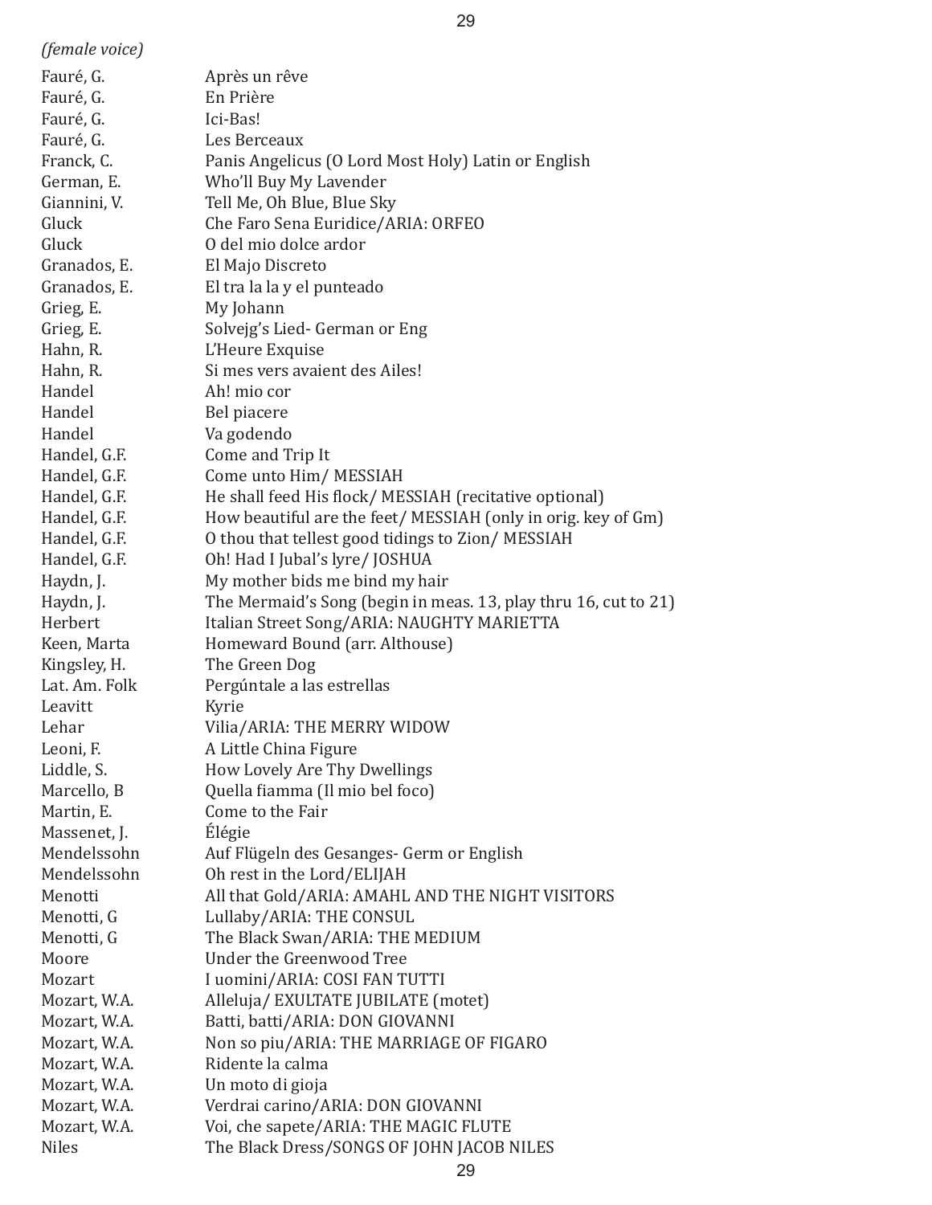*(female voice)*

| | |
|---|---|
| Fauré, G. | Après un rêve |
| Fauré, G. | En Prière |
| Fauré, G. | Ici-Bas! |
| Fauré, G. | Les Berceaux |
| Franck, C. | Panis Angelicus (O Lord Most Holy) Latin or English |
| German, E. | Who'll Buy My Lavender |
| Giannini, V. | Tell Me, Oh Blue, Blue Sky |
| Gluck | Che Faro Sena Euridice/ARIA: ORFEO |
| Gluck | O del mio dolce ardor |
| Granados, E. | El Majo Discreto |
| Granados, E. | El tra la la y el punteado |
| Grieg, E. | My Johann |
| Grieg, E. | Solvejg's Lied- German or Eng |
| Hahn, R. | L'Heure Exquise |
| Hahn, R. | Si mes vers avaient des Ailes! |
| Handel | Ah! mio cor |
| Handel | Bel piacere |
| Handel | Va godendo |
| Handel, G.F. | Come and Trip It |
| Handel, G.F. | Come unto Him/ MESSIAH |
| Handel, G.F. | He shall feed His flock/ MESSIAH (recitative optional) |
| Handel, G.F. | How beautiful are the feet/ MESSIAH (only in orig. key of Gm) |
| Handel, G.F. | O thou that tellest good tidings to Zion/ MESSIAH |
| Handel, G.F. | Oh! Had I Jubal's lyre/ JOSHUA |
| Haydn, J. | My mother bids me bind my hair |
| Haydn, J. | The Mermaid's Song (begin in meas. 13, play thru 16, cut to 21) |
| Herbert | Italian Street Song/ARIA: NAUGHTY MARIETTA |
| Keen, Marta | Homeward Bound (arr. Althouse) |
| Kingsley, H. | The Green Dog |
| Lat. Am. Folk | Pergúntale a las estrellas |
| Leavitt | Kyrie |
| Lehar | Vilia/ARIA: THE MERRY WIDOW |
| Leoni, F. | A Little China Figure |
| Liddle, S. | How Lovely Are Thy Dwellings |
| Marcello, B | Quella fiamma (Il mio bel foco) |
| Martin, E. | Come to the Fair |
| Massenet, J. | Élégie |
| Mendelssohn | Auf Flügeln des Gesanges- Germ or English |
| Mendelssohn | Oh rest in the Lord/ELIJAH |
| Menotti | All that Gold/ARIA: AMAHL AND THE NIGHT VISITORS |
| Menotti, G | Lullaby/ARIA: THE CONSUL |
| Menotti, G | The Black Swan/ARIA: THE MEDIUM |
| Moore | Under the Greenwood Tree |
| Mozart | I uomini/ARIA: COSI FAN TUTTI |
| Mozart, W.A. | Alleluja/ EXULTATE JUBILATE (motet) |
| Mozart, W.A. | Batti, batti/ARIA: DON GIOVANNI |
| Mozart, W.A. | Non so piu/ARIA: THE MARRIAGE OF FIGARO |
| Mozart, W.A. | Ridente la calma |
| Mozart, W.A. | Un moto di gioja |
| Mozart, W.A. | Verdrai carino/ARIA: DON GIOVANNI |
| Mozart, W.A. | Voi, che sapete/ARIA: THE MAGIC FLUTE |
| Niles | The Black Dress/SONGS OF JOHN JACOB NILES |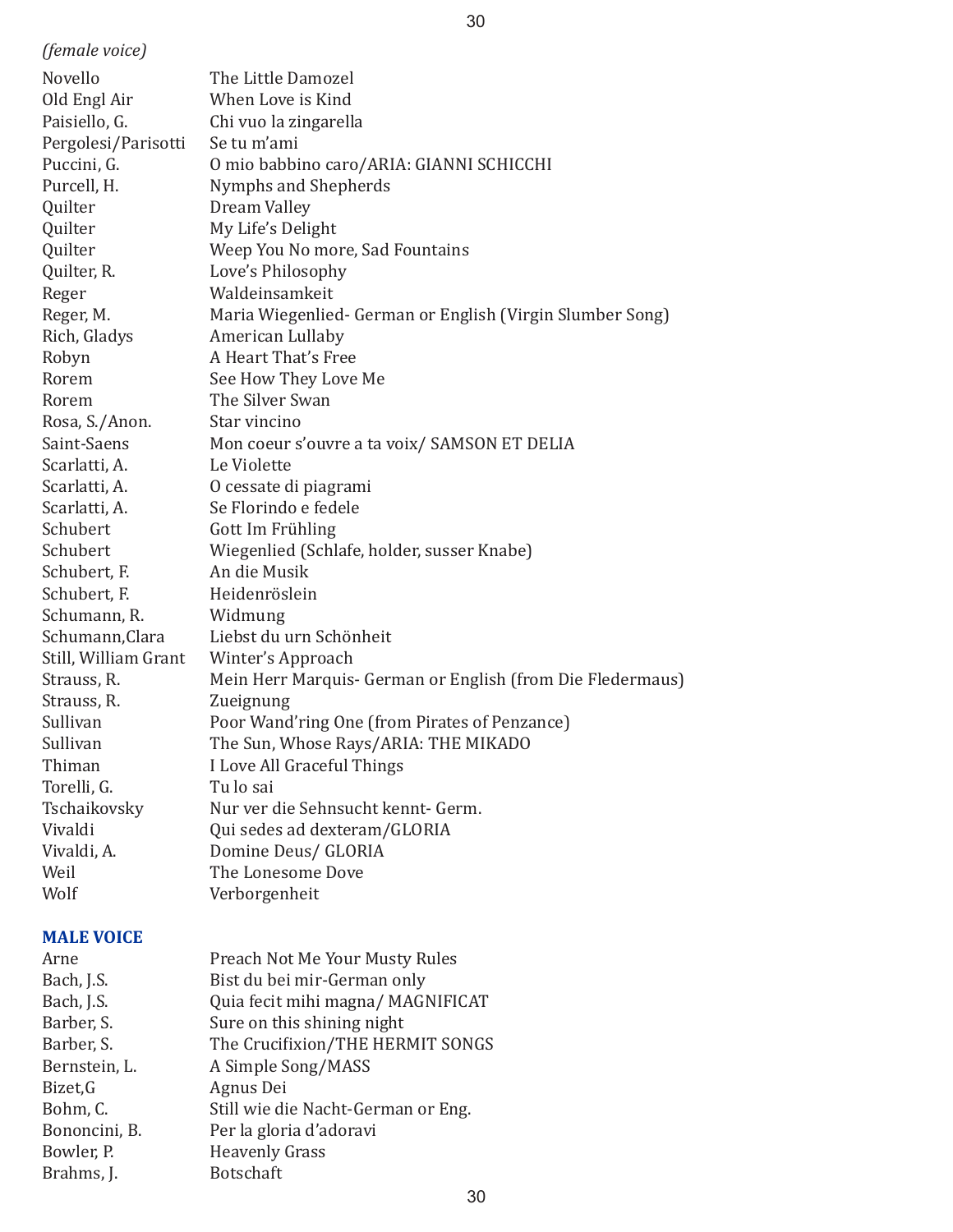*(female voice)*

| | |
|---|---|
| Novello | The Little Damozel |
| Old Engl Air | When Love is Kind |
| Paisiello, G. | Chi vuo la zingarella |
| Pergolesi/Parisotti | Se tu m'ami |
| Puccini, G. | O mio babbino caro/ARIA: GIANNI SCHICCHI |
| Purcell, H. | Nymphs and Shepherds |
| Quilter | Dream Valley |
| Quilter | My Life's Delight |
| Quilter | Weep You No more, Sad Fountains |
| Quilter, R. | Love's Philosophy |
| Reger | Waldeinsamkeit |
| Reger, M. | Maria Wiegenlied- German or English (Virgin Slumber Song) |
| Rich, Gladys | American Lullaby |
| Robyn | A Heart That's Free |
| Rorem | See How They Love Me |
| Rorem | The Silver Swan |
| Rosa, S./Anon. | Star vincino |
| Saint-Saens | Mon coeur s'ouvre a ta voix/ SAMSON ET DELIA |
| Scarlatti, A. | Le Violette |
| Scarlatti, A. | O cessate di piagrami |
| Scarlatti, A. | Se Florindo e fedele |
| Schubert | Gott Im Frühling |
| Schubert | Wiegenlied (Schlafe, holder, susser Knabe) |
| Schubert, F. | An die Musik |
| Schubert, F. | Heidenröslein |
| Schumann, R. | Widmung |
| Schumann,Clara | Liebst du urn Schönheit |
| Still, William Grant | Winter's Approach |
| Strauss, R. | Mein Herr Marquis- German or English (from Die Fledermaus) |
| Strauss, R. | Zueignung |
| Sullivan | Poor Wand'ring One (from Pirates of Penzance) |
| Sullivan | The Sun, Whose Rays/ARIA: THE MIKADO |
| Thiman | I Love All Graceful Things |
| Torelli, G. | Tu lo sai |
| Tschaikovsky | Nur ver die Sehnsucht kennt- Germ. |
| Vivaldi | Qui sedes ad dexteram/GLORIA |
| Vivaldi, A. | Domine Deus/ GLORIA |
| Weil | The Lonesome Dove |
| Wolf | Verborgenheit |

**MALE VOICE**

| | |
|---|---|
| Arne | Preach Not Me Your Musty Rules |
| Bach, J.S. | Bist du bei mir-German only |
| Bach, J.S. | Quia fecit mihi magna/ MAGNIFICAT |
| Barber, S. | Sure on this shining night |
| Barber, S. | The Crucifixion/THE HERMIT SONGS |
| Bernstein, L. | A Simple Song/MASS |
| Bizet,G | Agnus Dei |
| Bohm, C. | Still wie die Nacht-German or Eng. |
| Bononcini, B. | Per la gloria d'adoravi |
| Bowler, P. | Heavenly Grass |
| Brahms, J. | Botschaft |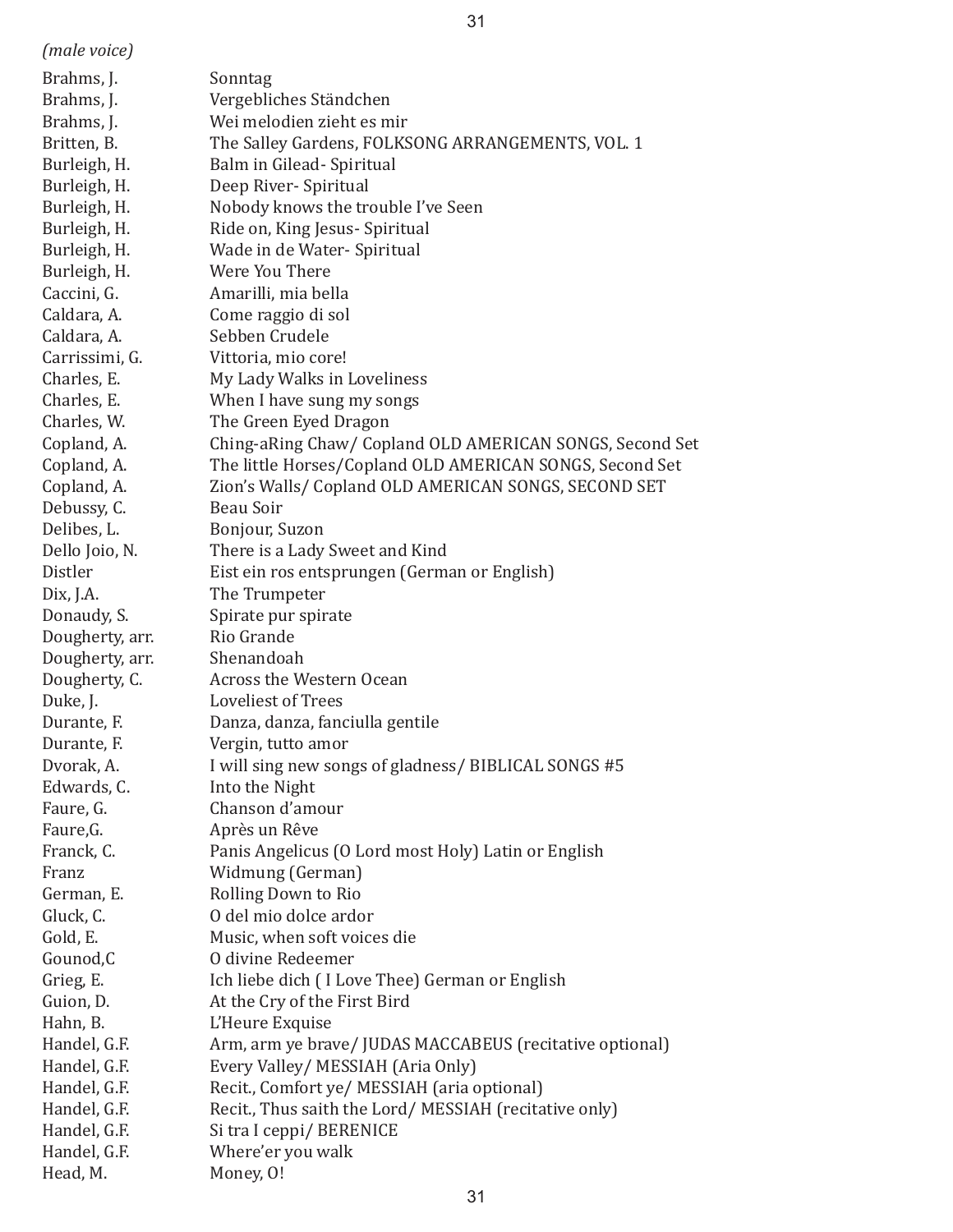*(male voice)*

| | |
|---|---|
| Brahms, J. | Sonntag |
| Brahms, J. | Vergebliches Ständchen |
| Brahms, J. | Wei melodien zieht es mir |
| Britten, B. | The Salley Gardens, FOLKSONG ARRANGEMENTS, VOL. 1 |
| Burleigh, H. | Balm in Gilead- Spiritual |
| Burleigh, H. | Deep River- Spiritual |
| Burleigh, H. | Nobody knows the trouble I've Seen |
| Burleigh, H. | Ride on, King Jesus- Spiritual |
| Burleigh, H. | Wade in de Water- Spiritual |
| Burleigh, H. | Were You There |
| Caccini, G. | Amarilli, mia bella |
| Caldara, A. | Come raggio di sol |
| Caldara, A. | Sebben Crudele |
| Carrissimi, G. | Vittoria, mio core! |
| Charles, E. | My Lady Walks in Loveliness |
| Charles, E. | When I have sung my songs |
| Charles, W. | The Green Eyed Dragon |
| Copland, A. | Ching-aRing Chaw/ Copland OLD AMERICAN SONGS, Second Set |
| Copland, A. | The little Horses/Copland OLD AMERICAN SONGS, Second Set |
| Copland, A. | Zion's Walls/ Copland OLD AMERICAN SONGS, SECOND SET |
| Debussy, C. | Beau Soir |
| Delibes, L. | Bonjour, Suzon |
| Dello Joio, N. | There is a Lady Sweet and Kind |
| Distler | Eist ein ros entsprungen (German or English) |
| Dix, J.A. | The Trumpeter |
| Donaudy, S. | Spirate pur spirate |
| Dougherty, arr. | Rio Grande |
| Dougherty, arr. | Shenandoah |
| Dougherty, C. | Across the Western Ocean |
| Duke, J. | Loveliest of Trees |
| Durante, F. | Danza, danza, fanciulla gentile |
| Durante, F. | Vergin, tutto amor |
| Dvorak, A. | I will sing new songs of gladness/ BIBLICAL SONGS #5 |
| Edwards, C. | Into the Night |
| Faure, G. | Chanson d'amour |
| Faure,G. | Après un Rêve |
| Franck, C. | Panis Angelicus (O Lord most Holy) Latin or English |
| Franz | Widmung (German) |
| German, E. | Rolling Down to Rio |
| Gluck, C. | O del mio dolce ardor |
| Gold, E. | Music, when soft voices die |
| Gounod,C | O divine Redeemer |
| Grieg, E. | Ich liebe dich ( I Love Thee) German or English |
| Guion, D. | At the Cry of the First Bird |
| Hahn, B. | L'Heure Exquise |
| Handel, G.F. | Arm, arm ye brave/ JUDAS MACCABEUS (recitative optional) |
| Handel, G.F. | Every Valley/ MESSIAH (Aria Only) |
| Handel, G.F. | Recit., Comfort ye/ MESSIAH (aria optional) |
| Handel, G.F. | Recit., Thus saith the Lord/ MESSIAH (recitative only) |
| Handel, G.F. | Si tra I ceppi/ BERENICE |
| Handel, G.F. | Where'er you walk |
| Head, M. | Money, O! |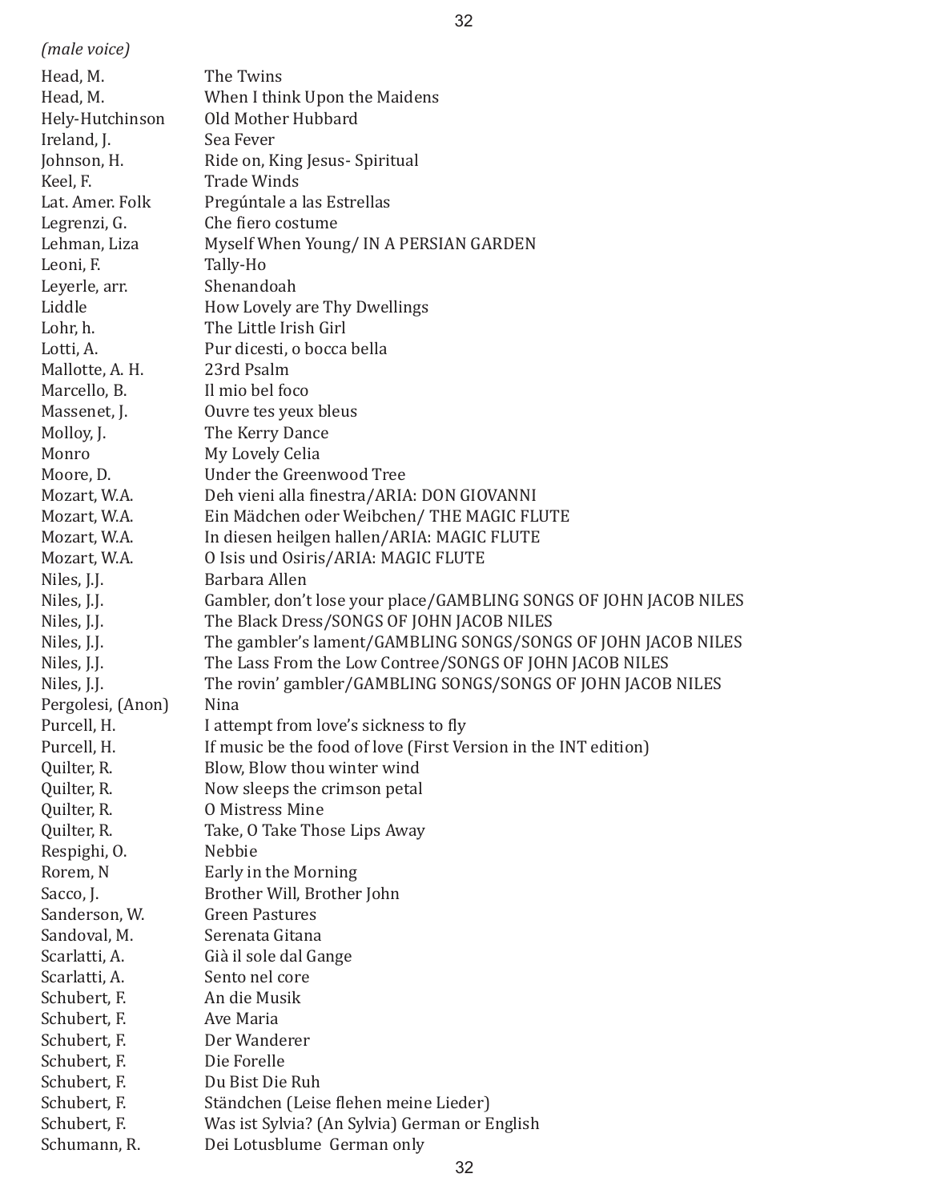*(male voice)*

| | |
|---|---|
| Head, M. | The Twins |
| Head, M. | When I think Upon the Maidens |
| Hely-Hutchinson | Old Mother Hubbard |
| Ireland, J. | Sea Fever |
| Johnson, H. | Ride on, King Jesus- Spiritual |
| Keel, F. | Trade Winds |
| Lat. Amer. Folk | Pregúntale a las Estrellas |
| Legrenzi, G. | Che fiero costume |
| Lehman, Liza | Myself When Young/ IN A PERSIAN GARDEN |
| Leoni, F. | Tally-Ho |
| Leyerle, arr. | Shenandoah |
| Liddle | How Lovely are Thy Dwellings |
| Lohr, h. | The Little Irish Girl |
| Lotti, A. | Pur dicesti, o bocca bella |
| Mallotte, A. H. | 23rd Psalm |
| Marcello, B. | Il mio bel foco |
| Massenet, J. | Ouvre tes yeux bleus |
| Molloy, J. | The Kerry Dance |
| Monro | My Lovely Celia |
| Moore, D. | Under the Greenwood Tree |
| Mozart, W.A. | Deh vieni alla finestra/ARIA: DON GIOVANNI |
| Mozart, W.A. | Ein Mädchen oder Weibchen/ THE MAGIC FLUTE |
| Mozart, W.A. | In diesen heilgen hallen/ARIA: MAGIC FLUTE |
| Mozart, W.A. | O Isis und Osiris/ARIA: MAGIC FLUTE |
| Niles, J.J. | Barbara Allen |
| Niles, J.J. | Gambler, don't lose your place/GAMBLING SONGS OF JOHN JACOB NILES |
| Niles, J.J. | The Black Dress/SONGS OF JOHN JACOB NILES |
| Niles, J.J. | The gambler's lament/GAMBLING SONGS/SONGS OF JOHN JACOB NILES |
| Niles, J.J. | The Lass From the Low Contree/SONGS OF JOHN JACOB NILES |
| Niles, J.J. | The rovin' gambler/GAMBLING SONGS/SONGS OF JOHN JACOB NILES |
| Pergolesi, (Anon) | Nina |
| Purcell, H. | I attempt from love's sickness to fly |
| Purcell, H. | If music be the food of love (First Version in the INT edition) |
| Quilter, R. | Blow, Blow thou winter wind |
| Quilter, R. | Now sleeps the crimson petal |
| Quilter, R. | O Mistress Mine |
| Quilter, R. | Take, O Take Those Lips Away |
| Respighi, O. | Nebbie |
| Rorem, N | Early in the Morning |
| Sacco, J. | Brother Will, Brother John |
| Sanderson, W. | Green Pastures |
| Sandoval, M. | Serenata Gitana |
| Scarlatti, A. | Già il sole dal Gange |
| Scarlatti, A. | Sento nel core |
| Schubert, F. | An die Musik |
| Schubert, F. | Ave Maria |
| Schubert, F. | Der Wanderer |
| Schubert, F. | Die Forelle |
| Schubert, F. | Du Bist Die Ruh |
| Schubert, F. | Ständchen (Leise flehen meine Lieder) |
| Schubert, F. | Was ist Sylvia? (An Sylvia) German or English |
| Schumann, R. | Dei Lotusblume German only |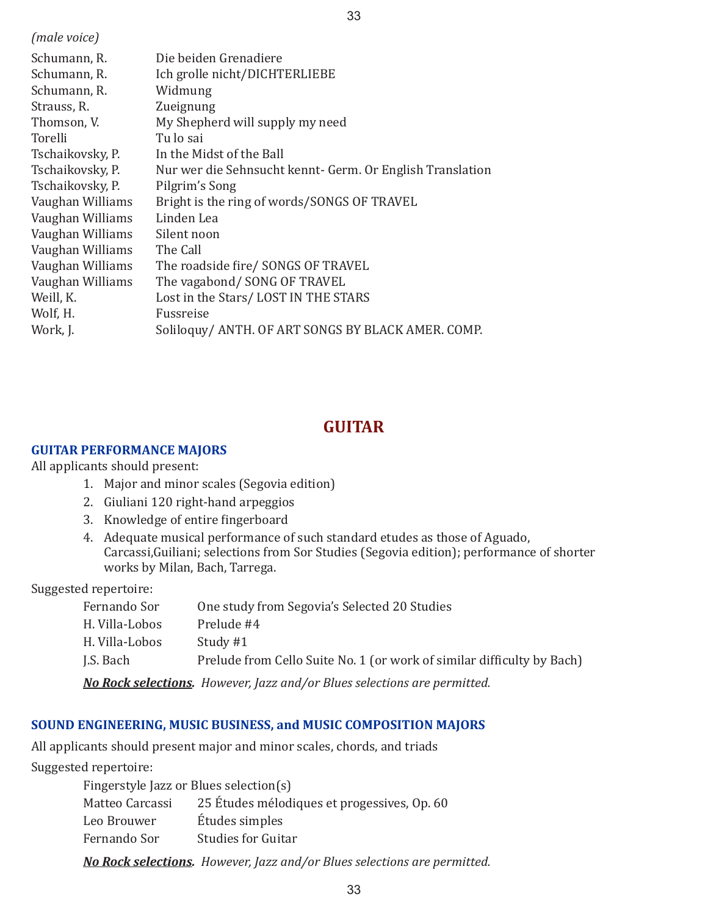*(male voice)*

| | |
|---|---|
| Schumann, R. | Die beiden Grenadiere |
| Schumann, R. | Ich grolle nicht/DICHTERLIEBE |
| Schumann, R. | Widmung |
| Strauss, R. | Zueignung |
| Thomson, V. | My Shepherd will supply my need |
| Torelli | Tu lo sai |
| Tschaikovsky, P. | In the Midst of the Ball |
| Tschaikovsky, P. | Nur wer die Sehnsucht kennt- Germ. Or English Translation |
| Tschaikovsky, P. | Pilgrim's Song |
| Vaughan Williams | Bright is the ring of words/SONGS OF TRAVEL |
| Vaughan Williams | Linden Lea |
| Vaughan Williams | Silent noon |
| Vaughan Williams | The Call |
| Vaughan Williams | The roadside fire/ SONGS OF TRAVEL |
| Vaughan Williams | The vagabond/ SONG OF TRAVEL |
| Weill, K. | Lost in the Stars/ LOST IN THE STARS |
| Wolf, H. | Fussreise |
| Work, J. | Soliloquy/ ANTH. OF ART SONGS BY BLACK AMER. COMP. |

# GUITAR

### GUITAR PERFORMANCE MAJORS

All applicants should present:

1. Major and minor scales (Segovia edition)
2. Giuliani 120 right-hand arpeggios
3. Knowledge of entire fingerboard
4. Adequate musical performance of such standard etudes as those of Aguado, Carcassi,Guiliani; selections from Sor Studies (Segovia edition); performance of shorter works by Milan, Bach, Tarrega.

Suggested repertoire:

| | |
|---|---|
| Fernando Sor | One study from Segovia's Selected 20 Studies |
| H. Villa-Lobos | Prelude #4 |
| H. Villa-Lobos | Study #1 |
| J.S. Bach | Prelude from Cello Suite No. 1 (or work of similar difficulty by Bach) |

***No Rock selections**. However, Jazz and/or Blues selections are permitted.*

### SOUND ENGINEERING, MUSIC BUSINESS, and MUSIC COMPOSITION MAJORS

All applicants should present major and minor scales, chords, and triads

Suggested repertoire:

Fingerstyle Jazz or Blues selection(s)

| | |
|---|---|
| Matteo Carcassi | 25 Études mélodiques et progessives, Op. 60 |
| Leo Brouwer | Études simples |
| Fernando Sor | Studies for Guitar |

***No Rock selections**. However, Jazz and/or Blues selections are permitted.*